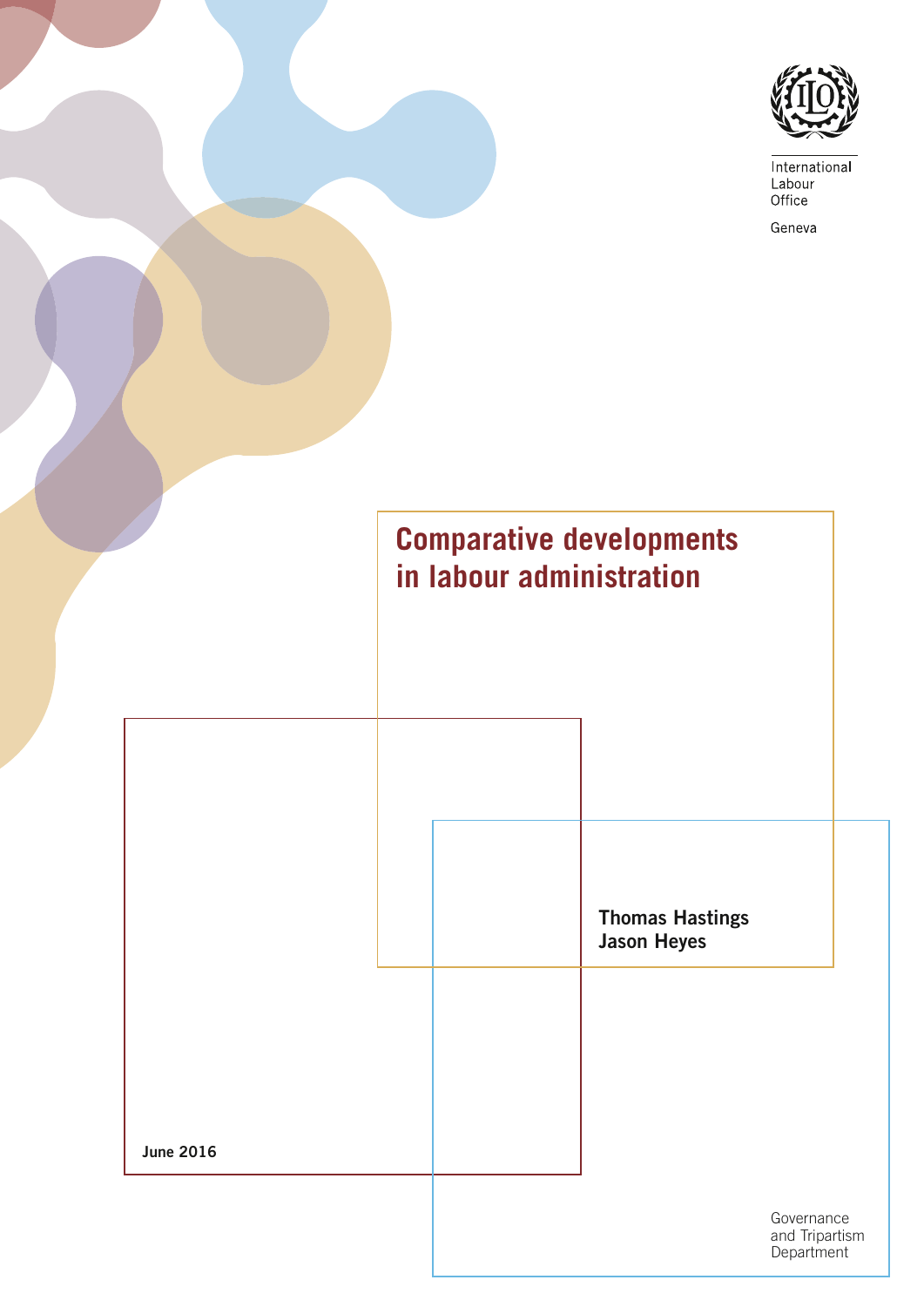International Labour Office

Geneva

# Comparative developments in labour administration

**Thomas Hastings**
**Jason Heyes**

**June 2016**

Governance and Tripartism Department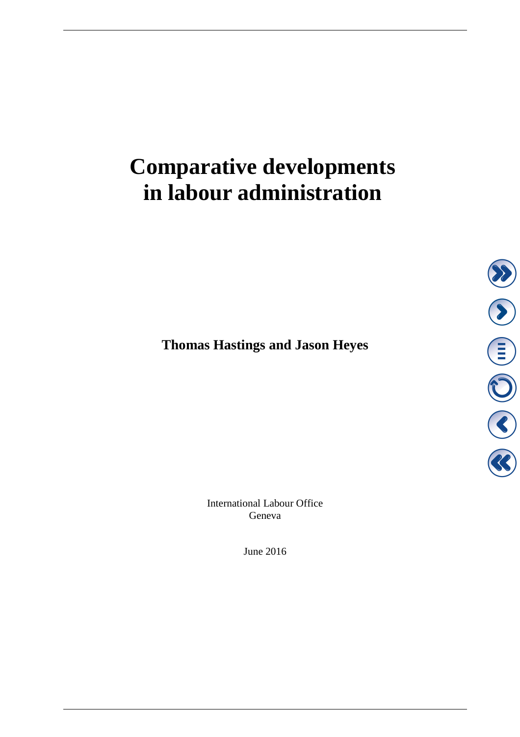# Comparative developments in labour administration

**Thomas Hastings and Jason Heyes**

International Labour Office
Geneva

June 2016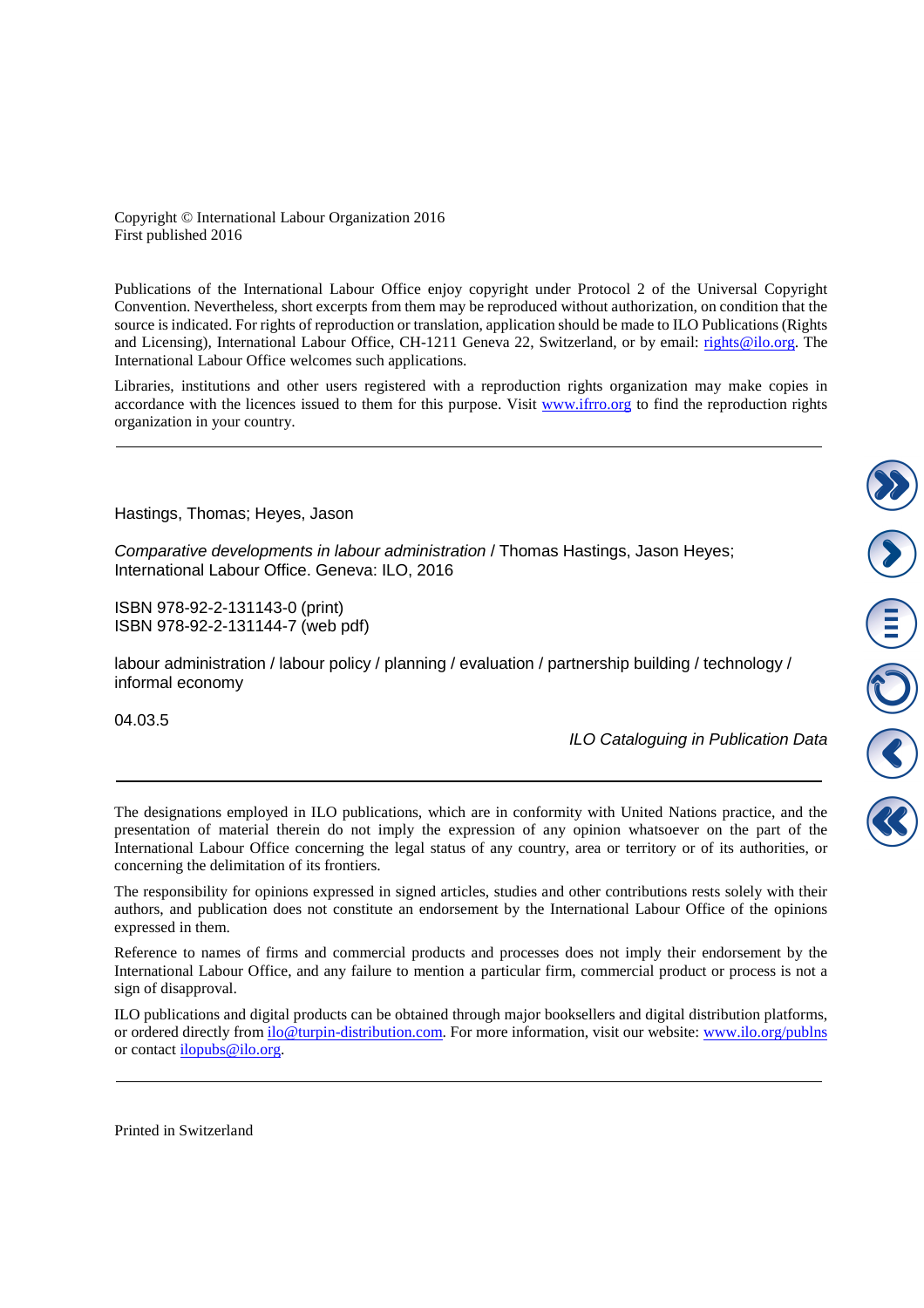Copyright © International Labour Organization 2016
First published 2016

Publications of the International Labour Office enjoy copyright under Protocol 2 of the Universal Copyright Convention. Nevertheless, short excerpts from them may be reproduced without authorization, on condition that the source is indicated. For rights of reproduction or translation, application should be made to ILO Publications (Rights and Licensing), International Labour Office, CH-1211 Geneva 22, Switzerland, or by email: rights@ilo.org. The International Labour Office welcomes such applications.

Libraries, institutions and other users registered with a reproduction rights organization may make copies in accordance with the licences issued to them for this purpose. Visit www.ifrro.org to find the reproduction rights organization in your country.

---

Hastings, Thomas; Heyes, Jason

*Comparative developments in labour administration* / Thomas Hastings, Jason Heyes; International Labour Office. Geneva: ILO, 2016

ISBN 978-92-2-131143-0 (print)
ISBN 978-92-2-131144-7 (web pdf)

labour administration / labour policy / planning / evaluation / partnership building / technology / informal economy

04.03.5

*ILO Cataloguing in Publication Data*

---

The designations employed in ILO publications, which are in conformity with United Nations practice, and the presentation of material therein do not imply the expression of any opinion whatsoever on the part of the International Labour Office concerning the legal status of any country, area or territory or of its authorities, or concerning the delimitation of its frontiers.

The responsibility for opinions expressed in signed articles, studies and other contributions rests solely with their authors, and publication does not constitute an endorsement by the International Labour Office of the opinions expressed in them.

Reference to names of firms and commercial products and processes does not imply their endorsement by the International Labour Office, and any failure to mention a particular firm, commercial product or process is not a sign of disapproval.

ILO publications and digital products can be obtained through major booksellers and digital distribution platforms, or ordered directly from ilo@turpin-distribution.com. For more information, visit our website: www.ilo.org/publns or contact ilopubs@ilo.org.

---

Printed in Switzerland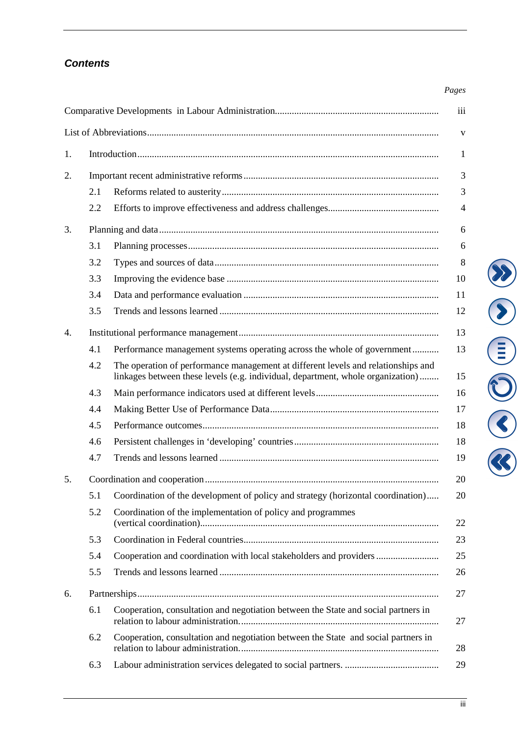## *Contents*

*Pages*

| | | |
|---|---|---|
| Comparative Developments in Labour Administration | | iii |
| List of Abbreviations | | v |
| 1. | Introduction | 1 |
| 2. | Important recent administrative reforms | 3 |
| | 2.1 Reforms related to austerity | 3 |
| | 2.2 Efforts to improve effectiveness and address challenges | 4 |
| 3. | Planning and data | 6 |
| | 3.1 Planning processes | 6 |
| | 3.2 Types and sources of data | 8 |
| | 3.3 Improving the evidence base | 10 |
| | 3.4 Data and performance evaluation | 11 |
| | 3.5 Trends and lessons learned | 12 |
| 4. | Institutional performance management | 13 |
| | 4.1 Performance management systems operating across the whole of government | 13 |
| | 4.2 The operation of performance management at different levels and relationships and linkages between these levels (e.g. individual, department, whole organization) | 15 |
| | 4.3 Main performance indicators used at different levels | 16 |
| | 4.4 Making Better Use of Performance Data | 17 |
| | 4.5 Performance outcomes | 18 |
| | 4.6 Persistent challenges in 'developing' countries | 18 |
| | 4.7 Trends and lessons learned | 19 |
| 5. | Coordination and cooperation | 20 |
| | 5.1 Coordination of the development of policy and strategy (horizontal coordination) | 20 |
| | 5.2 Coordination of the implementation of policy and programmes (vertical coordination) | 22 |
| | 5.3 Coordination in Federal countries | 23 |
| | 5.4 Cooperation and coordination with local stakeholders and providers | 25 |
| | 5.5 Trends and lessons learned | 26 |
| 6. | Partnerships | 27 |
| | 6.1 Cooperation, consultation and negotiation between the State and social partners in relation to labour administration. | 27 |
| | 6.2 Cooperation, consultation and negotiation between the State and social partners in relation to labour administration. | 28 |
| | 6.3 Labour administration services delegated to social partners. | 29 |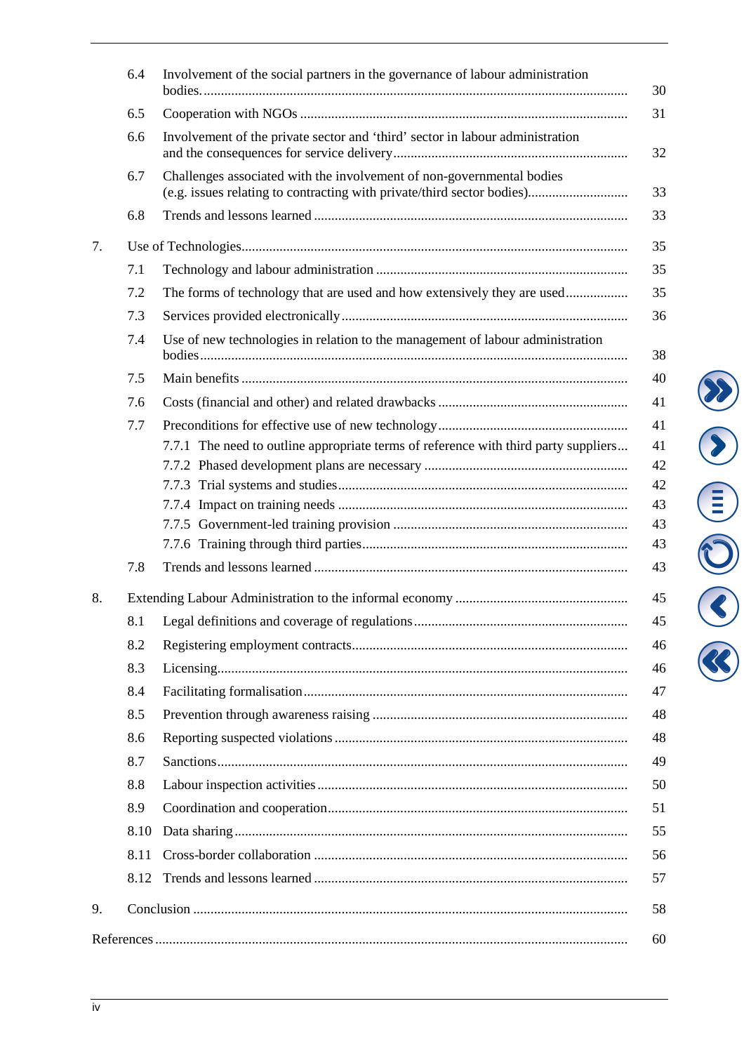| | | |
|---|---|---|
| 6.4 | Involvement of the social partners in the governance of labour administration bodies. | 30 |
| 6.5 | Cooperation with NGOs | 31 |
| 6.6 | Involvement of the private sector and ‘third’ sector in labour administration and the consequences for service delivery | 32 |
| 6.7 | Challenges associated with the involvement of non-governmental bodies (e.g. issues relating to contracting with private/third sector bodies) | 33 |
| 6.8 | Trends and lessons learned | 33 |
| **7.** | **Use of Technologies** | **35** |
| 7.1 | Technology and labour administration | 35 |
| 7.2 | The forms of technology that are used and how extensively they are used | 35 |
| 7.3 | Services provided electronically | 36 |
| 7.4 | Use of new technologies in relation to the management of labour administration bodies | 38 |
| 7.5 | Main benefits | 40 |
| 7.6 | Costs (financial and other) and related drawbacks | 41 |
| 7.7 | Preconditions for effective use of new technology | 41 |
| 7.7.1 | The need to outline appropriate terms of reference with third party suppliers | 41 |
| 7.7.2 | Phased development plans are necessary | 42 |
| 7.7.3 | Trial systems and studies | 42 |
| 7.7.4 | Impact on training needs | 43 |
| 7.7.5 | Government-led training provision | 43 |
| 7.7.6 | Training through third parties | 43 |
| 7.8 | Trends and lessons learned | 43 |
| **8.** | **Extending Labour Administration to the informal economy** | **45** |
| 8.1 | Legal definitions and coverage of regulations | 45 |
| 8.2 | Registering employment contracts | 46 |
| 8.3 | Licensing | 46 |
| 8.4 | Facilitating formalisation | 47 |
| 8.5 | Prevention through awareness raising | 48 |
| 8.6 | Reporting suspected violations | 48 |
| 8.7 | Sanctions | 49 |
| 8.8 | Labour inspection activities | 50 |
| 8.9 | Coordination and cooperation | 51 |
| 8.10 | Data sharing | 55 |
| 8.11 | Cross-border collaboration | 56 |
| 8.12 | Trends and lessons learned | 57 |
| **9.** | **Conclusion** | **58** |
| | **References** | **60** |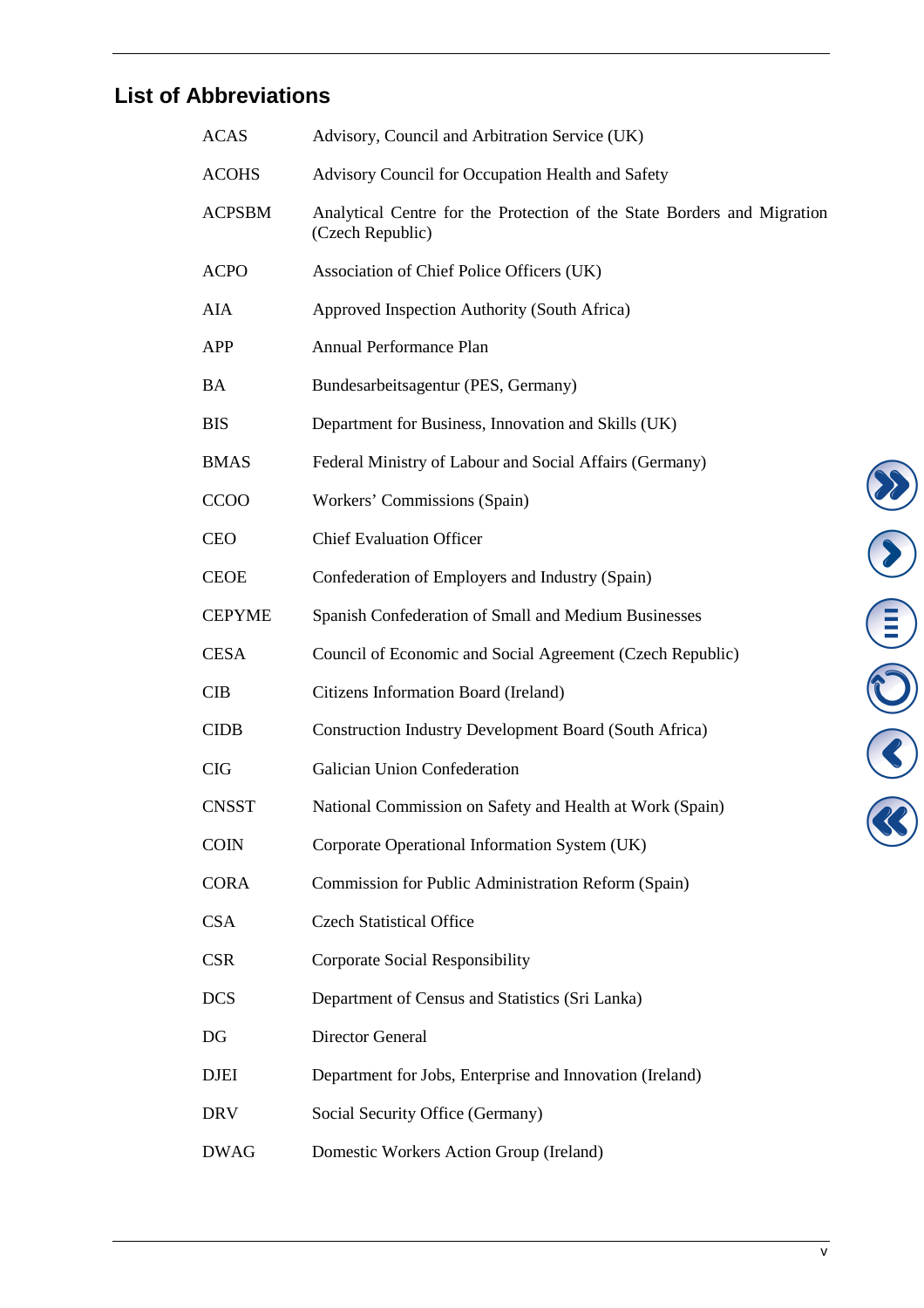## List of Abbreviations

| | |
|---|---|
| ACAS | Advisory, Council and Arbitration Service (UK) |
| ACOHS | Advisory Council for Occupation Health and Safety |
| ACPSBM | Analytical Centre for the Protection of the State Borders and Migration (Czech Republic) |
| ACPO | Association of Chief Police Officers (UK) |
| AIA | Approved Inspection Authority (South Africa) |
| APP | Annual Performance Plan |
| BA | Bundesarbeitsagentur (PES, Germany) |
| BIS | Department for Business, Innovation and Skills (UK) |
| BMAS | Federal Ministry of Labour and Social Affairs (Germany) |
| CCOO | Workers' Commissions (Spain) |
| CEO | Chief Evaluation Officer |
| CEOE | Confederation of Employers and Industry (Spain) |
| CEPYME | Spanish Confederation of Small and Medium Businesses |
| CESA | Council of Economic and Social Agreement (Czech Republic) |
| CIB | Citizens Information Board (Ireland) |
| CIDB | Construction Industry Development Board (South Africa) |
| CIG | Galician Union Confederation |
| CNSST | National Commission on Safety and Health at Work (Spain) |
| COIN | Corporate Operational Information System (UK) |
| CORA | Commission for Public Administration Reform (Spain) |
| CSA | Czech Statistical Office |
| CSR | Corporate Social Responsibility |
| DCS | Department of Census and Statistics (Sri Lanka) |
| DG | Director General |
| DJEI | Department for Jobs, Enterprise and Innovation (Ireland) |
| DRV | Social Security Office (Germany) |
| DWAG | Domestic Workers Action Group (Ireland) |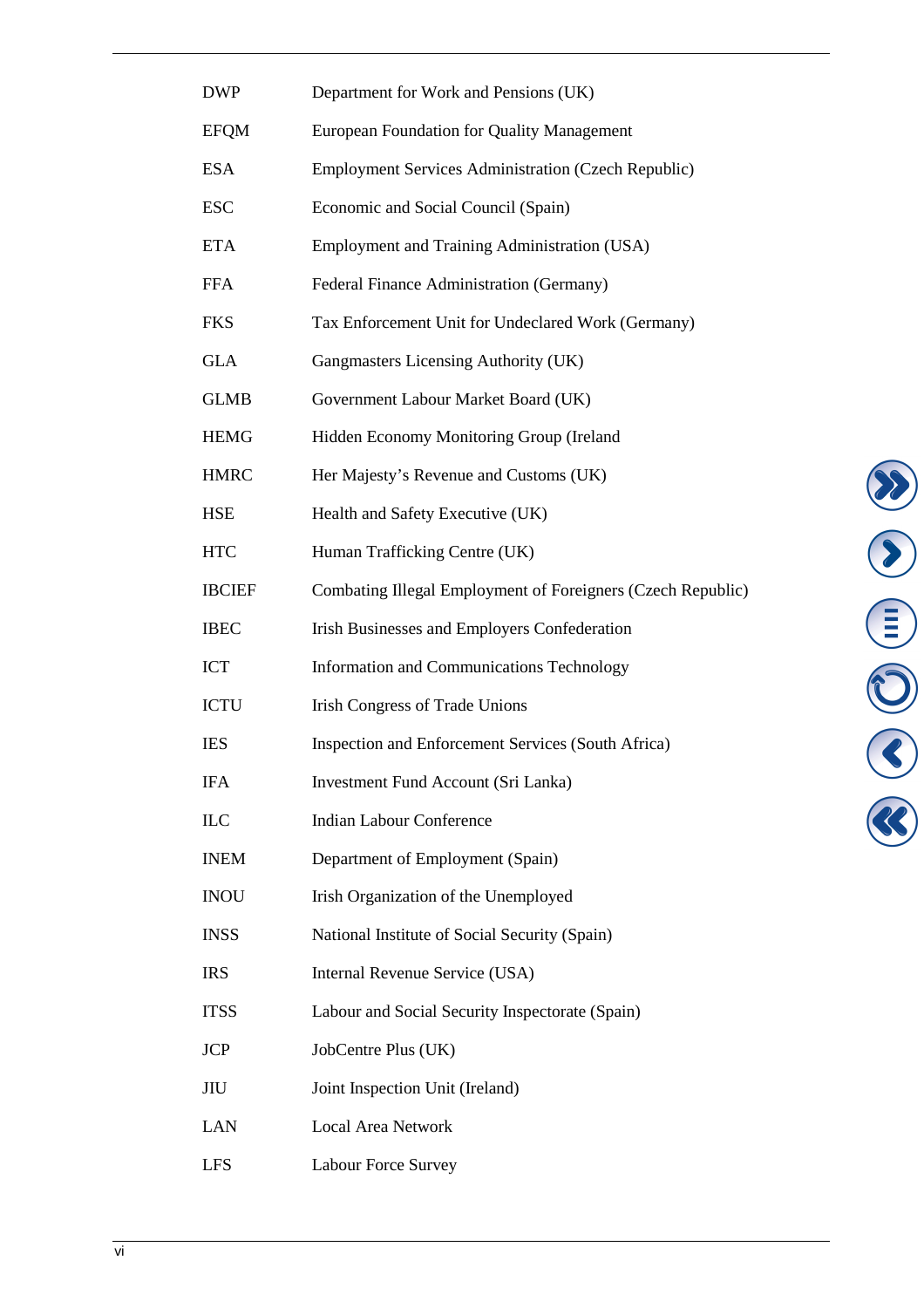| | |
|---|---|
| DWP | Department for Work and Pensions (UK) |
| EFQM | European Foundation for Quality Management |
| ESA | Employment Services Administration (Czech Republic) |
| ESC | Economic and Social Council (Spain) |
| ETA | Employment and Training Administration (USA) |
| FFA | Federal Finance Administration (Germany) |
| FKS | Tax Enforcement Unit for Undeclared Work (Germany) |
| GLA | Gangmasters Licensing Authority (UK) |
| GLMB | Government Labour Market Board (UK) |
| HEMG | Hidden Economy Monitoring Group (Ireland |
| HMRC | Her Majesty's Revenue and Customs (UK) |
| HSE | Health and Safety Executive (UK) |
| HTC | Human Trafficking Centre (UK) |
| IBCIEF | Combating Illegal Employment of Foreigners (Czech Republic) |
| IBEC | Irish Businesses and Employers Confederation |
| ICT | Information and Communications Technology |
| ICTU | Irish Congress of Trade Unions |
| IES | Inspection and Enforcement Services (South Africa) |
| IFA | Investment Fund Account (Sri Lanka) |
| ILC | Indian Labour Conference |
| INEM | Department of Employment (Spain) |
| INOU | Irish Organization of the Unemployed |
| INSS | National Institute of Social Security (Spain) |
| IRS | Internal Revenue Service (USA) |
| ITSS | Labour and Social Security Inspectorate (Spain) |
| JCP | JobCentre Plus (UK) |
| JIU | Joint Inspection Unit (Ireland) |
| LAN | Local Area Network |
| LFS | Labour Force Survey |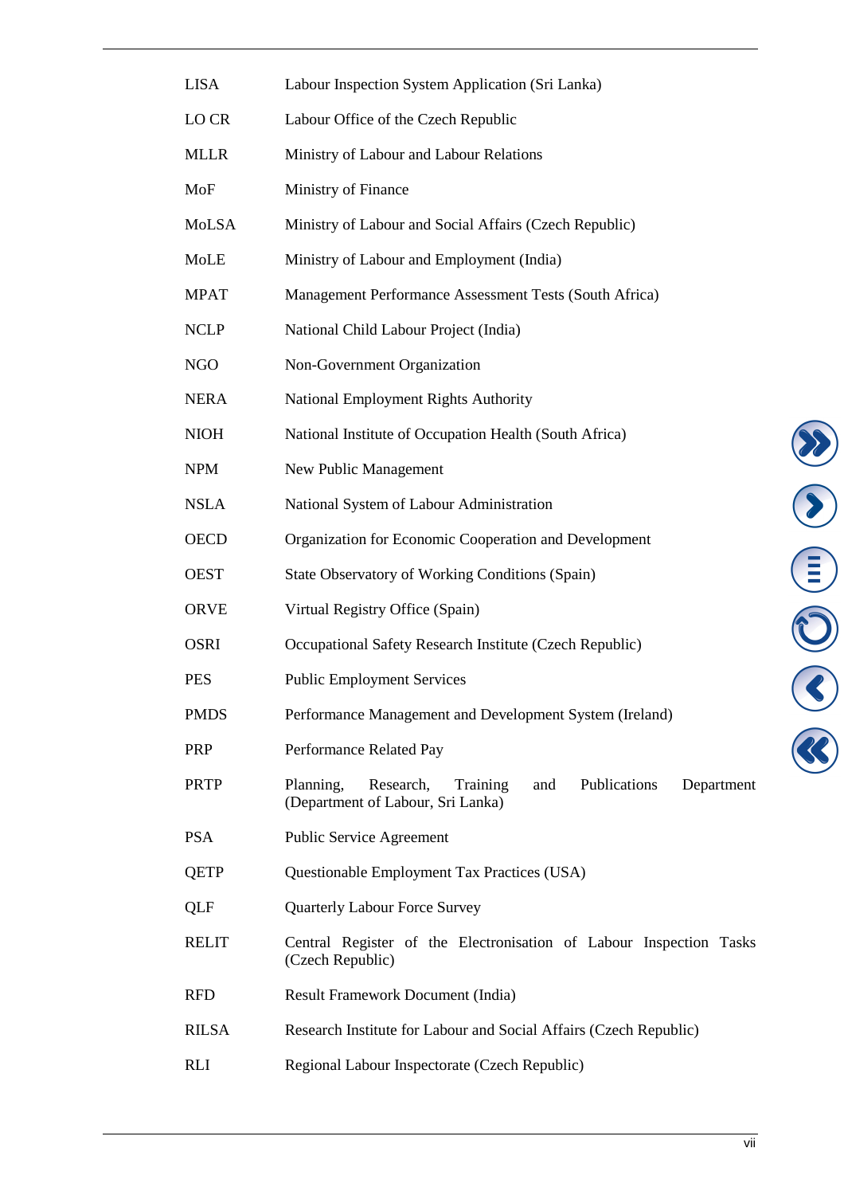| | |
|---|---|
| LISA | Labour Inspection System Application (Sri Lanka) |
| LO CR | Labour Office of the Czech Republic |
| MLLR | Ministry of Labour and Labour Relations |
| MoF | Ministry of Finance |
| MoLSA | Ministry of Labour and Social Affairs (Czech Republic) |
| MoLE | Ministry of Labour and Employment (India) |
| MPAT | Management Performance Assessment Tests (South Africa) |
| NCLP | National Child Labour Project (India) |
| NGO | Non-Government Organization |
| NERA | National Employment Rights Authority |
| NIOH | National Institute of Occupation Health (South Africa) |
| NPM | New Public Management |
| NSLA | National System of Labour Administration |
| OECD | Organization for Economic Cooperation and Development |
| OEST | State Observatory of Working Conditions (Spain) |
| ORVE | Virtual Registry Office (Spain) |
| OSRI | Occupational Safety Research Institute (Czech Republic) |
| PES | Public Employment Services |
| PMDS | Performance Management and Development System (Ireland) |
| PRP | Performance Related Pay |
| PRTP | Planning, Research, Training and Publications Department (Department of Labour, Sri Lanka) |
| PSA | Public Service Agreement |
| QETP | Questionable Employment Tax Practices (USA) |
| QLF | Quarterly Labour Force Survey |
| RELIT | Central Register of the Electronisation of Labour Inspection Tasks (Czech Republic) |
| RFD | Result Framework Document (India) |
| RILSA | Research Institute for Labour and Social Affairs (Czech Republic) |
| RLI | Regional Labour Inspectorate (Czech Republic) |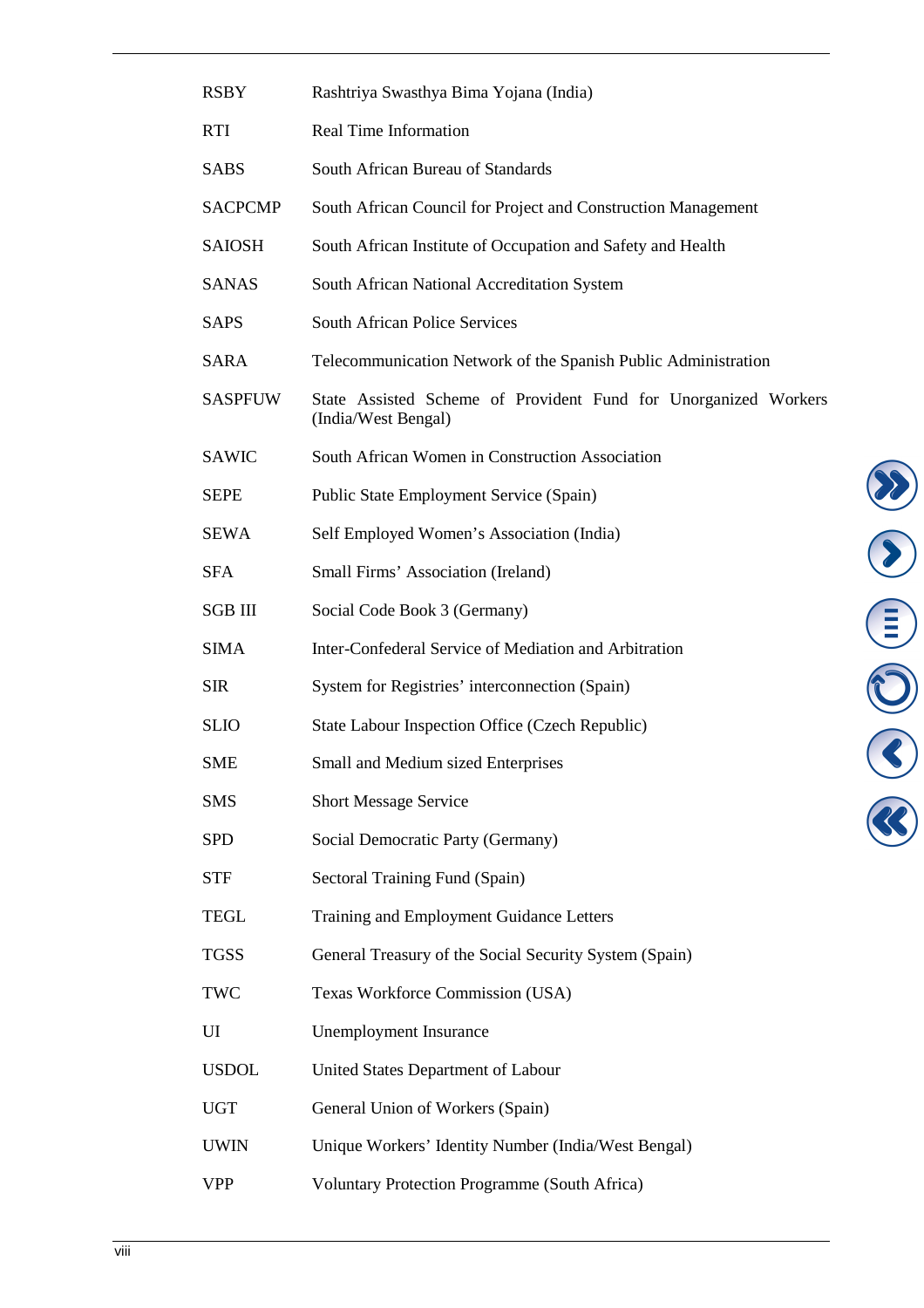| | |
|---|---|
| RSBY | Rashtriya Swasthya Bima Yojana (India) |
| RTI | Real Time Information |
| SABS | South African Bureau of Standards |
| SACPCMP | South African Council for Project and Construction Management |
| SAIOSH | South African Institute of Occupation and Safety and Health |
| SANAS | South African National Accreditation System |
| SAPS | South African Police Services |
| SARA | Telecommunication Network of the Spanish Public Administration |
| SASPFUW | State Assisted Scheme of Provident Fund for Unorganized Workers (India/West Bengal) |
| SAWIC | South African Women in Construction Association |
| SEPE | Public State Employment Service (Spain) |
| SEWA | Self Employed Women's Association (India) |
| SFA | Small Firms' Association (Ireland) |
| SGB III | Social Code Book 3 (Germany) |
| SIMA | Inter-Confederal Service of Mediation and Arbitration |
| SIR | System for Registries' interconnection (Spain) |
| SLIO | State Labour Inspection Office (Czech Republic) |
| SME | Small and Medium sized Enterprises |
| SMS | Short Message Service |
| SPD | Social Democratic Party (Germany) |
| STF | Sectoral Training Fund (Spain) |
| TEGL | Training and Employment Guidance Letters |
| TGSS | General Treasury of the Social Security System (Spain) |
| TWC | Texas Workforce Commission (USA) |
| UI | Unemployment Insurance |
| USDOL | United States Department of Labour |
| UGT | General Union of Workers (Spain) |
| UWIN | Unique Workers' Identity Number (India/West Bengal) |
| VPP | Voluntary Protection Programme (South Africa) |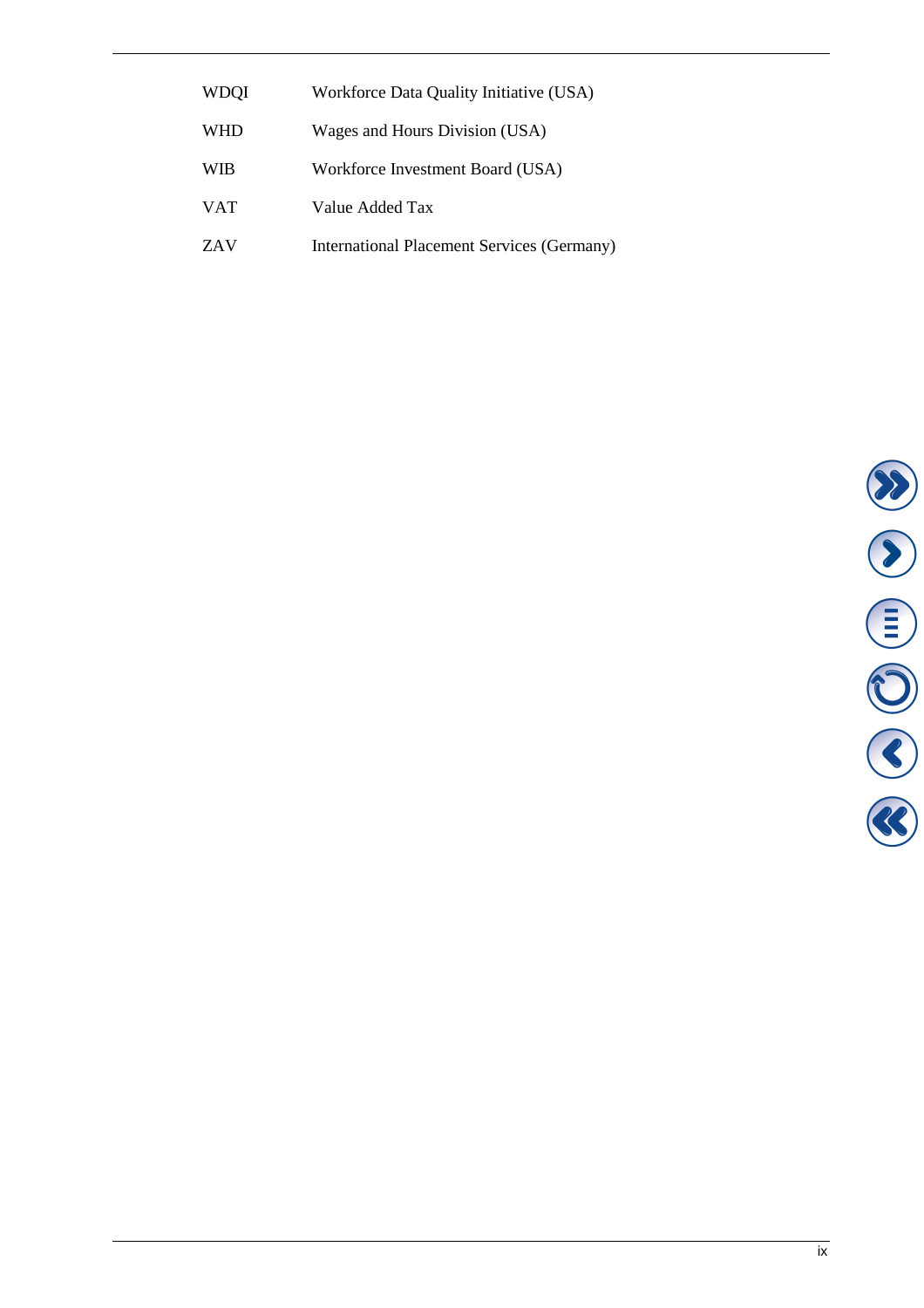| | |
|---|---|
| WDQI | Workforce Data Quality Initiative (USA) |
| WHD | Wages and Hours Division (USA) |
| WIB | Workforce Investment Board (USA) |
| VAT | Value Added Tax |
| ZAV | International Placement Services (Germany) |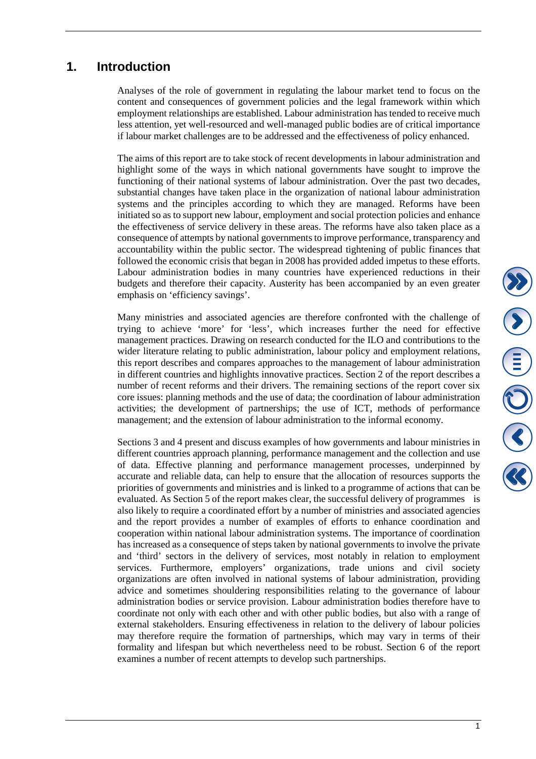# 1. Introduction

Analyses of the role of government in regulating the labour market tend to focus on the content and consequences of government policies and the legal framework within which employment relationships are established. Labour administration has tended to receive much less attention, yet well-resourced and well-managed public bodies are of critical importance if labour market challenges are to be addressed and the effectiveness of policy enhanced.

The aims of this report are to take stock of recent developments in labour administration and highlight some of the ways in which national governments have sought to improve the functioning of their national systems of labour administration. Over the past two decades, substantial changes have taken place in the organization of national labour administration systems and the principles according to which they are managed. Reforms have been initiated so as to support new labour, employment and social protection policies and enhance the effectiveness of service delivery in these areas. The reforms have also taken place as a consequence of attempts by national governments to improve performance, transparency and accountability within the public sector. The widespread tightening of public finances that followed the economic crisis that began in 2008 has provided added impetus to these efforts. Labour administration bodies in many countries have experienced reductions in their budgets and therefore their capacity. Austerity has been accompanied by an even greater emphasis on 'efficiency savings'.

Many ministries and associated agencies are therefore confronted with the challenge of trying to achieve 'more' for 'less', which increases further the need for effective management practices. Drawing on research conducted for the ILO and contributions to the wider literature relating to public administration, labour policy and employment relations, this report describes and compares approaches to the management of labour administration in different countries and highlights innovative practices. Section 2 of the report describes a number of recent reforms and their drivers. The remaining sections of the report cover six core issues: planning methods and the use of data; the coordination of labour administration activities; the development of partnerships; the use of ICT, methods of performance management; and the extension of labour administration to the informal economy.

Sections 3 and 4 present and discuss examples of how governments and labour ministries in different countries approach planning, performance management and the collection and use of data. Effective planning and performance management processes, underpinned by accurate and reliable data, can help to ensure that the allocation of resources supports the priorities of governments and ministries and is linked to a programme of actions that can be evaluated. As Section 5 of the report makes clear, the successful delivery of programmes is also likely to require a coordinated effort by a number of ministries and associated agencies and the report provides a number of examples of efforts to enhance coordination and cooperation within national labour administration systems. The importance of coordination has increased as a consequence of steps taken by national governments to involve the private and 'third' sectors in the delivery of services, most notably in relation to employment services. Furthermore, employers' organizations, trade unions and civil society organizations are often involved in national systems of labour administration, providing advice and sometimes shouldering responsibilities relating to the governance of labour administration bodies or service provision. Labour administration bodies therefore have to coordinate not only with each other and with other public bodies, but also with a range of external stakeholders. Ensuring effectiveness in relation to the delivery of labour policies may therefore require the formation of partnerships, which may vary in terms of their formality and lifespan but which nevertheless need to be robust. Section 6 of the report examines a number of recent attempts to develop such partnerships.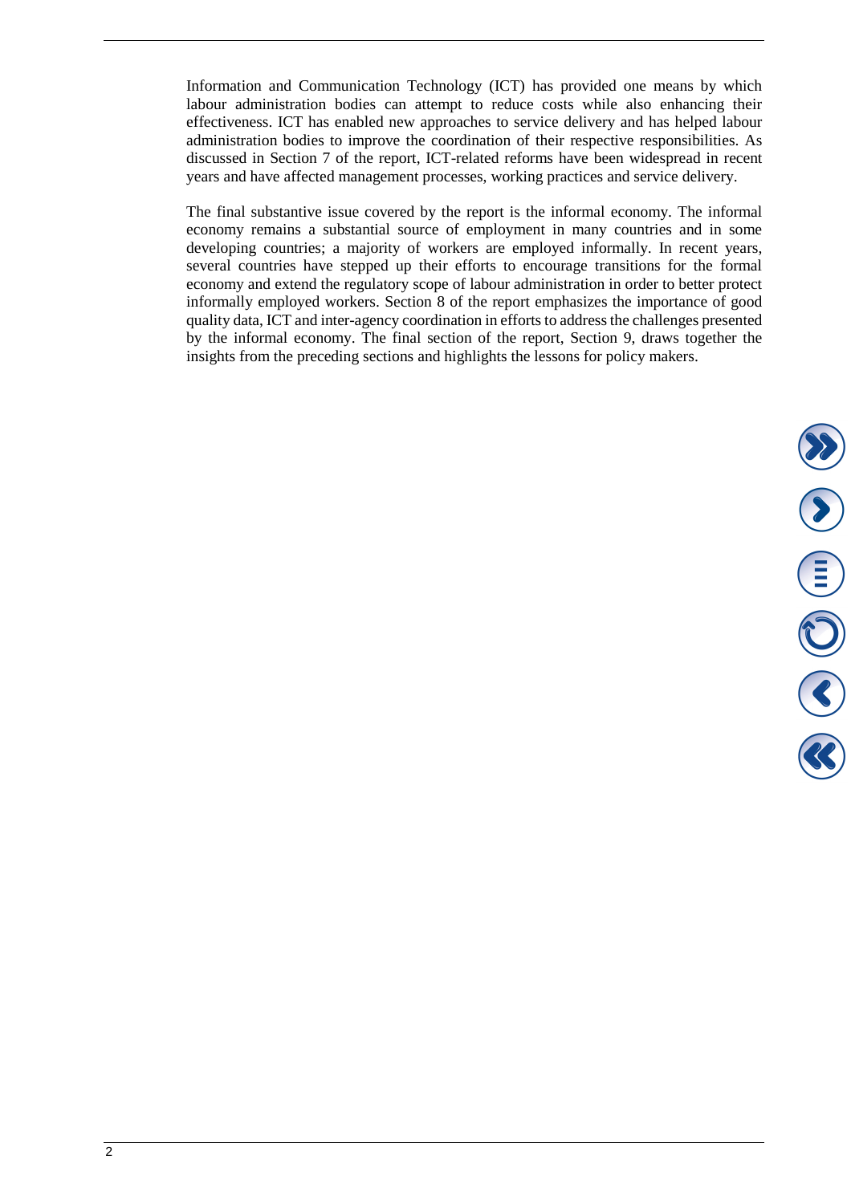Information and Communication Technology (ICT) has provided one means by which labour administration bodies can attempt to reduce costs while also enhancing their effectiveness. ICT has enabled new approaches to service delivery and has helped labour administration bodies to improve the coordination of their respective responsibilities. As discussed in Section 7 of the report, ICT-related reforms have been widespread in recent years and have affected management processes, working practices and service delivery.

The final substantive issue covered by the report is the informal economy. The informal economy remains a substantial source of employment in many countries and in some developing countries; a majority of workers are employed informally. In recent years, several countries have stepped up their efforts to encourage transitions for the formal economy and extend the regulatory scope of labour administration in order to better protect informally employed workers. Section 8 of the report emphasizes the importance of good quality data, ICT and inter-agency coordination in efforts to address the challenges presented by the informal economy. The final section of the report, Section 9, draws together the insights from the preceding sections and highlights the lessons for policy makers.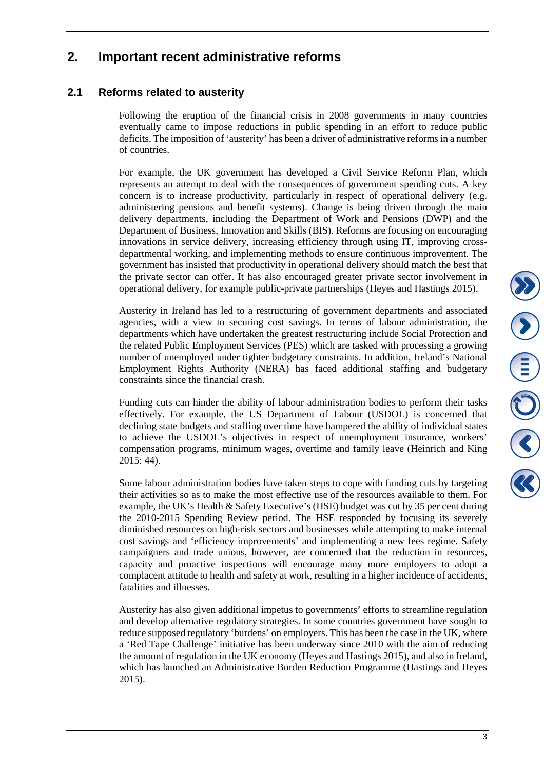## 2. Important recent administrative reforms

### 2.1 Reforms related to austerity

Following the eruption of the financial crisis in 2008 governments in many countries eventually came to impose reductions in public spending in an effort to reduce public deficits. The imposition of 'austerity' has been a driver of administrative reforms in a number of countries.

For example, the UK government has developed a Civil Service Reform Plan, which represents an attempt to deal with the consequences of government spending cuts. A key concern is to increase productivity, particularly in respect of operational delivery (e.g. administering pensions and benefit systems). Change is being driven through the main delivery departments, including the Department of Work and Pensions (DWP) and the Department of Business, Innovation and Skills (BIS). Reforms are focusing on encouraging innovations in service delivery, increasing efficiency through using IT, improving cross-departmental working, and implementing methods to ensure continuous improvement. The government has insisted that productivity in operational delivery should match the best that the private sector can offer. It has also encouraged greater private sector involvement in operational delivery, for example public-private partnerships (Heyes and Hastings 2015).

Austerity in Ireland has led to a restructuring of government departments and associated agencies, with a view to securing cost savings. In terms of labour administration, the departments which have undertaken the greatest restructuring include Social Protection and the related Public Employment Services (PES) which are tasked with processing a growing number of unemployed under tighter budgetary constraints. In addition, Ireland's National Employment Rights Authority (NERA) has faced additional staffing and budgetary constraints since the financial crash.

Funding cuts can hinder the ability of labour administration bodies to perform their tasks effectively. For example, the US Department of Labour (USDOL) is concerned that declining state budgets and staffing over time have hampered the ability of individual states to achieve the USDOL's objectives in respect of unemployment insurance, workers' compensation programs, minimum wages, overtime and family leave (Heinrich and King 2015: 44).

Some labour administration bodies have taken steps to cope with funding cuts by targeting their activities so as to make the most effective use of the resources available to them. For example, the UK's Health & Safety Executive's (HSE) budget was cut by 35 per cent during the 2010-2015 Spending Review period. The HSE responded by focusing its severely diminished resources on high-risk sectors and businesses while attempting to make internal cost savings and 'efficiency improvements' and implementing a new fees regime. Safety campaigners and trade unions, however, are concerned that the reduction in resources, capacity and proactive inspections will encourage many more employers to adopt a complacent attitude to health and safety at work, resulting in a higher incidence of accidents, fatalities and illnesses.

Austerity has also given additional impetus to governments' efforts to streamline regulation and develop alternative regulatory strategies. In some countries government have sought to reduce supposed regulatory 'burdens' on employers. This has been the case in the UK, where a 'Red Tape Challenge' initiative has been underway since 2010 with the aim of reducing the amount of regulation in the UK economy (Heyes and Hastings 2015), and also in Ireland, which has launched an Administrative Burden Reduction Programme (Hastings and Heyes 2015).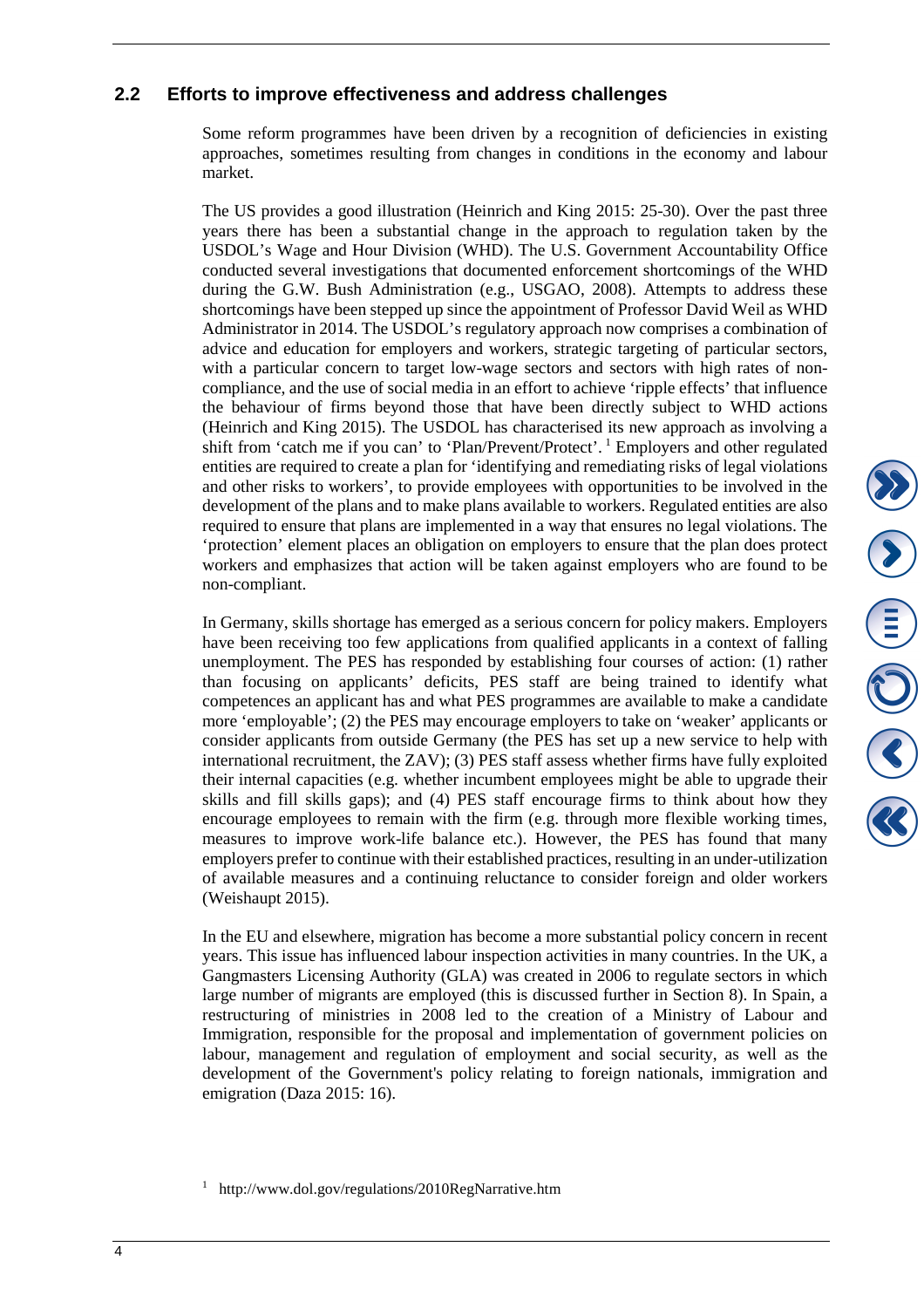## 2.2 Efforts to improve effectiveness and address challenges

Some reform programmes have been driven by a recognition of deficiencies in existing approaches, sometimes resulting from changes in conditions in the economy and labour market.

The US provides a good illustration (Heinrich and King 2015: 25-30). Over the past three years there has been a substantial change in the approach to regulation taken by the USDOL's Wage and Hour Division (WHD). The U.S. Government Accountability Office conducted several investigations that documented enforcement shortcomings of the WHD during the G.W. Bush Administration (e.g., USGAO, 2008). Attempts to address these shortcomings have been stepped up since the appointment of Professor David Weil as WHD Administrator in 2014. The USDOL's regulatory approach now comprises a combination of advice and education for employers and workers, strategic targeting of particular sectors, with a particular concern to target low-wage sectors and sectors with high rates of non-compliance, and the use of social media in an effort to achieve 'ripple effects' that influence the behaviour of firms beyond those that have been directly subject to WHD actions (Heinrich and King 2015). The USDOL has characterised its new approach as involving a shift from 'catch me if you can' to 'Plan/Prevent/Protect'.[1] Employers and other regulated entities are required to create a plan for 'identifying and remediating risks of legal violations and other risks to workers', to provide employees with opportunities to be involved in the development of the plans and to make plans available to workers. Regulated entities are also required to ensure that plans are implemented in a way that ensures no legal violations. The 'protection' element places an obligation on employers to ensure that the plan does protect workers and emphasizes that action will be taken against employers who are found to be non-compliant.

In Germany, skills shortage has emerged as a serious concern for policy makers. Employers have been receiving too few applications from qualified applicants in a context of falling unemployment. The PES has responded by establishing four courses of action: (1) rather than focusing on applicants' deficits, PES staff are being trained to identify what competences an applicant has and what PES programmes are available to make a candidate more 'employable'; (2) the PES may encourage employers to take on 'weaker' applicants or consider applicants from outside Germany (the PES has set up a new service to help with international recruitment, the ZAV); (3) PES staff assess whether firms have fully exploited their internal capacities (e.g. whether incumbent employees might be able to upgrade their skills and fill skills gaps); and (4) PES staff encourage firms to think about how they encourage employees to remain with the firm (e.g. through more flexible working times, measures to improve work-life balance etc.). However, the PES has found that many employers prefer to continue with their established practices, resulting in an under-utilization of available measures and a continuing reluctance to consider foreign and older workers (Weishaupt 2015).

In the EU and elsewhere, migration has become a more substantial policy concern in recent years. This issue has influenced labour inspection activities in many countries. In the UK, a Gangmasters Licensing Authority (GLA) was created in 2006 to regulate sectors in which large number of migrants are employed (this is discussed further in Section 8). In Spain, a restructuring of ministries in 2008 led to the creation of a Ministry of Labour and Immigration, responsible for the proposal and implementation of government policies on labour, management and regulation of employment and social security, as well as the development of the Government's policy relating to foreign nationals, immigration and emigration (Daza 2015: 16).

[1] http://www.dol.gov/regulations/2010RegNarrative.htm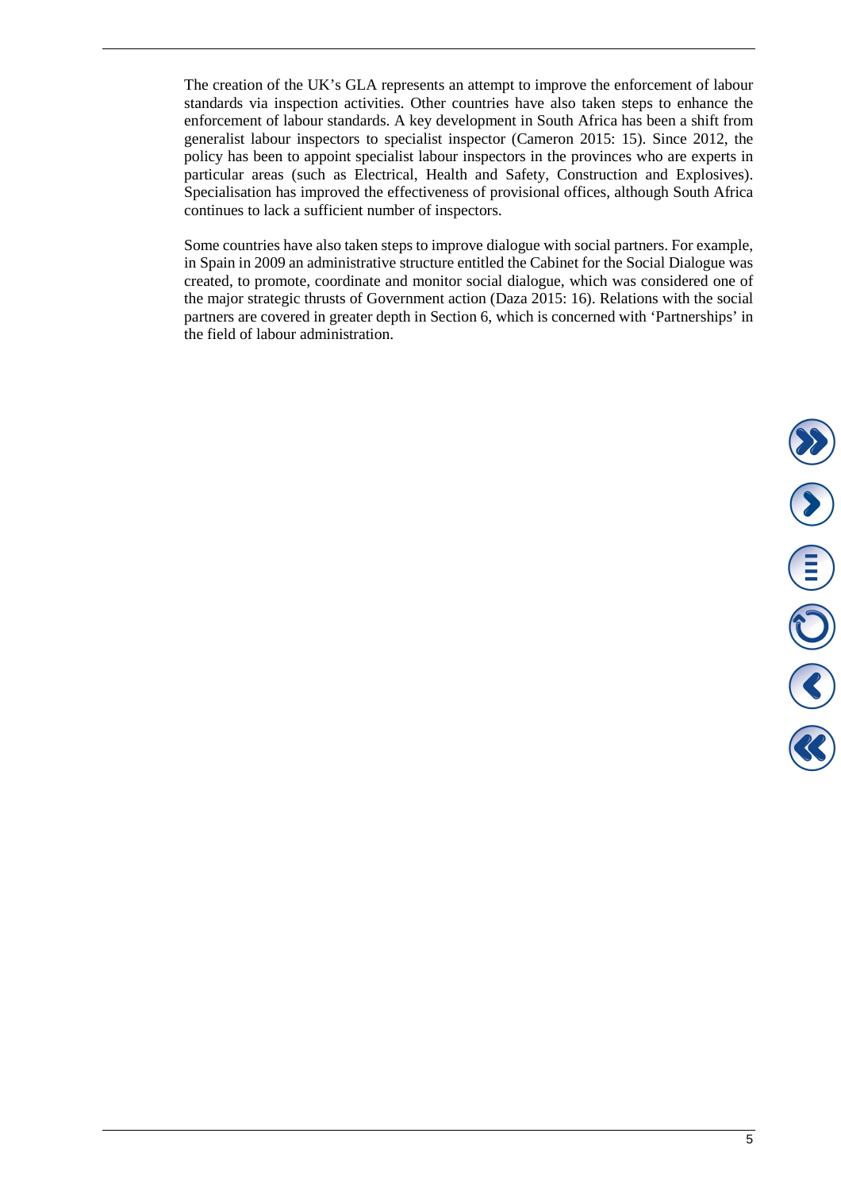The creation of the UK's GLA represents an attempt to improve the enforcement of labour standards via inspection activities. Other countries have also taken steps to enhance the enforcement of labour standards. A key development in South Africa has been a shift from generalist labour inspectors to specialist inspector (Cameron 2015: 15). Since 2012, the policy has been to appoint specialist labour inspectors in the provinces who are experts in particular areas (such as Electrical, Health and Safety, Construction and Explosives). Specialisation has improved the effectiveness of provisional offices, although South Africa continues to lack a sufficient number of inspectors.

Some countries have also taken steps to improve dialogue with social partners. For example, in Spain in 2009 an administrative structure entitled the Cabinet for the Social Dialogue was created, to promote, coordinate and monitor social dialogue, which was considered one of the major strategic thrusts of Government action (Daza 2015: 16). Relations with the social partners are covered in greater depth in Section 6, which is concerned with 'Partnerships' in the field of labour administration.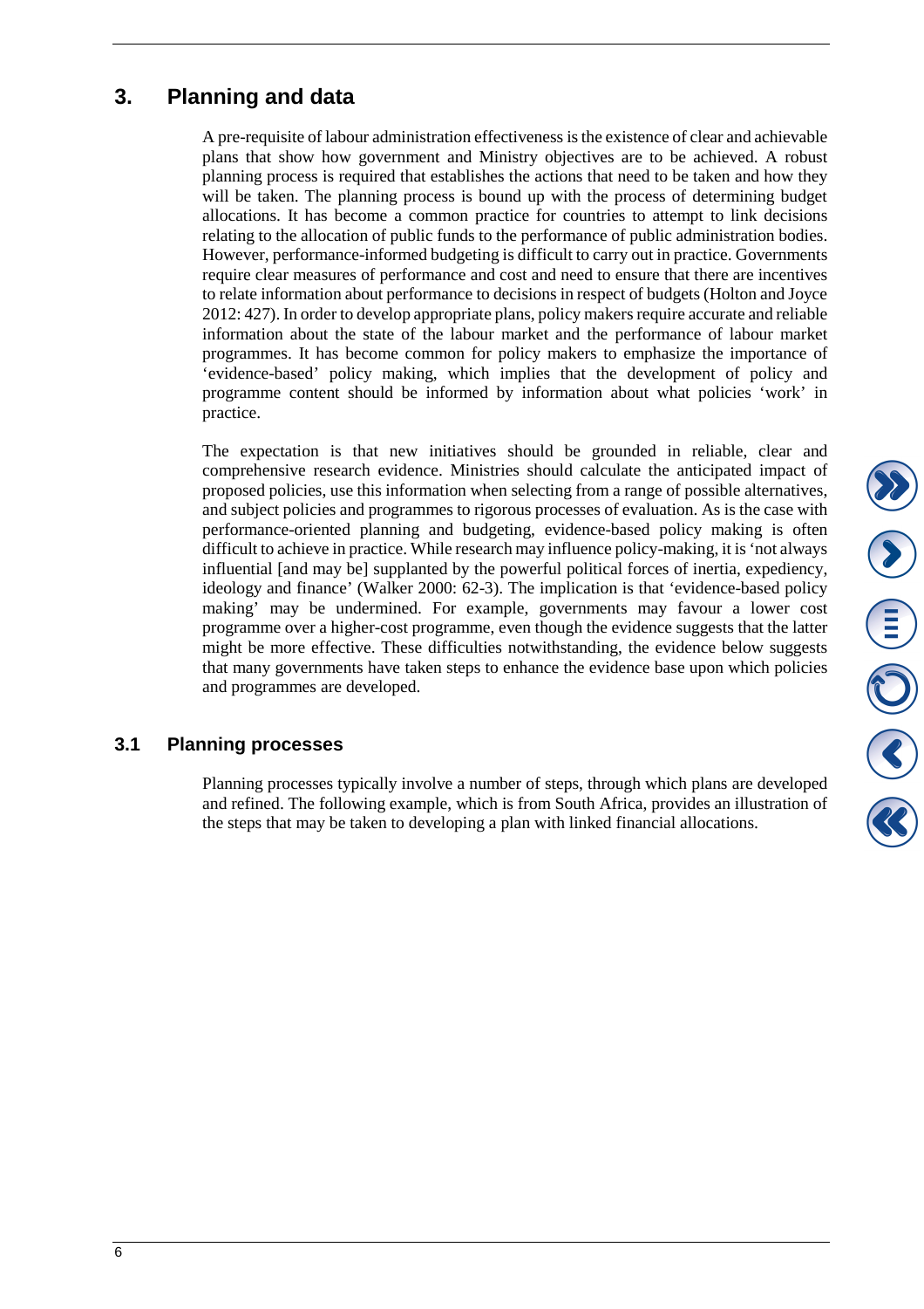# 3. Planning and data

A pre-requisite of labour administration effectiveness is the existence of clear and achievable plans that show how government and Ministry objectives are to be achieved. A robust planning process is required that establishes the actions that need to be taken and how they will be taken. The planning process is bound up with the process of determining budget allocations. It has become a common practice for countries to attempt to link decisions relating to the allocation of public funds to the performance of public administration bodies. However, performance-informed budgeting is difficult to carry out in practice. Governments require clear measures of performance and cost and need to ensure that there are incentives to relate information about performance to decisions in respect of budgets (Holton and Joyce 2012: 427). In order to develop appropriate plans, policy makers require accurate and reliable information about the state of the labour market and the performance of labour market programmes. It has become common for policy makers to emphasize the importance of 'evidence-based' policy making, which implies that the development of policy and programme content should be informed by information about what policies 'work' in practice.

The expectation is that new initiatives should be grounded in reliable, clear and comprehensive research evidence. Ministries should calculate the anticipated impact of proposed policies, use this information when selecting from a range of possible alternatives, and subject policies and programmes to rigorous processes of evaluation. As is the case with performance-oriented planning and budgeting, evidence-based policy making is often difficult to achieve in practice. While research may influence policy-making, it is 'not always influential [and may be] supplanted by the powerful political forces of inertia, expediency, ideology and finance' (Walker 2000: 62-3). The implication is that 'evidence-based policy making' may be undermined. For example, governments may favour a lower cost programme over a higher-cost programme, even though the evidence suggests that the latter might be more effective. These difficulties notwithstanding, the evidence below suggests that many governments have taken steps to enhance the evidence base upon which policies and programmes are developed.

## 3.1 Planning processes

Planning processes typically involve a number of steps, through which plans are developed and refined. The following example, which is from South Africa, provides an illustration of the steps that may be taken to developing a plan with linked financial allocations.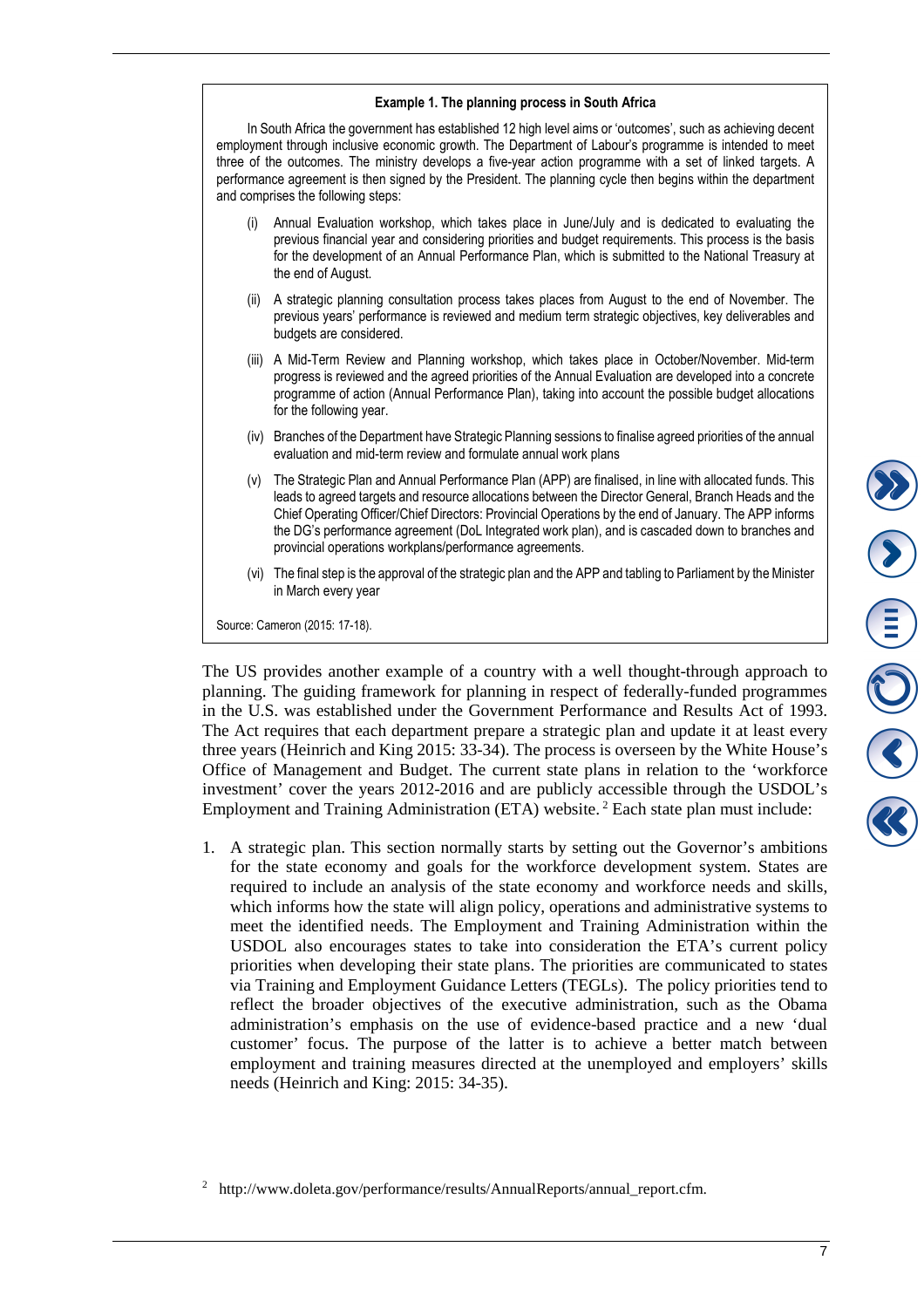**Example 1. The planning process in South Africa**

In South Africa the government has established 12 high level aims or 'outcomes', such as achieving decent employment through inclusive economic growth. The Department of Labour's programme is intended to meet three of the outcomes. The ministry develops a five-year action programme with a set of linked targets. A performance agreement is then signed by the President. The planning cycle then begins within the department and comprises the following steps:

(i) Annual Evaluation workshop, which takes place in June/July and is dedicated to evaluating the previous financial year and considering priorities and budget requirements. This process is the basis for the development of an Annual Performance Plan, which is submitted to the National Treasury at the end of August.

(ii) A strategic planning consultation process takes places from August to the end of November. The previous years' performance is reviewed and medium term strategic objectives, key deliverables and budgets are considered.

(iii) A Mid-Term Review and Planning workshop, which takes place in October/November. Mid-term progress is reviewed and the agreed priorities of the Annual Evaluation are developed into a concrete programme of action (Annual Performance Plan), taking into account the possible budget allocations for the following year.

(iv) Branches of the Department have Strategic Planning sessions to finalise agreed priorities of the annual evaluation and mid-term review and formulate annual work plans

(v) The Strategic Plan and Annual Performance Plan (APP) are finalised, in line with allocated funds. This leads to agreed targets and resource allocations between the Director General, Branch Heads and the Chief Operating Officer/Chief Directors: Provincial Operations by the end of January. The APP informs the DG's performance agreement (DoL Integrated work plan), and is cascaded down to branches and provincial operations workplans/performance agreements.

(vi) The final step is the approval of the strategic plan and the APP and tabling to Parliament by the Minister in March every year

Source: Cameron (2015: 17-18).

The US provides another example of a country with a well thought-through approach to planning. The guiding framework for planning in respect of federally-funded programmes in the U.S. was established under the Government Performance and Results Act of 1993. The Act requires that each department prepare a strategic plan and update it at least every three years (Heinrich and King 2015: 33-34). The process is overseen by the White House's Office of Management and Budget. The current state plans in relation to the 'workforce investment' cover the years 2012-2016 and are publicly accessible through the USDOL's Employment and Training Administration (ETA) website.[2] Each state plan must include:

1. A strategic plan. This section normally starts by setting out the Governor's ambitions for the state economy and goals for the workforce development system. States are required to include an analysis of the state economy and workforce needs and skills, which informs how the state will align policy, operations and administrative systems to meet the identified needs. The Employment and Training Administration within the USDOL also encourages states to take into consideration the ETA's current policy priorities when developing their state plans. The priorities are communicated to states via Training and Employment Guidance Letters (TEGLs). The policy priorities tend to reflect the broader objectives of the executive administration, such as the Obama administration's emphasis on the use of evidence-based practice and a new 'dual customer' focus. The purpose of the latter is to achieve a better match between employment and training measures directed at the unemployed and employers' skills needs (Heinrich and King: 2015: 34-35).

[2] http://www.doleta.gov/performance/results/AnnualReports/annual_report.cfm.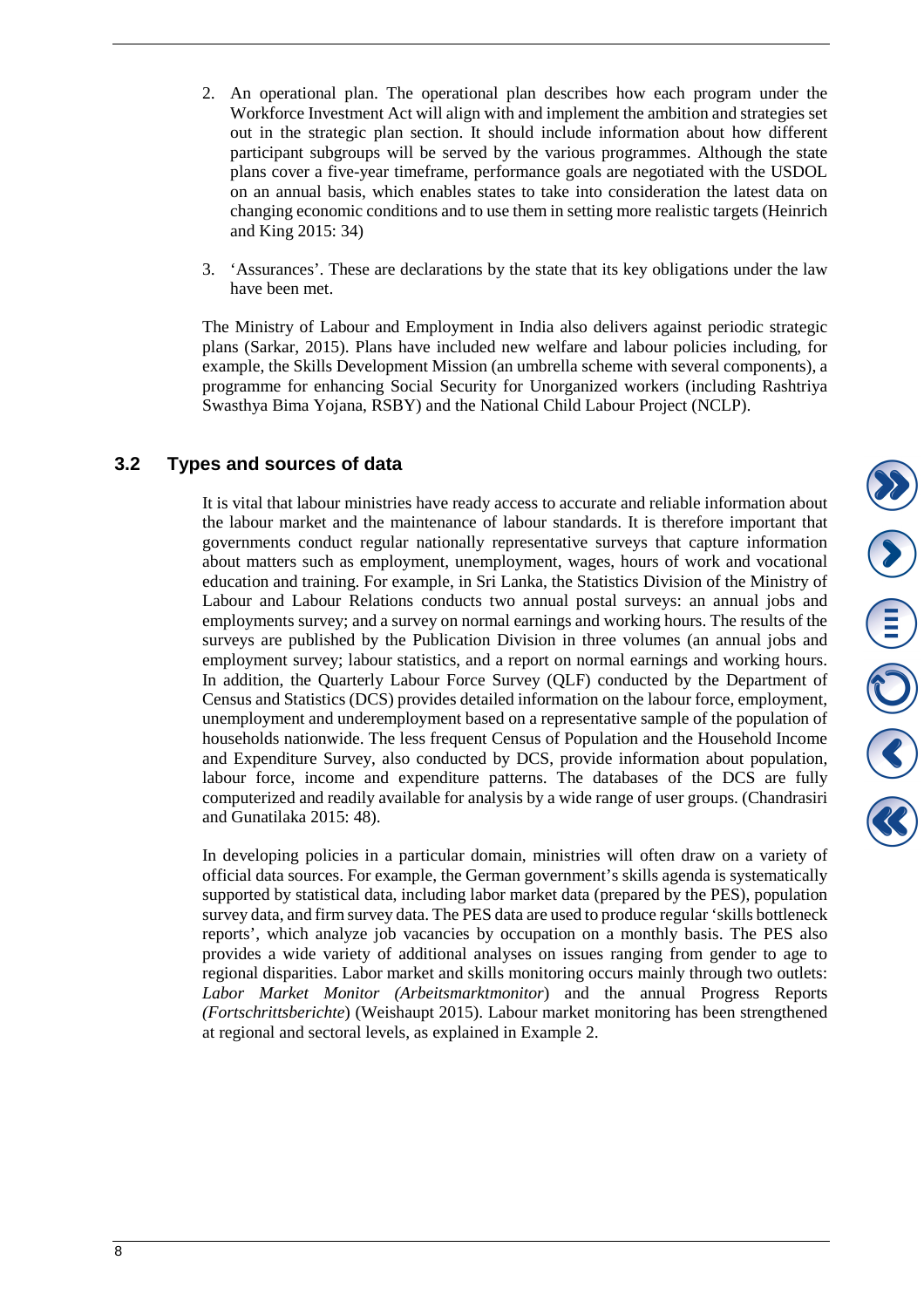2. An operational plan. The operational plan describes how each program under the Workforce Investment Act will align with and implement the ambition and strategies set out in the strategic plan section. It should include information about how different participant subgroups will be served by the various programmes. Although the state plans cover a five-year timeframe, performance goals are negotiated with the USDOL on an annual basis, which enables states to take into consideration the latest data on changing economic conditions and to use them in setting more realistic targets (Heinrich and King 2015: 34)

3. 'Assurances'. These are declarations by the state that its key obligations under the law have been met.

The Ministry of Labour and Employment in India also delivers against periodic strategic plans (Sarkar, 2015). Plans have included new welfare and labour policies including, for example, the Skills Development Mission (an umbrella scheme with several components), a programme for enhancing Social Security for Unorganized workers (including Rashtriya Swasthya Bima Yojana, RSBY) and the National Child Labour Project (NCLP).

## 3.2 Types and sources of data

It is vital that labour ministries have ready access to accurate and reliable information about the labour market and the maintenance of labour standards. It is therefore important that governments conduct regular nationally representative surveys that capture information about matters such as employment, unemployment, wages, hours of work and vocational education and training. For example, in Sri Lanka, the Statistics Division of the Ministry of Labour and Labour Relations conducts two annual postal surveys: an annual jobs and employments survey; and a survey on normal earnings and working hours. The results of the surveys are published by the Publication Division in three volumes (an annual jobs and employment survey; labour statistics, and a report on normal earnings and working hours. In addition, the Quarterly Labour Force Survey (QLF) conducted by the Department of Census and Statistics (DCS) provides detailed information on the labour force, employment, unemployment and underemployment based on a representative sample of the population of households nationwide. The less frequent Census of Population and the Household Income and Expenditure Survey, also conducted by DCS, provide information about population, labour force, income and expenditure patterns. The databases of the DCS are fully computerized and readily available for analysis by a wide range of user groups. (Chandrasiri and Gunatilaka 2015: 48).

In developing policies in a particular domain, ministries will often draw on a variety of official data sources. For example, the German government's skills agenda is systematically supported by statistical data, including labor market data (prepared by the PES), population survey data, and firm survey data. The PES data are used to produce regular 'skills bottleneck reports', which analyze job vacancies by occupation on a monthly basis. The PES also provides a wide variety of additional analyses on issues ranging from gender to age to regional disparities. Labor market and skills monitoring occurs mainly through two outlets: *Labor Market Monitor (Arbeitsmarktmonitor*) and the annual Progress Reports *(Fortschrittsberichte*) (Weishaupt 2015). Labour market monitoring has been strengthened at regional and sectoral levels, as explained in Example 2.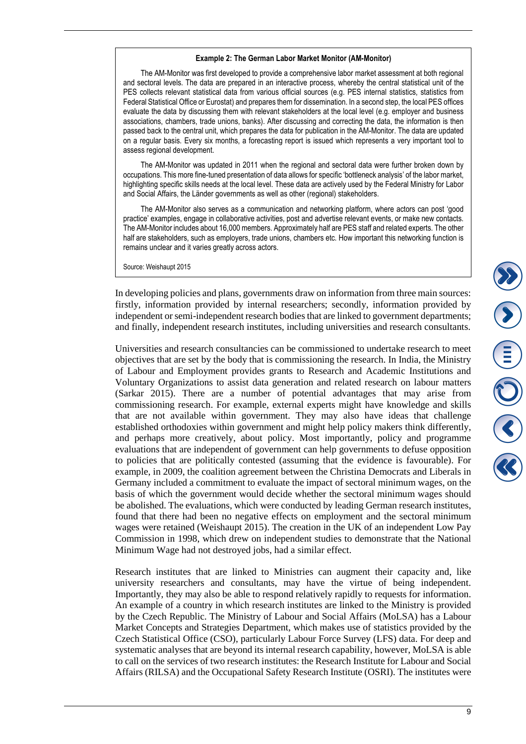**Example 2: The German Labor Market Monitor (AM-Monitor)**

The AM-Monitor was first developed to provide a comprehensive labor market assessment at both regional and sectoral levels. The data are prepared in an interactive process, whereby the central statistical unit of the PES collects relevant statistical data from various official sources (e.g. PES internal statistics, statistics from Federal Statistical Office or Eurostat) and prepares them for dissemination. In a second step, the local PES offices evaluate the data by discussing them with relevant stakeholders at the local level (e.g. employer and business associations, chambers, trade unions, banks). After discussing and correcting the data, the information is then passed back to the central unit, which prepares the data for publication in the AM-Monitor. The data are updated on a regular basis. Every six months, a forecasting report is issued which represents a very important tool to assess regional development.

The AM-Monitor was updated in 2011 when the regional and sectoral data were further broken down by occupations. This more fine-tuned presentation of data allows for specific 'bottleneck analysis' of the labor market, highlighting specific skills needs at the local level. These data are actively used by the Federal Ministry for Labor and Social Affairs, the Länder governments as well as other (regional) stakeholders.

The AM-Monitor also serves as a communication and networking platform, where actors can post 'good practice' examples, engage in collaborative activities, post and advertise relevant events, or make new contacts. The AM-Monitor includes about 16,000 members. Approximately half are PES staff and related experts. The other half are stakeholders, such as employers, trade unions, chambers etc. How important this networking function is remains unclear and it varies greatly across actors.

Source: Weishaupt 2015

In developing policies and plans, governments draw on information from three main sources: firstly, information provided by internal researchers; secondly, information provided by independent or semi-independent research bodies that are linked to government departments; and finally, independent research institutes, including universities and research consultants.

Universities and research consultancies can be commissioned to undertake research to meet objectives that are set by the body that is commissioning the research. In India, the Ministry of Labour and Employment provides grants to Research and Academic Institutions and Voluntary Organizations to assist data generation and related research on labour matters (Sarkar 2015). There are a number of potential advantages that may arise from commissioning research. For example, external experts might have knowledge and skills that are not available within government. They may also have ideas that challenge established orthodoxies within government and might help policy makers think differently, and perhaps more creatively, about policy. Most importantly, policy and programme evaluations that are independent of government can help governments to defuse opposition to policies that are politically contested (assuming that the evidence is favourable). For example, in 2009, the coalition agreement between the Christina Democrats and Liberals in Germany included a commitment to evaluate the impact of sectoral minimum wages, on the basis of which the government would decide whether the sectoral minimum wages should be abolished. The evaluations, which were conducted by leading German research institutes, found that there had been no negative effects on employment and the sectoral minimum wages were retained (Weishaupt 2015). The creation in the UK of an independent Low Pay Commission in 1998, which drew on independent studies to demonstrate that the National Minimum Wage had not destroyed jobs, had a similar effect.

Research institutes that are linked to Ministries can augment their capacity and, like university researchers and consultants, may have the virtue of being independent. Importantly, they may also be able to respond relatively rapidly to requests for information. An example of a country in which research institutes are linked to the Ministry is provided by the Czech Republic. The Ministry of Labour and Social Affairs (MoLSA) has a Labour Market Concepts and Strategies Department, which makes use of statistics provided by the Czech Statistical Office (CSO), particularly Labour Force Survey (LFS) data. For deep and systematic analyses that are beyond its internal research capability, however, MoLSA is able to call on the services of two research institutes: the Research Institute for Labour and Social Affairs (RILSA) and the Occupational Safety Research Institute (OSRI). The institutes were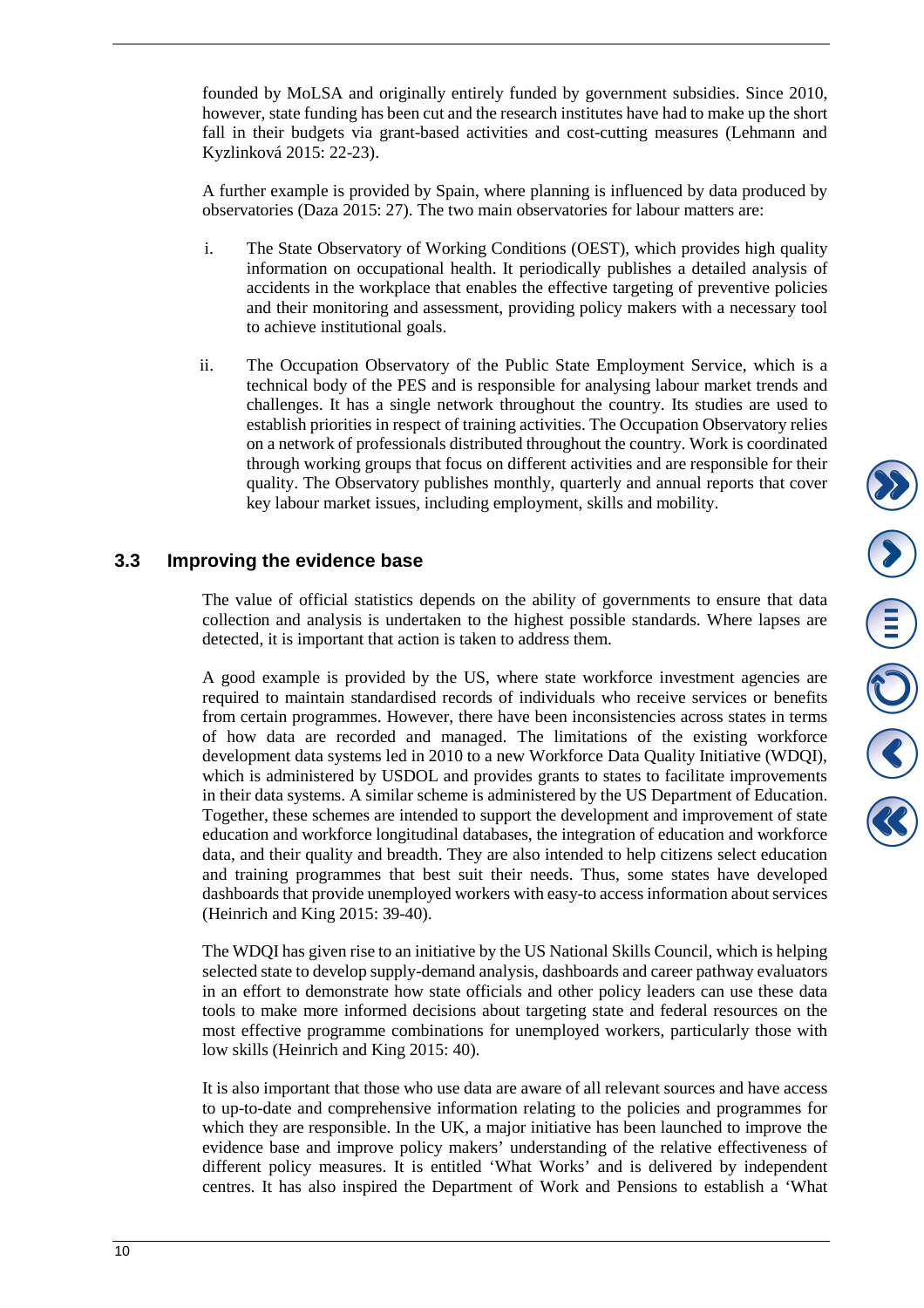founded by MoLSA and originally entirely funded by government subsidies. Since 2010, however, state funding has been cut and the research institutes have had to make up the short fall in their budgets via grant-based activities and cost-cutting measures (Lehmann and Kyzlinková 2015: 22-23).

A further example is provided by Spain, where planning is influenced by data produced by observatories (Daza 2015: 27). The two main observatories for labour matters are:

i. The State Observatory of Working Conditions (OEST), which provides high quality information on occupational health. It periodically publishes a detailed analysis of accidents in the workplace that enables the effective targeting of preventive policies and their monitoring and assessment, providing policy makers with a necessary tool to achieve institutional goals.

ii. The Occupation Observatory of the Public State Employment Service, which is a technical body of the PES and is responsible for analysing labour market trends and challenges. It has a single network throughout the country. Its studies are used to establish priorities in respect of training activities. The Occupation Observatory relies on a network of professionals distributed throughout the country. Work is coordinated through working groups that focus on different activities and are responsible for their quality. The Observatory publishes monthly, quarterly and annual reports that cover key labour market issues, including employment, skills and mobility.

## 3.3 Improving the evidence base

The value of official statistics depends on the ability of governments to ensure that data collection and analysis is undertaken to the highest possible standards. Where lapses are detected, it is important that action is taken to address them.

A good example is provided by the US, where state workforce investment agencies are required to maintain standardised records of individuals who receive services or benefits from certain programmes. However, there have been inconsistencies across states in terms of how data are recorded and managed. The limitations of the existing workforce development data systems led in 2010 to a new Workforce Data Quality Initiative (WDQI), which is administered by USDOL and provides grants to states to facilitate improvements in their data systems. A similar scheme is administered by the US Department of Education. Together, these schemes are intended to support the development and improvement of state education and workforce longitudinal databases, the integration of education and workforce data, and their quality and breadth. They are also intended to help citizens select education and training programmes that best suit their needs. Thus, some states have developed dashboards that provide unemployed workers with easy-to access information about services (Heinrich and King 2015: 39-40).

The WDQI has given rise to an initiative by the US National Skills Council, which is helping selected state to develop supply-demand analysis, dashboards and career pathway evaluators in an effort to demonstrate how state officials and other policy leaders can use these data tools to make more informed decisions about targeting state and federal resources on the most effective programme combinations for unemployed workers, particularly those with low skills (Heinrich and King 2015: 40).

It is also important that those who use data are aware of all relevant sources and have access to up-to-date and comprehensive information relating to the policies and programmes for which they are responsible. In the UK, a major initiative has been launched to improve the evidence base and improve policy makers' understanding of the relative effectiveness of different policy measures. It is entitled 'What Works' and is delivered by independent centres. It has also inspired the Department of Work and Pensions to establish a 'What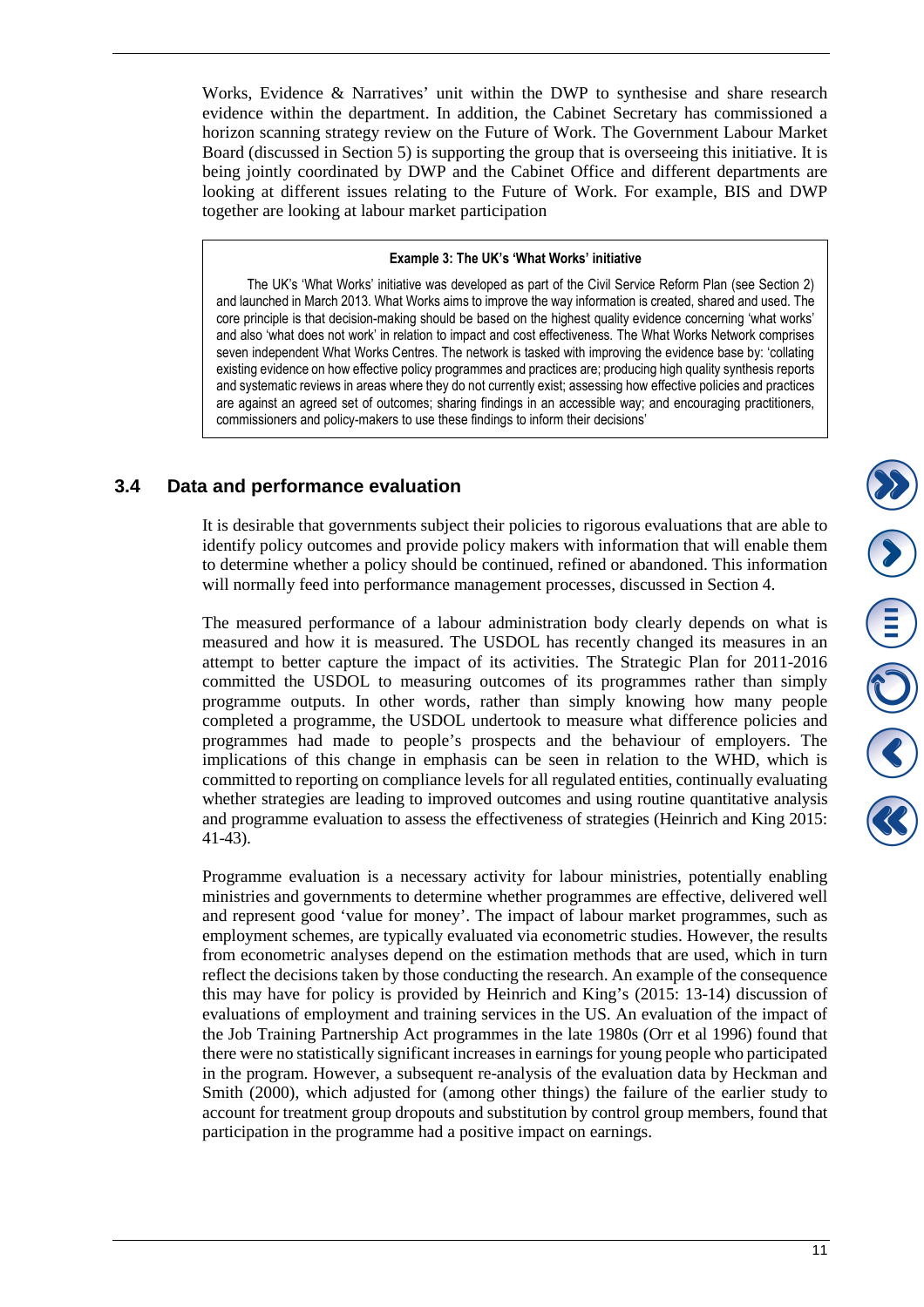Works, Evidence & Narratives' unit within the DWP to synthesise and share research evidence within the department. In addition, the Cabinet Secretary has commissioned a horizon scanning strategy review on the Future of Work. The Government Labour Market Board (discussed in Section 5) is supporting the group that is overseeing this initiative. It is being jointly coordinated by DWP and the Cabinet Office and different departments are looking at different issues relating to the Future of Work. For example, BIS and DWP together are looking at labour market participation

> **Example 3: The UK's 'What Works' initiative**
>
> The UK's 'What Works' initiative was developed as part of the Civil Service Reform Plan (see Section 2) and launched in March 2013. What Works aims to improve the way information is created, shared and used. The core principle is that decision-making should be based on the highest quality evidence concerning 'what works' and also 'what does not work' in relation to impact and cost effectiveness. The What Works Network comprises seven independent What Works Centres. The network is tasked with improving the evidence base by: 'collating existing evidence on how effective policy programmes and practices are; producing high quality synthesis reports and systematic reviews in areas where they do not currently exist; assessing how effective policies and practices are against an agreed set of outcomes; sharing findings in an accessible way; and encouraging practitioners, commissioners and policy-makers to use these findings to inform their decisions'

## 3.4 Data and performance evaluation

It is desirable that governments subject their policies to rigorous evaluations that are able to identify policy outcomes and provide policy makers with information that will enable them to determine whether a policy should be continued, refined or abandoned. This information will normally feed into performance management processes, discussed in Section 4.

The measured performance of a labour administration body clearly depends on what is measured and how it is measured. The USDOL has recently changed its measures in an attempt to better capture the impact of its activities. The Strategic Plan for 2011-2016 committed the USDOL to measuring outcomes of its programmes rather than simply programme outputs. In other words, rather than simply knowing how many people completed a programme, the USDOL undertook to measure what difference policies and programmes had made to people's prospects and the behaviour of employers. The implications of this change in emphasis can be seen in relation to the WHD, which is committed to reporting on compliance levels for all regulated entities, continually evaluating whether strategies are leading to improved outcomes and using routine quantitative analysis and programme evaluation to assess the effectiveness of strategies (Heinrich and King 2015: 41-43).

Programme evaluation is a necessary activity for labour ministries, potentially enabling ministries and governments to determine whether programmes are effective, delivered well and represent good 'value for money'. The impact of labour market programmes, such as employment schemes, are typically evaluated via econometric studies. However, the results from econometric analyses depend on the estimation methods that are used, which in turn reflect the decisions taken by those conducting the research. An example of the consequence this may have for policy is provided by Heinrich and King's (2015: 13-14) discussion of evaluations of employment and training services in the US. An evaluation of the impact of the Job Training Partnership Act programmes in the late 1980s (Orr et al 1996) found that there were no statistically significant increases in earnings for young people who participated in the program. However, a subsequent re-analysis of the evaluation data by Heckman and Smith (2000), which adjusted for (among other things) the failure of the earlier study to account for treatment group dropouts and substitution by control group members, found that participation in the programme had a positive impact on earnings.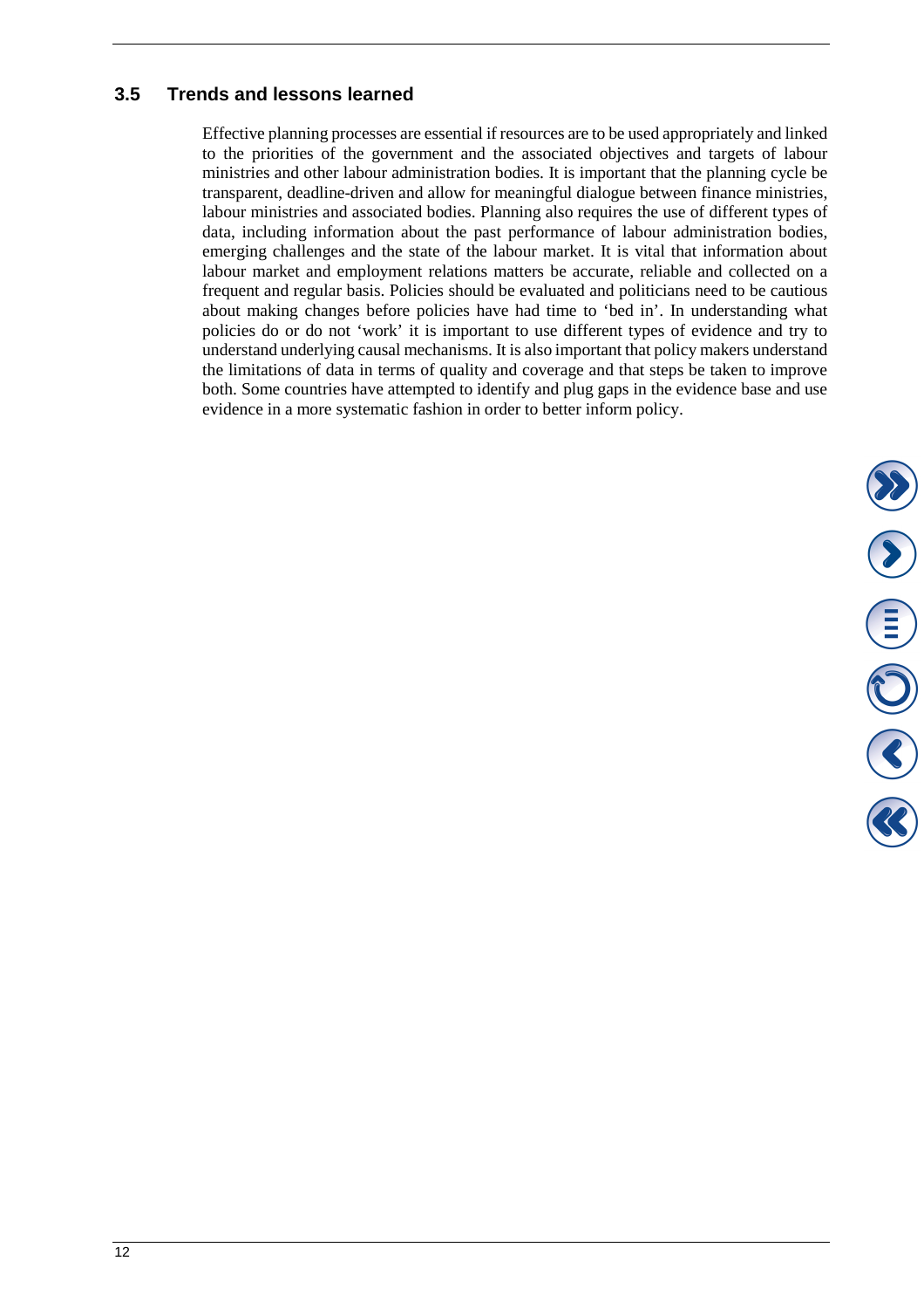## 3.5 Trends and lessons learned

Effective planning processes are essential if resources are to be used appropriately and linked to the priorities of the government and the associated objectives and targets of labour ministries and other labour administration bodies. It is important that the planning cycle be transparent, deadline-driven and allow for meaningful dialogue between finance ministries, labour ministries and associated bodies. Planning also requires the use of different types of data, including information about the past performance of labour administration bodies, emerging challenges and the state of the labour market. It is vital that information about labour market and employment relations matters be accurate, reliable and collected on a frequent and regular basis. Policies should be evaluated and politicians need to be cautious about making changes before policies have had time to 'bed in'. In understanding what policies do or do not 'work' it is important to use different types of evidence and try to understand underlying causal mechanisms. It is also important that policy makers understand the limitations of data in terms of quality and coverage and that steps be taken to improve both. Some countries have attempted to identify and plug gaps in the evidence base and use evidence in a more systematic fashion in order to better inform policy.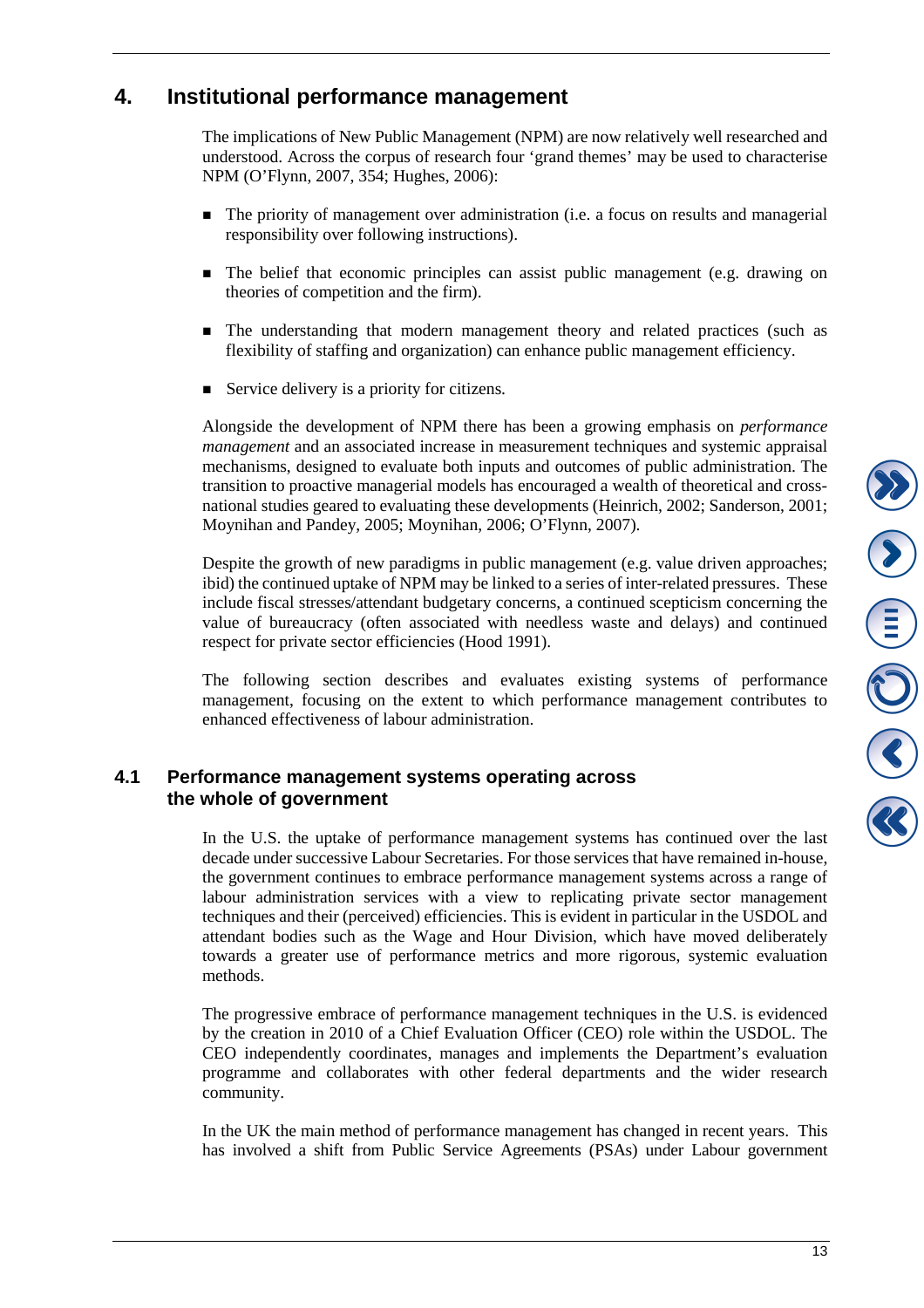# 4. Institutional performance management

The implications of New Public Management (NPM) are now relatively well researched and understood. Across the corpus of research four 'grand themes' may be used to characterise NPM (O'Flynn, 2007, 354; Hughes, 2006):

- The priority of management over administration (i.e. a focus on results and managerial responsibility over following instructions).
- The belief that economic principles can assist public management (e.g. drawing on theories of competition and the firm).
- The understanding that modern management theory and related practices (such as flexibility of staffing and organization) can enhance public management efficiency.
- Service delivery is a priority for citizens.

Alongside the development of NPM there has been a growing emphasis on *performance management* and an associated increase in measurement techniques and systemic appraisal mechanisms, designed to evaluate both inputs and outcomes of public administration. The transition to proactive managerial models has encouraged a wealth of theoretical and cross-national studies geared to evaluating these developments (Heinrich, 2002; Sanderson, 2001; Moynihan and Pandey, 2005; Moynihan, 2006; O'Flynn, 2007).

Despite the growth of new paradigms in public management (e.g. value driven approaches; ibid) the continued uptake of NPM may be linked to a series of inter-related pressures. These include fiscal stresses/attendant budgetary concerns, a continued scepticism concerning the value of bureaucracy (often associated with needless waste and delays) and continued respect for private sector efficiencies (Hood 1991).

The following section describes and evaluates existing systems of performance management, focusing on the extent to which performance management contributes to enhanced effectiveness of labour administration.

## 4.1 Performance management systems operating across the whole of government

In the U.S. the uptake of performance management systems has continued over the last decade under successive Labour Secretaries. For those services that have remained in-house, the government continues to embrace performance management systems across a range of labour administration services with a view to replicating private sector management techniques and their (perceived) efficiencies. This is evident in particular in the USDOL and attendant bodies such as the Wage and Hour Division, which have moved deliberately towards a greater use of performance metrics and more rigorous, systemic evaluation methods.

The progressive embrace of performance management techniques in the U.S. is evidenced by the creation in 2010 of a Chief Evaluation Officer (CEO) role within the USDOL. The CEO independently coordinates, manages and implements the Department's evaluation programme and collaborates with other federal departments and the wider research community.

In the UK the main method of performance management has changed in recent years. This has involved a shift from Public Service Agreements (PSAs) under Labour government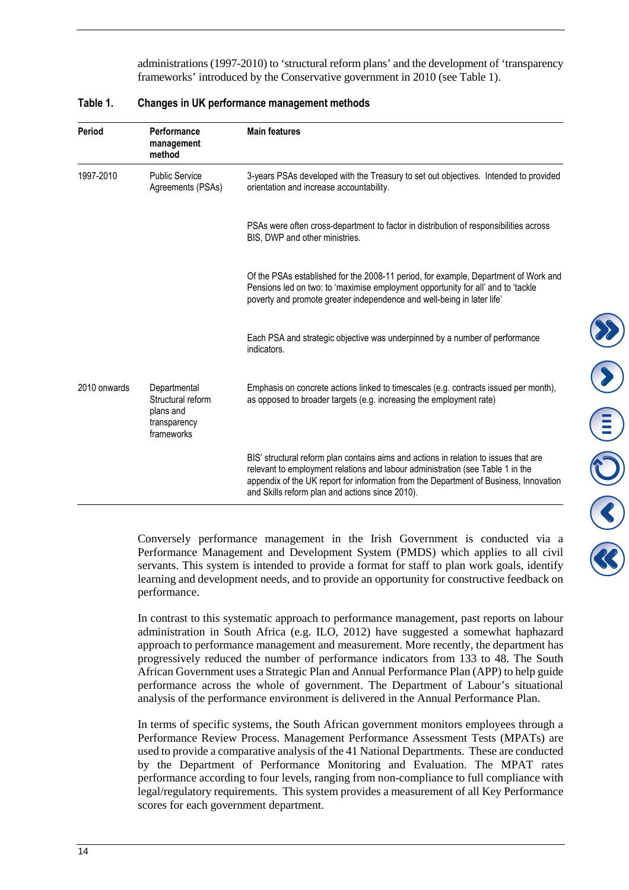administrations (1997-2010) to 'structural reform plans' and the development of 'transparency frameworks' introduced by the Conservative government in 2010 (see Table 1).

**Table 1. Changes in UK performance management methods**

| Period | Performance management method | Main features |
|---|---|---|
| 1997-2010 | Public Service Agreements (PSAs) | 3-years PSAs developed with the Treasury to set out objectives. Intended to provided orientation and increase accountability. |
| | | PSAs were often cross-department to factor in distribution of responsibilities across BIS, DWP and other ministries. |
| | | Of the PSAs established for the 2008-11 period, for example, Department of Work and Pensions led on two: to 'maximise employment opportunity for all' and to 'tackle poverty and promote greater independence and well-being in later life' |
| | | Each PSA and strategic objective was underpinned by a number of performance indicators. |
| 2010 onwards | Departmental Structural reform plans and transparency frameworks | Emphasis on concrete actions linked to timescales (e.g. contracts issued per month), as opposed to broader targets (e.g. increasing the employment rate) |
| | | BIS' structural reform plan contains aims and actions in relation to issues that are relevant to employment relations and labour administration (see Table 1 in the appendix of the UK report for information from the Department of Business, Innovation and Skills reform plan and actions since 2010). |

Conversely performance management in the Irish Government is conducted via a Performance Management and Development System (PMDS) which applies to all civil servants. This system is intended to provide a format for staff to plan work goals, identify learning and development needs, and to provide an opportunity for constructive feedback on performance.

In contrast to this systematic approach to performance management, past reports on labour administration in South Africa (e.g. ILO, 2012) have suggested a somewhat haphazard approach to performance management and measurement. More recently, the department has progressively reduced the number of performance indicators from 133 to 48. The South African Government uses a Strategic Plan and Annual Performance Plan (APP) to help guide performance across the whole of government. The Department of Labour's situational analysis of the performance environment is delivered in the Annual Performance Plan.

In terms of specific systems, the South African government monitors employees through a Performance Review Process. Management Performance Assessment Tests (MPATs) are used to provide a comparative analysis of the 41 National Departments. These are conducted by the Department of Performance Monitoring and Evaluation. The MPAT rates performance according to four levels, ranging from non-compliance to full compliance with legal/regulatory requirements. This system provides a measurement of all Key Performance scores for each government department.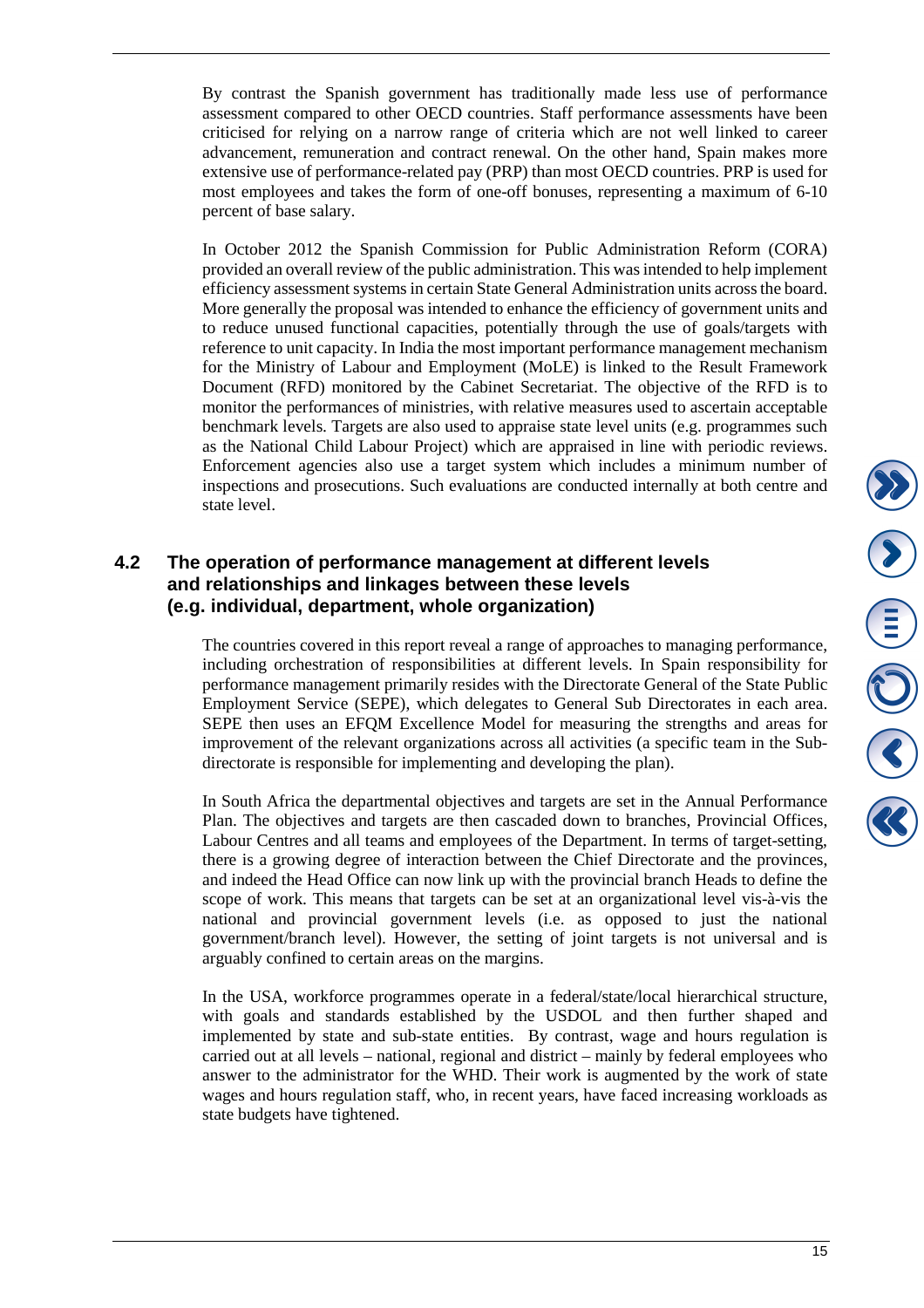By contrast the Spanish government has traditionally made less use of performance assessment compared to other OECD countries. Staff performance assessments have been criticised for relying on a narrow range of criteria which are not well linked to career advancement, remuneration and contract renewal. On the other hand, Spain makes more extensive use of performance-related pay (PRP) than most OECD countries. PRP is used for most employees and takes the form of one-off bonuses, representing a maximum of 6-10 percent of base salary.

In October 2012 the Spanish Commission for Public Administration Reform (CORA) provided an overall review of the public administration. This was intended to help implement efficiency assessment systems in certain State General Administration units across the board. More generally the proposal was intended to enhance the efficiency of government units and to reduce unused functional capacities, potentially through the use of goals/targets with reference to unit capacity. In India the most important performance management mechanism for the Ministry of Labour and Employment (MoLE) is linked to the Result Framework Document (RFD) monitored by the Cabinet Secretariat. The objective of the RFD is to monitor the performances of ministries, with relative measures used to ascertain acceptable benchmark levels. Targets are also used to appraise state level units (e.g. programmes such as the National Child Labour Project) which are appraised in line with periodic reviews. Enforcement agencies also use a target system which includes a minimum number of inspections and prosecutions. Such evaluations are conducted internally at both centre and state level.

## 4.2 The operation of performance management at different levels and relationships and linkages between these levels (e.g. individual, department, whole organization)

The countries covered in this report reveal a range of approaches to managing performance, including orchestration of responsibilities at different levels. In Spain responsibility for performance management primarily resides with the Directorate General of the State Public Employment Service (SEPE), which delegates to General Sub Directorates in each area. SEPE then uses an EFQM Excellence Model for measuring the strengths and areas for improvement of the relevant organizations across all activities (a specific team in the Sub-directorate is responsible for implementing and developing the plan).

In South Africa the departmental objectives and targets are set in the Annual Performance Plan. The objectives and targets are then cascaded down to branches, Provincial Offices, Labour Centres and all teams and employees of the Department. In terms of target-setting, there is a growing degree of interaction between the Chief Directorate and the provinces, and indeed the Head Office can now link up with the provincial branch Heads to define the scope of work. This means that targets can be set at an organizational level vis-à-vis the national and provincial government levels (i.e. as opposed to just the national government/branch level). However, the setting of joint targets is not universal and is arguably confined to certain areas on the margins.

In the USA, workforce programmes operate in a federal/state/local hierarchical structure, with goals and standards established by the USDOL and then further shaped and implemented by state and sub-state entities. By contrast, wage and hours regulation is carried out at all levels – national, regional and district – mainly by federal employees who answer to the administrator for the WHD. Their work is augmented by the work of state wages and hours regulation staff, who, in recent years, have faced increasing workloads as state budgets have tightened.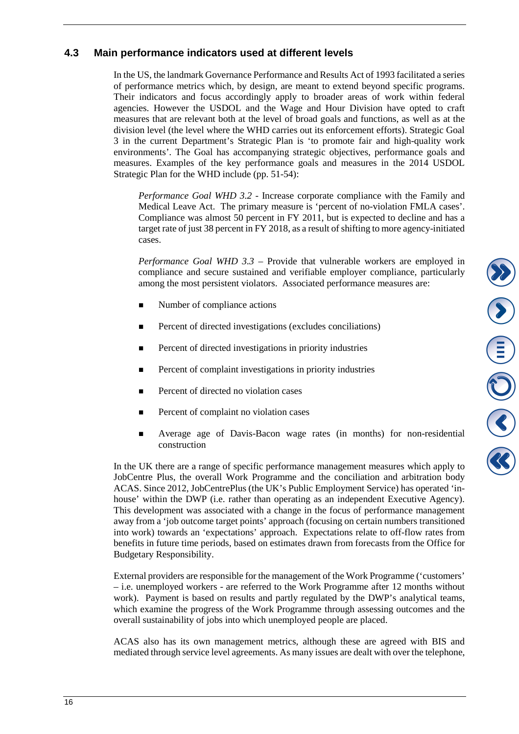## 4.3 Main performance indicators used at different levels

In the US, the landmark Governance Performance and Results Act of 1993 facilitated a series of performance metrics which, by design, are meant to extend beyond specific programs. Their indicators and focus accordingly apply to broader areas of work within federal agencies. However the USDOL and the Wage and Hour Division have opted to craft measures that are relevant both at the level of broad goals and functions, as well as at the division level (the level where the WHD carries out its enforcement efforts). Strategic Goal 3 in the current Department's Strategic Plan is 'to promote fair and high-quality work environments'. The Goal has accompanying strategic objectives, performance goals and measures. Examples of the key performance goals and measures in the 2014 USDOL Strategic Plan for the WHD include (pp. 51-54):

> *Performance Goal WHD 3.2* - Increase corporate compliance with the Family and Medical Leave Act. The primary measure is 'percent of no-violation FMLA cases'. Compliance was almost 50 percent in FY 2011, but is expected to decline and has a target rate of just 38 percent in FY 2018, as a result of shifting to more agency-initiated cases.
>
> *Performance Goal WHD 3.3* – Provide that vulnerable workers are employed in compliance and secure sustained and verifiable employer compliance, particularly among the most persistent violators. Associated performance measures are:
>
> - Number of compliance actions
> - Percent of directed investigations (excludes conciliations)
> - Percent of directed investigations in priority industries
> - Percent of complaint investigations in priority industries
> - Percent of directed no violation cases
> - Percent of complaint no violation cases
> - Average age of Davis-Bacon wage rates (in months) for non-residential construction

In the UK there are a range of specific performance management measures which apply to JobCentre Plus, the overall Work Programme and the conciliation and arbitration body ACAS. Since 2012, JobCentrePlus (the UK's Public Employment Service) has operated 'in-house' within the DWP (i.e. rather than operating as an independent Executive Agency). This development was associated with a change in the focus of performance management away from a 'job outcome target points' approach (focusing on certain numbers transitioned into work) towards an 'expectations' approach. Expectations relate to off-flow rates from benefits in future time periods, based on estimates drawn from forecasts from the Office for Budgetary Responsibility.

External providers are responsible for the management of the Work Programme ('customers' – i.e. unemployed workers - are referred to the Work Programme after 12 months without work). Payment is based on results and partly regulated by the DWP's analytical teams, which examine the progress of the Work Programme through assessing outcomes and the overall sustainability of jobs into which unemployed people are placed.

ACAS also has its own management metrics, although these are agreed with BIS and mediated through service level agreements. As many issues are dealt with over the telephone,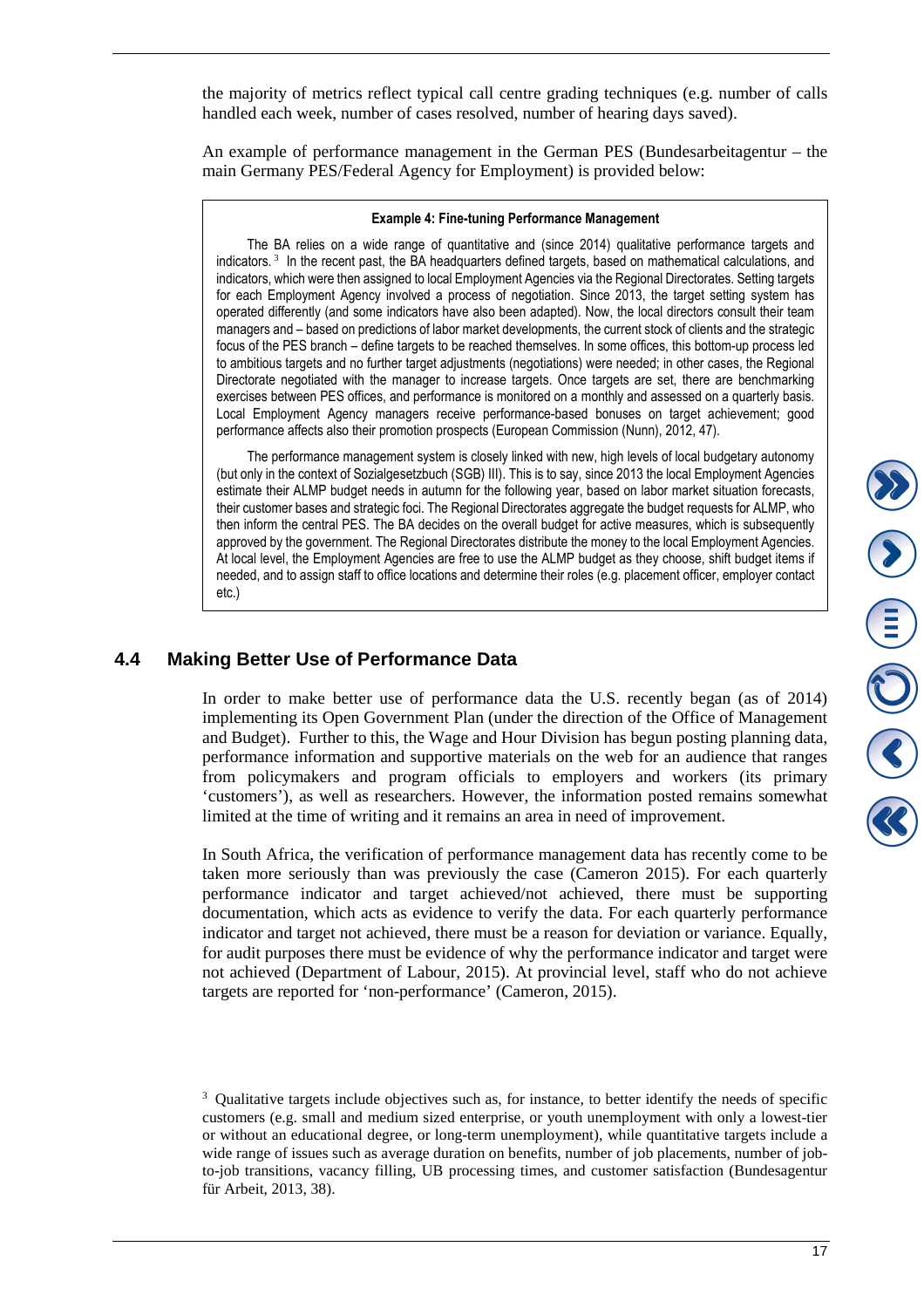the majority of metrics reflect typical call centre grading techniques (e.g. number of calls handled each week, number of cases resolved, number of hearing days saved).

An example of performance management in the German PES (Bundesarbeitagentur – the main Germany PES/Federal Agency for Employment) is provided below:

> **Example 4: Fine-tuning Performance Management**
>
> The BA relies on a wide range of quantitative and (since 2014) qualitative performance targets and indicators.[3] In the recent past, the BA headquarters defined targets, based on mathematical calculations, and indicators, which were then assigned to local Employment Agencies via the Regional Directorates. Setting targets for each Employment Agency involved a process of negotiation. Since 2013, the target setting system has operated differently (and some indicators have also been adapted). Now, the local directors consult their team managers and – based on predictions of labor market developments, the current stock of clients and the strategic focus of the PES branch – define targets to be reached themselves. In some offices, this bottom-up process led to ambitious targets and no further target adjustments (negotiations) were needed; in other cases, the Regional Directorate negotiated with the manager to increase targets. Once targets are set, there are benchmarking exercises between PES offices, and performance is monitored on a monthly and assessed on a quarterly basis. Local Employment Agency managers receive performance-based bonuses on target achievement; good performance affects also their promotion prospects (European Commission (Nunn), 2012, 47).
>
> The performance management system is closely linked with new, high levels of local budgetary autonomy (but only in the context of Sozialgesetzbuch (SGB) III). This is to say, since 2013 the local Employment Agencies estimate their ALMP budget needs in autumn for the following year, based on labor market situation forecasts, their customer bases and strategic foci. The Regional Directorates aggregate the budget requests for ALMP, who then inform the central PES. The BA decides on the overall budget for active measures, which is subsequently approved by the government. The Regional Directorates distribute the money to the local Employment Agencies. At local level, the Employment Agencies are free to use the ALMP budget as they choose, shift budget items if needed, and to assign staff to office locations and determine their roles (e.g. placement officer, employer contact etc.)

## 4.4 Making Better Use of Performance Data

In order to make better use of performance data the U.S. recently began (as of 2014) implementing its Open Government Plan (under the direction of the Office of Management and Budget). Further to this, the Wage and Hour Division has begun posting planning data, performance information and supportive materials on the web for an audience that ranges from policymakers and program officials to employers and workers (its primary 'customers'), as well as researchers. However, the information posted remains somewhat limited at the time of writing and it remains an area in need of improvement.

In South Africa, the verification of performance management data has recently come to be taken more seriously than was previously the case (Cameron 2015). For each quarterly performance indicator and target achieved/not achieved, there must be supporting documentation, which acts as evidence to verify the data. For each quarterly performance indicator and target not achieved, there must be a reason for deviation or variance. Equally, for audit purposes there must be evidence of why the performance indicator and target were not achieved (Department of Labour, 2015). At provincial level, staff who do not achieve targets are reported for 'non-performance' (Cameron, 2015).

[3] Qualitative targets include objectives such as, for instance, to better identify the needs of specific customers (e.g. small and medium sized enterprise, or youth unemployment with only a lowest-tier or without an educational degree, or long-term unemployment), while quantitative targets include a wide range of issues such as average duration on benefits, number of job placements, number of job-to-job transitions, vacancy filling, UB processing times, and customer satisfaction (Bundesagentur für Arbeit, 2013, 38).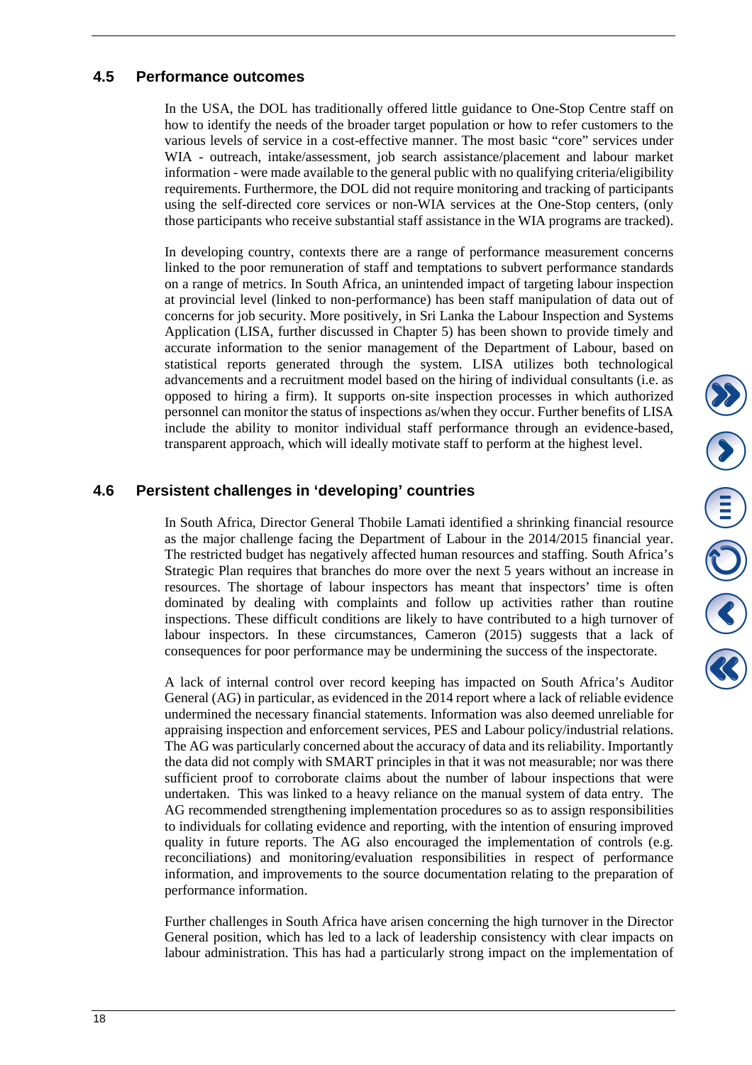## 4.5 Performance outcomes

In the USA, the DOL has traditionally offered little guidance to One-Stop Centre staff on how to identify the needs of the broader target population or how to refer customers to the various levels of service in a cost-effective manner. The most basic "core" services under WIA - outreach, intake/assessment, job search assistance/placement and labour market information - were made available to the general public with no qualifying criteria/eligibility requirements. Furthermore, the DOL did not require monitoring and tracking of participants using the self-directed core services or non-WIA services at the One-Stop centers, (only those participants who receive substantial staff assistance in the WIA programs are tracked).

In developing country, contexts there are a range of performance measurement concerns linked to the poor remuneration of staff and temptations to subvert performance standards on a range of metrics. In South Africa, an unintended impact of targeting labour inspection at provincial level (linked to non-performance) has been staff manipulation of data out of concerns for job security. More positively, in Sri Lanka the Labour Inspection and Systems Application (LISA, further discussed in Chapter 5) has been shown to provide timely and accurate information to the senior management of the Department of Labour, based on statistical reports generated through the system. LISA utilizes both technological advancements and a recruitment model based on the hiring of individual consultants (i.e. as opposed to hiring a firm). It supports on-site inspection processes in which authorized personnel can monitor the status of inspections as/when they occur. Further benefits of LISA include the ability to monitor individual staff performance through an evidence-based, transparent approach, which will ideally motivate staff to perform at the highest level.

## 4.6 Persistent challenges in 'developing' countries

In South Africa, Director General Thobile Lamati identified a shrinking financial resource as the major challenge facing the Department of Labour in the 2014/2015 financial year. The restricted budget has negatively affected human resources and staffing. South Africa's Strategic Plan requires that branches do more over the next 5 years without an increase in resources. The shortage of labour inspectors has meant that inspectors' time is often dominated by dealing with complaints and follow up activities rather than routine inspections. These difficult conditions are likely to have contributed to a high turnover of labour inspectors. In these circumstances, Cameron (2015) suggests that a lack of consequences for poor performance may be undermining the success of the inspectorate.

A lack of internal control over record keeping has impacted on South Africa's Auditor General (AG) in particular, as evidenced in the 2014 report where a lack of reliable evidence undermined the necessary financial statements. Information was also deemed unreliable for appraising inspection and enforcement services, PES and Labour policy/industrial relations. The AG was particularly concerned about the accuracy of data and its reliability. Importantly the data did not comply with SMART principles in that it was not measurable; nor was there sufficient proof to corroborate claims about the number of labour inspections that were undertaken. This was linked to a heavy reliance on the manual system of data entry. The AG recommended strengthening implementation procedures so as to assign responsibilities to individuals for collating evidence and reporting, with the intention of ensuring improved quality in future reports. The AG also encouraged the implementation of controls (e.g. reconciliations) and monitoring/evaluation responsibilities in respect of performance information, and improvements to the source documentation relating to the preparation of performance information.

Further challenges in South Africa have arisen concerning the high turnover in the Director General position, which has led to a lack of leadership consistency with clear impacts on labour administration. This has had a particularly strong impact on the implementation of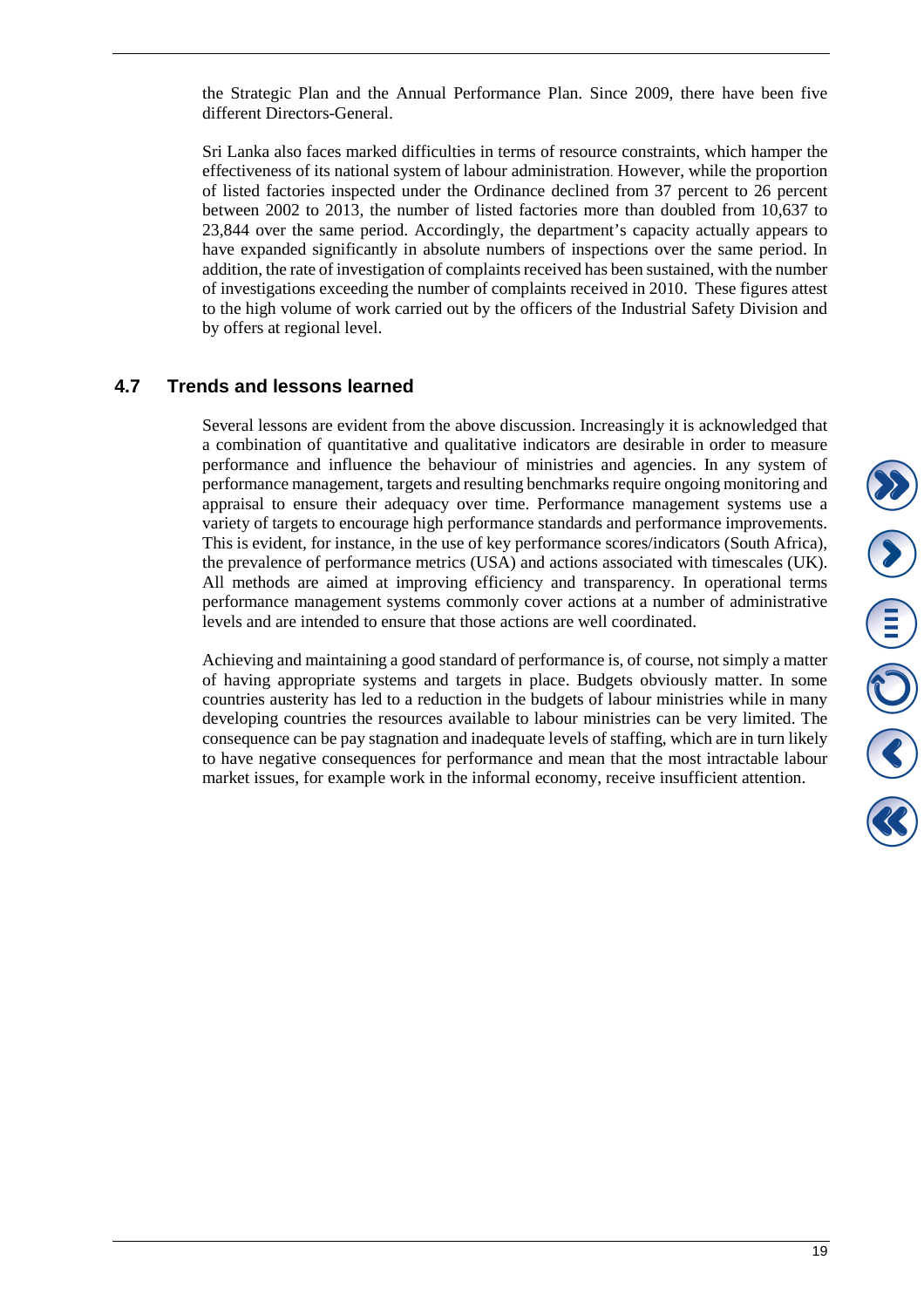the Strategic Plan and the Annual Performance Plan. Since 2009, there have been five different Directors-General.

Sri Lanka also faces marked difficulties in terms of resource constraints, which hamper the effectiveness of its national system of labour administration. However, while the proportion of listed factories inspected under the Ordinance declined from 37 percent to 26 percent between 2002 to 2013, the number of listed factories more than doubled from 10,637 to 23,844 over the same period. Accordingly, the department's capacity actually appears to have expanded significantly in absolute numbers of inspections over the same period. In addition, the rate of investigation of complaints received has been sustained, with the number of investigations exceeding the number of complaints received in 2010. These figures attest to the high volume of work carried out by the officers of the Industrial Safety Division and by offers at regional level.

## 4.7 Trends and lessons learned

Several lessons are evident from the above discussion. Increasingly it is acknowledged that a combination of quantitative and qualitative indicators are desirable in order to measure performance and influence the behaviour of ministries and agencies. In any system of performance management, targets and resulting benchmarks require ongoing monitoring and appraisal to ensure their adequacy over time. Performance management systems use a variety of targets to encourage high performance standards and performance improvements. This is evident, for instance, in the use of key performance scores/indicators (South Africa), the prevalence of performance metrics (USA) and actions associated with timescales (UK). All methods are aimed at improving efficiency and transparency. In operational terms performance management systems commonly cover actions at a number of administrative levels and are intended to ensure that those actions are well coordinated.

Achieving and maintaining a good standard of performance is, of course, not simply a matter of having appropriate systems and targets in place. Budgets obviously matter. In some countries austerity has led to a reduction in the budgets of labour ministries while in many developing countries the resources available to labour ministries can be very limited. The consequence can be pay stagnation and inadequate levels of staffing, which are in turn likely to have negative consequences for performance and mean that the most intractable labour market issues, for example work in the informal economy, receive insufficient attention.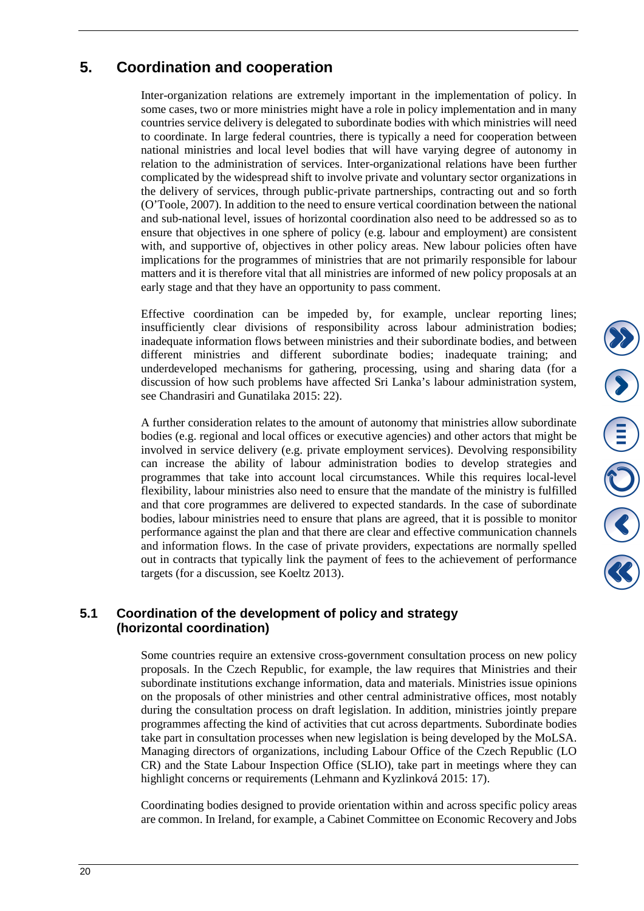# 5. Coordination and cooperation

Inter-organization relations are extremely important in the implementation of policy. In some cases, two or more ministries might have a role in policy implementation and in many countries service delivery is delegated to subordinate bodies with which ministries will need to coordinate. In large federal countries, there is typically a need for cooperation between national ministries and local level bodies that will have varying degree of autonomy in relation to the administration of services. Inter-organizational relations have been further complicated by the widespread shift to involve private and voluntary sector organizations in the delivery of services, through public-private partnerships, contracting out and so forth (O'Toole, 2007). In addition to the need to ensure vertical coordination between the national and sub-national level, issues of horizontal coordination also need to be addressed so as to ensure that objectives in one sphere of policy (e.g. labour and employment) are consistent with, and supportive of, objectives in other policy areas. New labour policies often have implications for the programmes of ministries that are not primarily responsible for labour matters and it is therefore vital that all ministries are informed of new policy proposals at an early stage and that they have an opportunity to pass comment.

Effective coordination can be impeded by, for example, unclear reporting lines; insufficiently clear divisions of responsibility across labour administration bodies; inadequate information flows between ministries and their subordinate bodies, and between different ministries and different subordinate bodies; inadequate training; and underdeveloped mechanisms for gathering, processing, using and sharing data (for a discussion of how such problems have affected Sri Lanka's labour administration system, see Chandrasiri and Gunatilaka 2015: 22).

A further consideration relates to the amount of autonomy that ministries allow subordinate bodies (e.g. regional and local offices or executive agencies) and other actors that might be involved in service delivery (e.g. private employment services). Devolving responsibility can increase the ability of labour administration bodies to develop strategies and programmes that take into account local circumstances. While this requires local-level flexibility, labour ministries also need to ensure that the mandate of the ministry is fulfilled and that core programmes are delivered to expected standards. In the case of subordinate bodies, labour ministries need to ensure that plans are agreed, that it is possible to monitor performance against the plan and that there are clear and effective communication channels and information flows. In the case of private providers, expectations are normally spelled out in contracts that typically link the payment of fees to the achievement of performance targets (for a discussion, see Koeltz 2013).

## 5.1 Coordination of the development of policy and strategy (horizontal coordination)

Some countries require an extensive cross-government consultation process on new policy proposals. In the Czech Republic, for example, the law requires that Ministries and their subordinate institutions exchange information, data and materials. Ministries issue opinions on the proposals of other ministries and other central administrative offices, most notably during the consultation process on draft legislation. In addition, ministries jointly prepare programmes affecting the kind of activities that cut across departments. Subordinate bodies take part in consultation processes when new legislation is being developed by the MoLSA. Managing directors of organizations, including Labour Office of the Czech Republic (LO CR) and the State Labour Inspection Office (SLIO), take part in meetings where they can highlight concerns or requirements (Lehmann and Kyzlinková 2015: 17).

Coordinating bodies designed to provide orientation within and across specific policy areas are common. In Ireland, for example, a Cabinet Committee on Economic Recovery and Jobs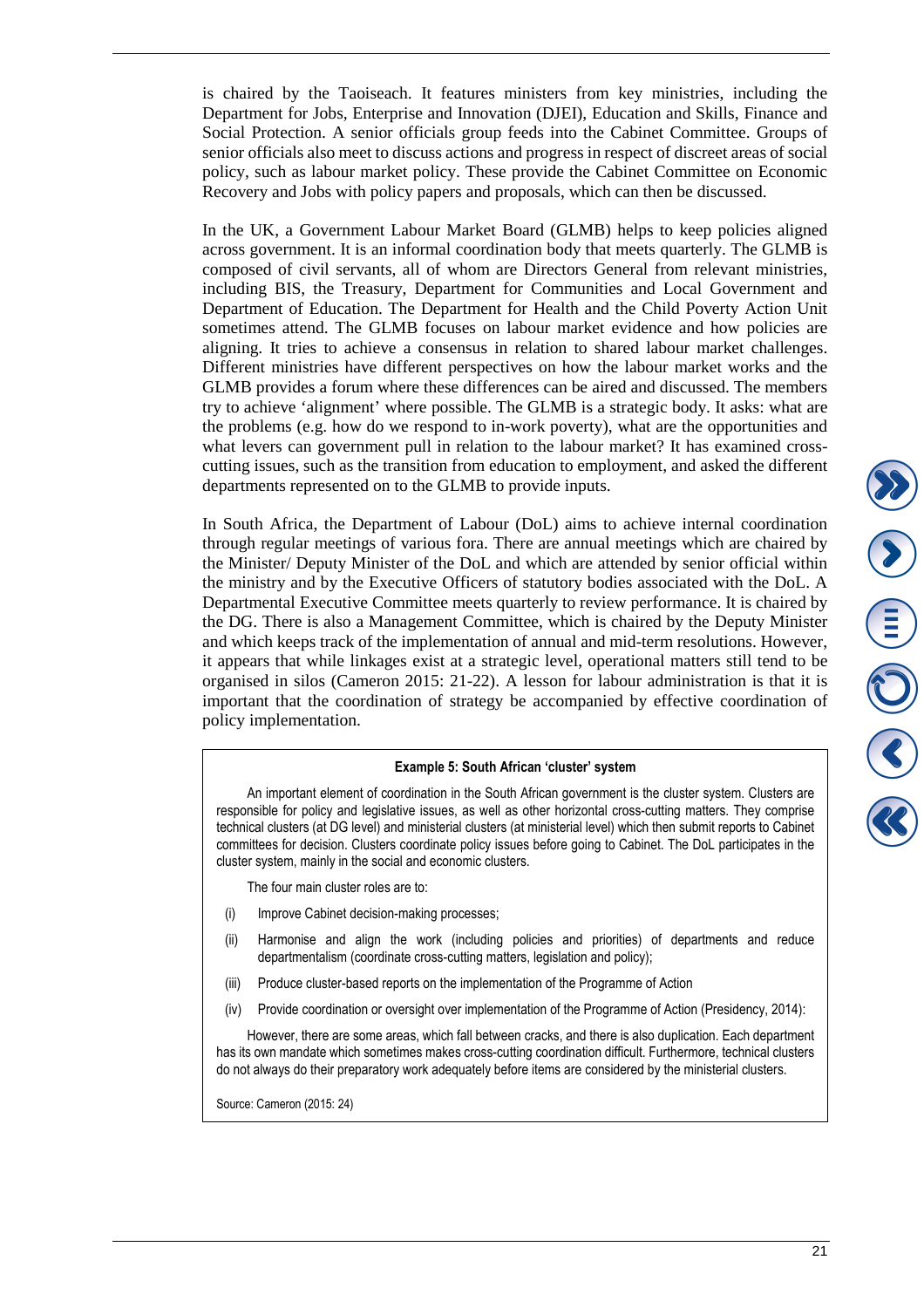is chaired by the Taoiseach. It features ministers from key ministries, including the Department for Jobs, Enterprise and Innovation (DJEI), Education and Skills, Finance and Social Protection. A senior officials group feeds into the Cabinet Committee. Groups of senior officials also meet to discuss actions and progress in respect of discreet areas of social policy, such as labour market policy. These provide the Cabinet Committee on Economic Recovery and Jobs with policy papers and proposals, which can then be discussed.

In the UK, a Government Labour Market Board (GLMB) helps to keep policies aligned across government. It is an informal coordination body that meets quarterly. The GLMB is composed of civil servants, all of whom are Directors General from relevant ministries, including BIS, the Treasury, Department for Communities and Local Government and Department of Education. The Department for Health and the Child Poverty Action Unit sometimes attend. The GLMB focuses on labour market evidence and how policies are aligning. It tries to achieve a consensus in relation to shared labour market challenges. Different ministries have different perspectives on how the labour market works and the GLMB provides a forum where these differences can be aired and discussed. The members try to achieve 'alignment' where possible. The GLMB is a strategic body. It asks: what are the problems (e.g. how do we respond to in-work poverty), what are the opportunities and what levers can government pull in relation to the labour market? It has examined cross-cutting issues, such as the transition from education to employment, and asked the different departments represented on to the GLMB to provide inputs.

In South Africa, the Department of Labour (DoL) aims to achieve internal coordination through regular meetings of various fora. There are annual meetings which are chaired by the Minister/ Deputy Minister of the DoL and which are attended by senior official within the ministry and by the Executive Officers of statutory bodies associated with the DoL. A Departmental Executive Committee meets quarterly to review performance. It is chaired by the DG. There is also a Management Committee, which is chaired by the Deputy Minister and which keeps track of the implementation of annual and mid-term resolutions. However, it appears that while linkages exist at a strategic level, operational matters still tend to be organised in silos (Cameron 2015: 21-22). A lesson for labour administration is that it is important that the coordination of strategy be accompanied by effective coordination of policy implementation.

**Example 5: South African 'cluster' system**

An important element of coordination in the South African government is the cluster system. Clusters are responsible for policy and legislative issues, as well as other horizontal cross-cutting matters. They comprise technical clusters (at DG level) and ministerial clusters (at ministerial level) which then submit reports to Cabinet committees for decision. Clusters coordinate policy issues before going to Cabinet. The DoL participates in the cluster system, mainly in the social and economic clusters.

The four main cluster roles are to:

(i) Improve Cabinet decision-making processes;

(ii) Harmonise and align the work (including policies and priorities) of departments and reduce departmentalism (coordinate cross-cutting matters, legislation and policy);

(iii) Produce cluster-based reports on the implementation of the Programme of Action

(iv) Provide coordination or oversight over implementation of the Programme of Action (Presidency, 2014):

However, there are some areas, which fall between cracks, and there is also duplication. Each department has its own mandate which sometimes makes cross-cutting coordination difficult. Furthermore, technical clusters do not always do their preparatory work adequately before items are considered by the ministerial clusters.

Source: Cameron (2015: 24)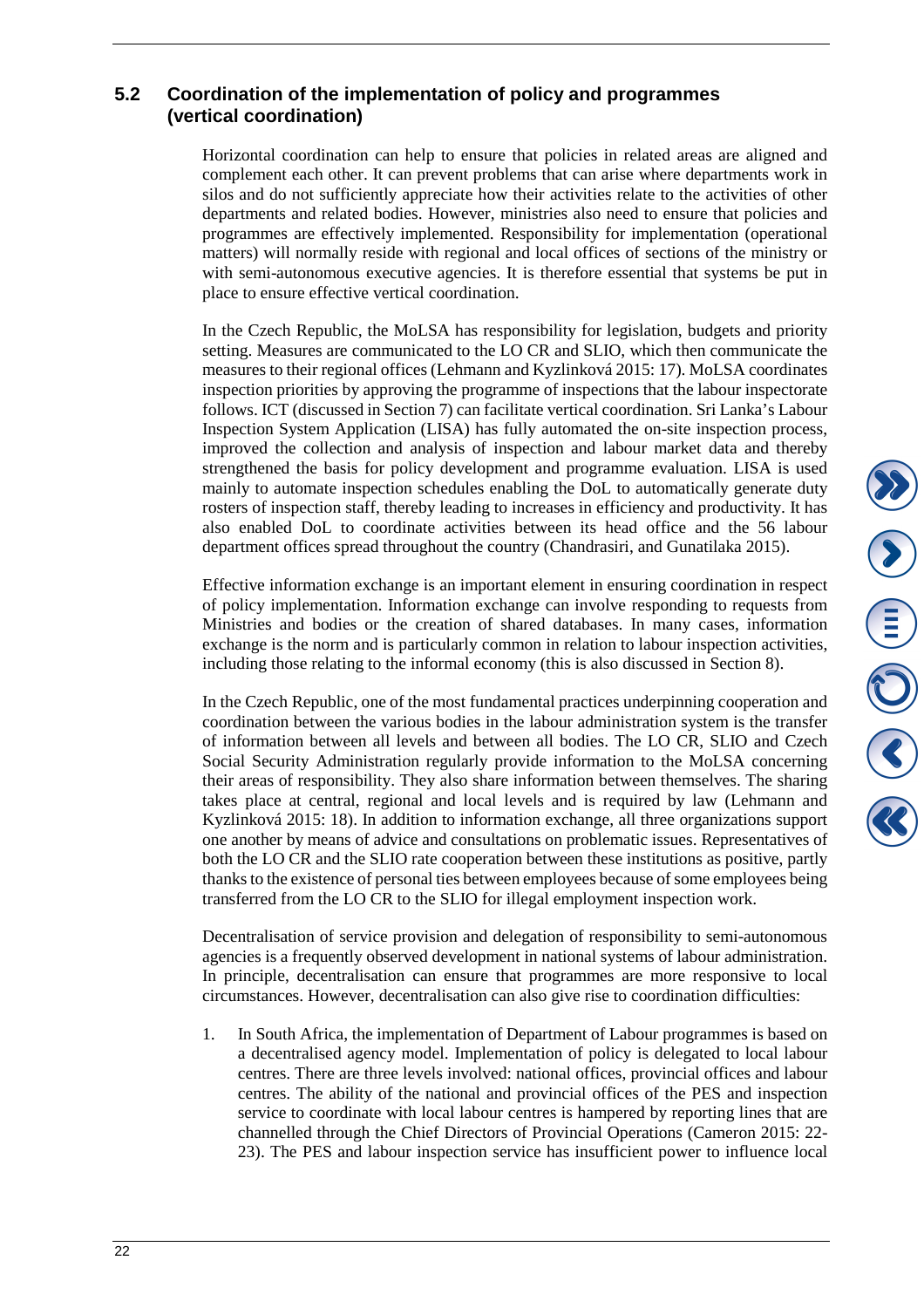## 5.2 Coordination of the implementation of policy and programmes (vertical coordination)

Horizontal coordination can help to ensure that policies in related areas are aligned and complement each other. It can prevent problems that can arise where departments work in silos and do not sufficiently appreciate how their activities relate to the activities of other departments and related bodies. However, ministries also need to ensure that policies and programmes are effectively implemented. Responsibility for implementation (operational matters) will normally reside with regional and local offices of sections of the ministry or with semi-autonomous executive agencies. It is therefore essential that systems be put in place to ensure effective vertical coordination.

In the Czech Republic, the MoLSA has responsibility for legislation, budgets and priority setting. Measures are communicated to the LO CR and SLIO, which then communicate the measures to their regional offices (Lehmann and Kyzlinková 2015: 17). MoLSA coordinates inspection priorities by approving the programme of inspections that the labour inspectorate follows. ICT (discussed in Section 7) can facilitate vertical coordination. Sri Lanka's Labour Inspection System Application (LISA) has fully automated the on-site inspection process, improved the collection and analysis of inspection and labour market data and thereby strengthened the basis for policy development and programme evaluation. LISA is used mainly to automate inspection schedules enabling the DoL to automatically generate duty rosters of inspection staff, thereby leading to increases in efficiency and productivity. It has also enabled DoL to coordinate activities between its head office and the 56 labour department offices spread throughout the country (Chandrasiri, and Gunatilaka 2015).

Effective information exchange is an important element in ensuring coordination in respect of policy implementation. Information exchange can involve responding to requests from Ministries and bodies or the creation of shared databases. In many cases, information exchange is the norm and is particularly common in relation to labour inspection activities, including those relating to the informal economy (this is also discussed in Section 8).

In the Czech Republic, one of the most fundamental practices underpinning cooperation and coordination between the various bodies in the labour administration system is the transfer of information between all levels and between all bodies. The LO CR, SLIO and Czech Social Security Administration regularly provide information to the MoLSA concerning their areas of responsibility. They also share information between themselves. The sharing takes place at central, regional and local levels and is required by law (Lehmann and Kyzlinková 2015: 18). In addition to information exchange, all three organizations support one another by means of advice and consultations on problematic issues. Representatives of both the LO CR and the SLIO rate cooperation between these institutions as positive, partly thanks to the existence of personal ties between employees because of some employees being transferred from the LO CR to the SLIO for illegal employment inspection work.

Decentralisation of service provision and delegation of responsibility to semi-autonomous agencies is a frequently observed development in national systems of labour administration. In principle, decentralisation can ensure that programmes are more responsive to local circumstances. However, decentralisation can also give rise to coordination difficulties:

1. In South Africa, the implementation of Department of Labour programmes is based on a decentralised agency model. Implementation of policy is delegated to local labour centres. There are three levels involved: national offices, provincial offices and labour centres. The ability of the national and provincial offices of the PES and inspection service to coordinate with local labour centres is hampered by reporting lines that are channelled through the Chief Directors of Provincial Operations (Cameron 2015: 22-23). The PES and labour inspection service has insufficient power to influence local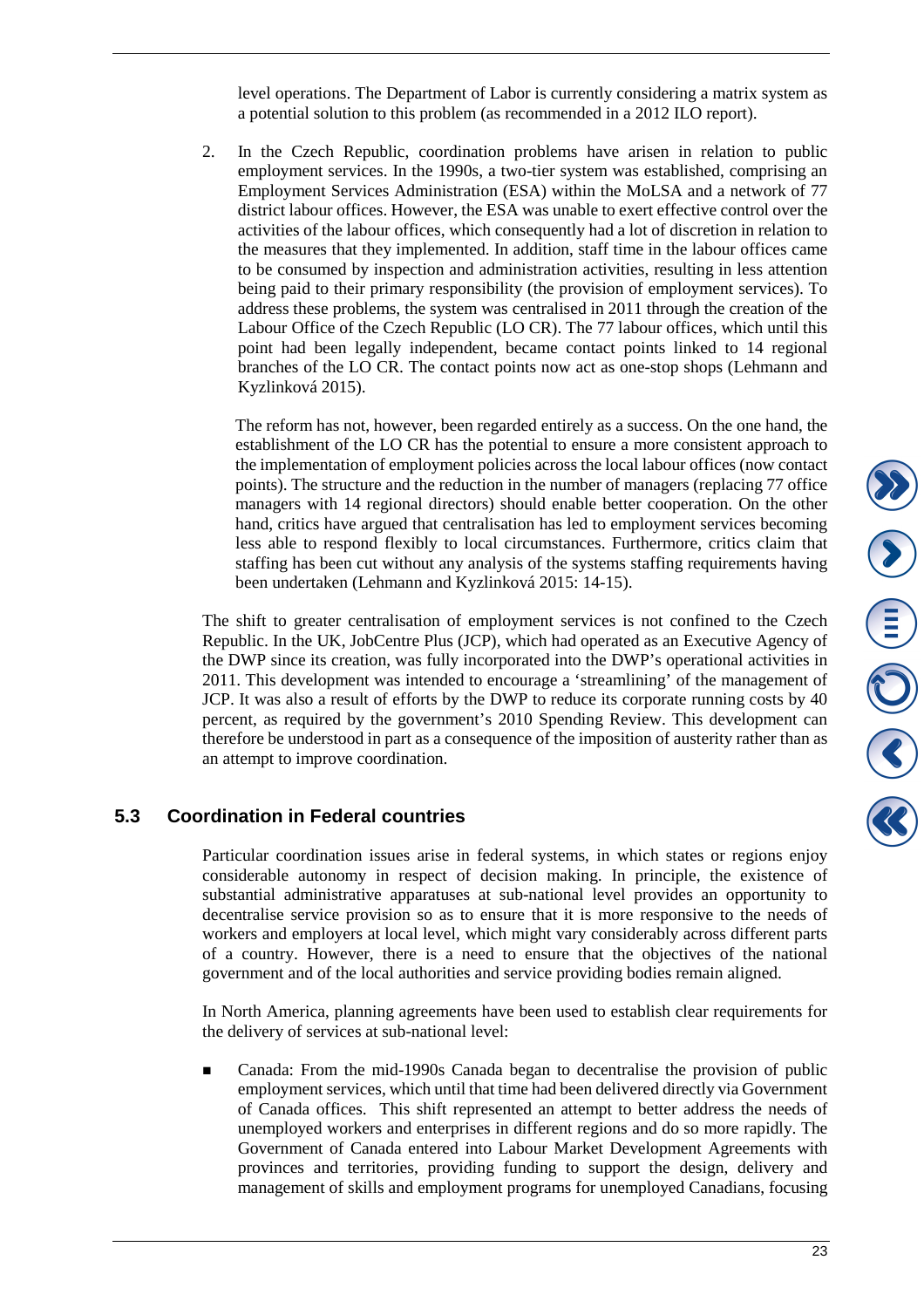level operations. The Department of Labor is currently considering a matrix system as a potential solution to this problem (as recommended in a 2012 ILO report).

2. In the Czech Republic, coordination problems have arisen in relation to public employment services. In the 1990s, a two-tier system was established, comprising an Employment Services Administration (ESA) within the MoLSA and a network of 77 district labour offices. However, the ESA was unable to exert effective control over the activities of the labour offices, which consequently had a lot of discretion in relation to the measures that they implemented. In addition, staff time in the labour offices came to be consumed by inspection and administration activities, resulting in less attention being paid to their primary responsibility (the provision of employment services). To address these problems, the system was centralised in 2011 through the creation of the Labour Office of the Czech Republic (LO CR). The 77 labour offices, which until this point had been legally independent, became contact points linked to 14 regional branches of the LO CR. The contact points now act as one-stop shops (Lehmann and Kyzlinková 2015).

   The reform has not, however, been regarded entirely as a success. On the one hand, the establishment of the LO CR has the potential to ensure a more consistent approach to the implementation of employment policies across the local labour offices (now contact points). The structure and the reduction in the number of managers (replacing 77 office managers with 14 regional directors) should enable better cooperation. On the other hand, critics have argued that centralisation has led to employment services becoming less able to respond flexibly to local circumstances. Furthermore, critics claim that staffing has been cut without any analysis of the systems staffing requirements having been undertaken (Lehmann and Kyzlinková 2015: 14-15).

The shift to greater centralisation of employment services is not confined to the Czech Republic. In the UK, JobCentre Plus (JCP), which had operated as an Executive Agency of the DWP since its creation, was fully incorporated into the DWP's operational activities in 2011. This development was intended to encourage a 'streamlining' of the management of JCP. It was also a result of efforts by the DWP to reduce its corporate running costs by 40 percent, as required by the government's 2010 Spending Review. This development can therefore be understood in part as a consequence of the imposition of austerity rather than as an attempt to improve coordination.

## 5.3 Coordination in Federal countries

Particular coordination issues arise in federal systems, in which states or regions enjoy considerable autonomy in respect of decision making. In principle, the existence of substantial administrative apparatuses at sub-national level provides an opportunity to decentralise service provision so as to ensure that it is more responsive to the needs of workers and employers at local level, which might vary considerably across different parts of a country. However, there is a need to ensure that the objectives of the national government and of the local authorities and service providing bodies remain aligned.

In North America, planning agreements have been used to establish clear requirements for the delivery of services at sub-national level:

- Canada: From the mid-1990s Canada began to decentralise the provision of public employment services, which until that time had been delivered directly via Government of Canada offices. This shift represented an attempt to better address the needs of unemployed workers and enterprises in different regions and do so more rapidly. The Government of Canada entered into Labour Market Development Agreements with provinces and territories, providing funding to support the design, delivery and management of skills and employment programs for unemployed Canadians, focusing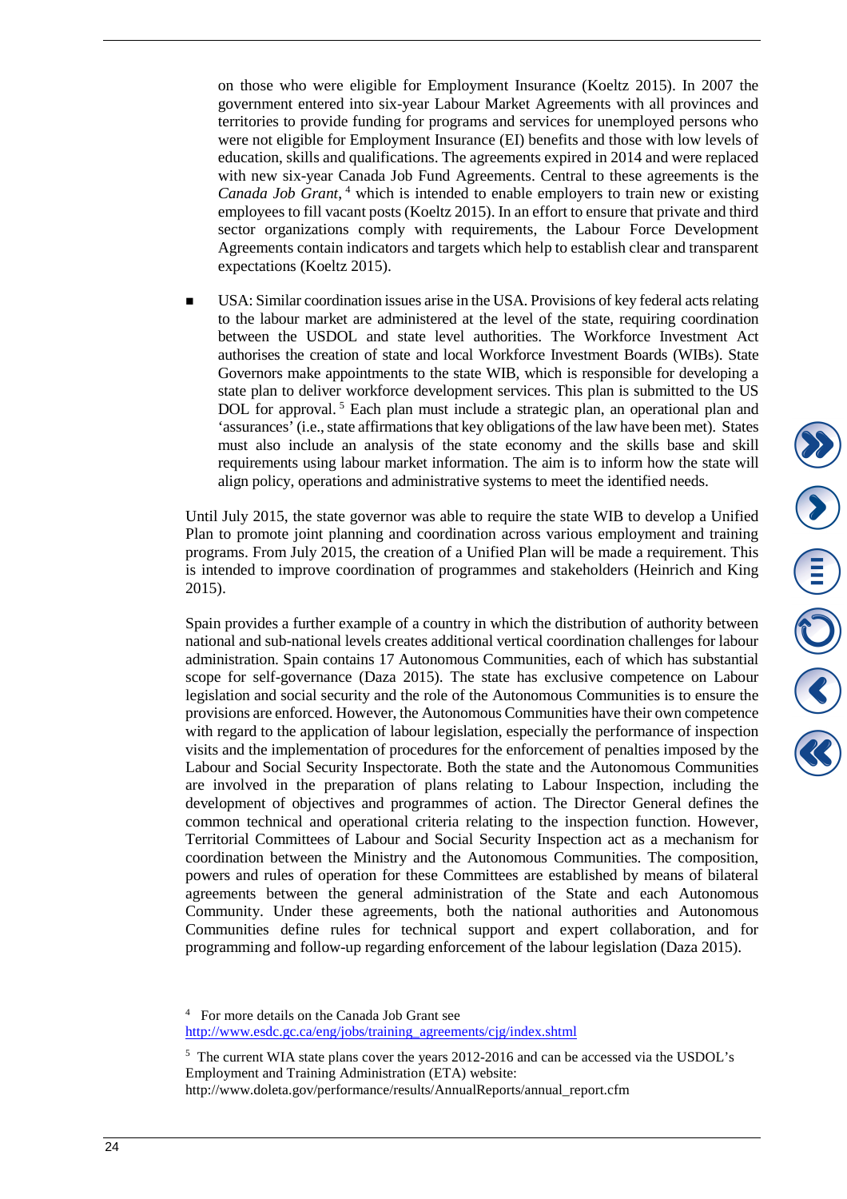on those who were eligible for Employment Insurance (Koeltz 2015). In 2007 the government entered into six-year Labour Market Agreements with all provinces and territories to provide funding for programs and services for unemployed persons who were not eligible for Employment Insurance (EI) benefits and those with low levels of education, skills and qualifications. The agreements expired in 2014 and were replaced with new six-year Canada Job Fund Agreements. Central to these agreements is the *Canada Job Grant*,[4] which is intended to enable employers to train new or existing employees to fill vacant posts (Koeltz 2015). In an effort to ensure that private and third sector organizations comply with requirements, the Labour Force Development Agreements contain indicators and targets which help to establish clear and transparent expectations (Koeltz 2015).

- USA: Similar coordination issues arise in the USA. Provisions of key federal acts relating to the labour market are administered at the level of the state, requiring coordination between the USDOL and state level authorities. The Workforce Investment Act authorises the creation of state and local Workforce Investment Boards (WIBs). State Governors make appointments to the state WIB, which is responsible for developing a state plan to deliver workforce development services. This plan is submitted to the US DOL for approval.[5] Each plan must include a strategic plan, an operational plan and 'assurances' (i.e., state affirmations that key obligations of the law have been met). States must also include an analysis of the state economy and the skills base and skill requirements using labour market information. The aim is to inform how the state will align policy, operations and administrative systems to meet the identified needs.

Until July 2015, the state governor was able to require the state WIB to develop a Unified Plan to promote joint planning and coordination across various employment and training programs. From July 2015, the creation of a Unified Plan will be made a requirement. This is intended to improve coordination of programmes and stakeholders (Heinrich and King 2015).

Spain provides a further example of a country in which the distribution of authority between national and sub-national levels creates additional vertical coordination challenges for labour administration. Spain contains 17 Autonomous Communities, each of which has substantial scope for self-governance (Daza 2015). The state has exclusive competence on Labour legislation and social security and the role of the Autonomous Communities is to ensure the provisions are enforced. However, the Autonomous Communities have their own competence with regard to the application of labour legislation, especially the performance of inspection visits and the implementation of procedures for the enforcement of penalties imposed by the Labour and Social Security Inspectorate. Both the state and the Autonomous Communities are involved in the preparation of plans relating to Labour Inspection, including the development of objectives and programmes of action. The Director General defines the common technical and operational criteria relating to the inspection function. However, Territorial Committees of Labour and Social Security Inspection act as a mechanism for coordination between the Ministry and the Autonomous Communities. The composition, powers and rules of operation for these Committees are established by means of bilateral agreements between the general administration of the State and each Autonomous Community. Under these agreements, both the national authorities and Autonomous Communities define rules for technical support and expert collaboration, and for programming and follow-up regarding enforcement of the labour legislation (Daza 2015).

[4] For more details on the Canada Job Grant see http://www.esdc.gc.ca/eng/jobs/training_agreements/cjg/index.shtml

[5] The current WIA state plans cover the years 2012-2016 and can be accessed via the USDOL's Employment and Training Administration (ETA) website: http://www.doleta.gov/performance/results/AnnualReports/annual_report.cfm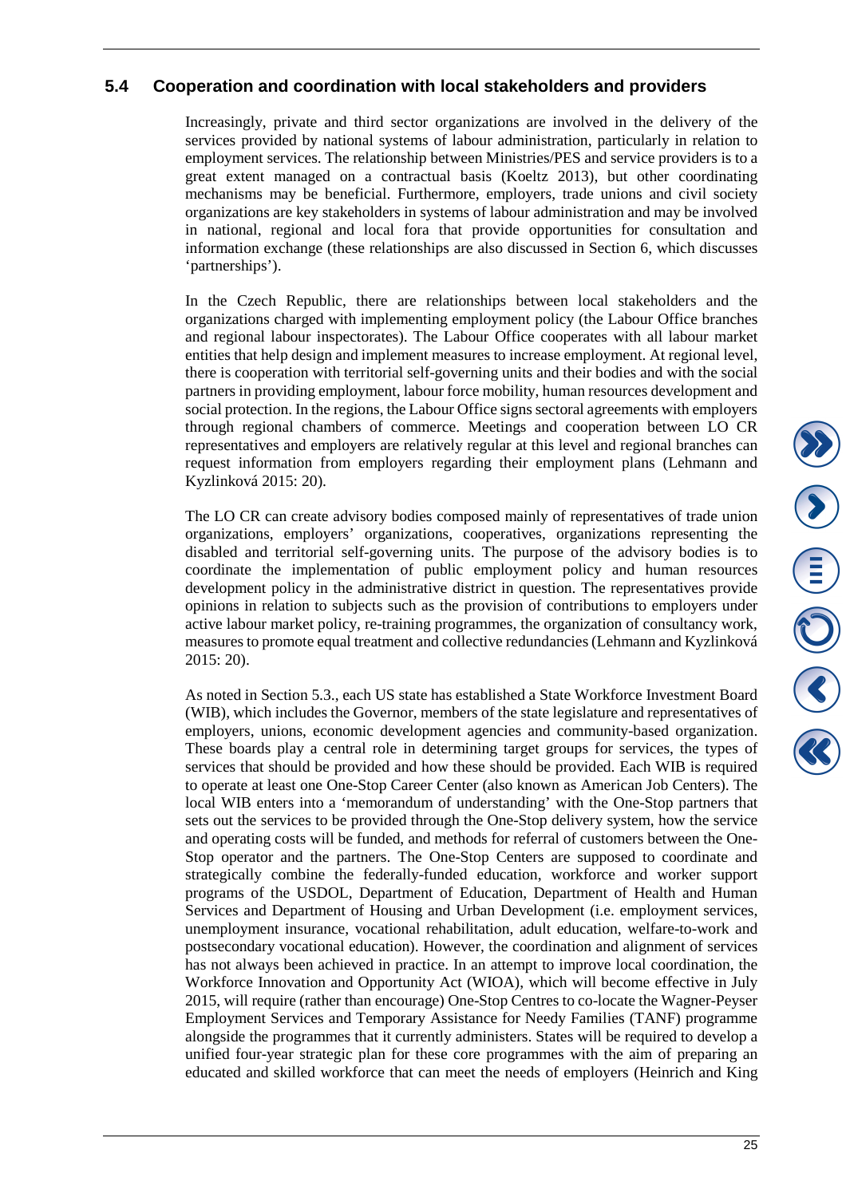## 5.4 Cooperation and coordination with local stakeholders and providers

Increasingly, private and third sector organizations are involved in the delivery of the services provided by national systems of labour administration, particularly in relation to employment services. The relationship between Ministries/PES and service providers is to a great extent managed on a contractual basis (Koeltz 2013), but other coordinating mechanisms may be beneficial. Furthermore, employers, trade unions and civil society organizations are key stakeholders in systems of labour administration and may be involved in national, regional and local fora that provide opportunities for consultation and information exchange (these relationships are also discussed in Section 6, which discusses 'partnerships').

In the Czech Republic, there are relationships between local stakeholders and the organizations charged with implementing employment policy (the Labour Office branches and regional labour inspectorates). The Labour Office cooperates with all labour market entities that help design and implement measures to increase employment. At regional level, there is cooperation with territorial self-governing units and their bodies and with the social partners in providing employment, labour force mobility, human resources development and social protection. In the regions, the Labour Office signs sectoral agreements with employers through regional chambers of commerce. Meetings and cooperation between LO CR representatives and employers are relatively regular at this level and regional branches can request information from employers regarding their employment plans (Lehmann and Kyzlinková 2015: 20).

The LO CR can create advisory bodies composed mainly of representatives of trade union organizations, employers' organizations, cooperatives, organizations representing the disabled and territorial self-governing units. The purpose of the advisory bodies is to coordinate the implementation of public employment policy and human resources development policy in the administrative district in question. The representatives provide opinions in relation to subjects such as the provision of contributions to employers under active labour market policy, re-training programmes, the organization of consultancy work, measures to promote equal treatment and collective redundancies (Lehmann and Kyzlinková 2015: 20).

As noted in Section 5.3., each US state has established a State Workforce Investment Board (WIB), which includes the Governor, members of the state legislature and representatives of employers, unions, economic development agencies and community-based organization. These boards play a central role in determining target groups for services, the types of services that should be provided and how these should be provided. Each WIB is required to operate at least one One-Stop Career Center (also known as American Job Centers). The local WIB enters into a 'memorandum of understanding' with the One-Stop partners that sets out the services to be provided through the One-Stop delivery system, how the service and operating costs will be funded, and methods for referral of customers between the One-Stop operator and the partners. The One-Stop Centers are supposed to coordinate and strategically combine the federally-funded education, workforce and worker support programs of the USDOL, Department of Education, Department of Health and Human Services and Department of Housing and Urban Development (i.e. employment services, unemployment insurance, vocational rehabilitation, adult education, welfare-to-work and postsecondary vocational education). However, the coordination and alignment of services has not always been achieved in practice. In an attempt to improve local coordination, the Workforce Innovation and Opportunity Act (WIOA), which will become effective in July 2015, will require (rather than encourage) One-Stop Centres to co-locate the Wagner-Peyser Employment Services and Temporary Assistance for Needy Families (TANF) programme alongside the programmes that it currently administers. States will be required to develop a unified four-year strategic plan for these core programmes with the aim of preparing an educated and skilled workforce that can meet the needs of employers (Heinrich and King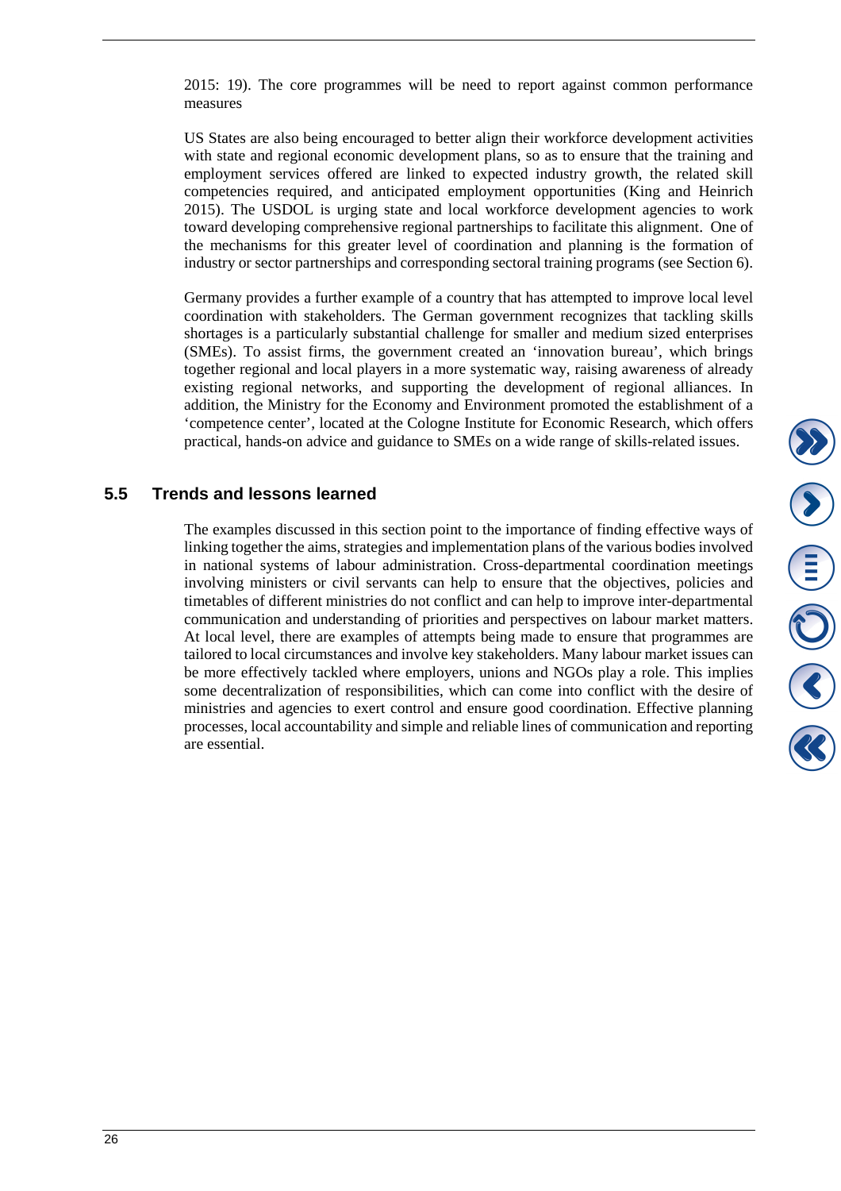2015: 19). The core programmes will be need to report against common performance measures

US States are also being encouraged to better align their workforce development activities with state and regional economic development plans, so as to ensure that the training and employment services offered are linked to expected industry growth, the related skill competencies required, and anticipated employment opportunities (King and Heinrich 2015). The USDOL is urging state and local workforce development agencies to work toward developing comprehensive regional partnerships to facilitate this alignment. One of the mechanisms for this greater level of coordination and planning is the formation of industry or sector partnerships and corresponding sectoral training programs (see Section 6).

Germany provides a further example of a country that has attempted to improve local level coordination with stakeholders. The German government recognizes that tackling skills shortages is a particularly substantial challenge for smaller and medium sized enterprises (SMEs). To assist firms, the government created an 'innovation bureau', which brings together regional and local players in a more systematic way, raising awareness of already existing regional networks, and supporting the development of regional alliances. In addition, the Ministry for the Economy and Environment promoted the establishment of a 'competence center', located at the Cologne Institute for Economic Research, which offers practical, hands-on advice and guidance to SMEs on a wide range of skills-related issues.

## 5.5 Trends and lessons learned

The examples discussed in this section point to the importance of finding effective ways of linking together the aims, strategies and implementation plans of the various bodies involved in national systems of labour administration. Cross-departmental coordination meetings involving ministers or civil servants can help to ensure that the objectives, policies and timetables of different ministries do not conflict and can help to improve inter-departmental communication and understanding of priorities and perspectives on labour market matters. At local level, there are examples of attempts being made to ensure that programmes are tailored to local circumstances and involve key stakeholders. Many labour market issues can be more effectively tackled where employers, unions and NGOs play a role. This implies some decentralization of responsibilities, which can come into conflict with the desire of ministries and agencies to exert control and ensure good coordination. Effective planning processes, local accountability and simple and reliable lines of communication and reporting are essential.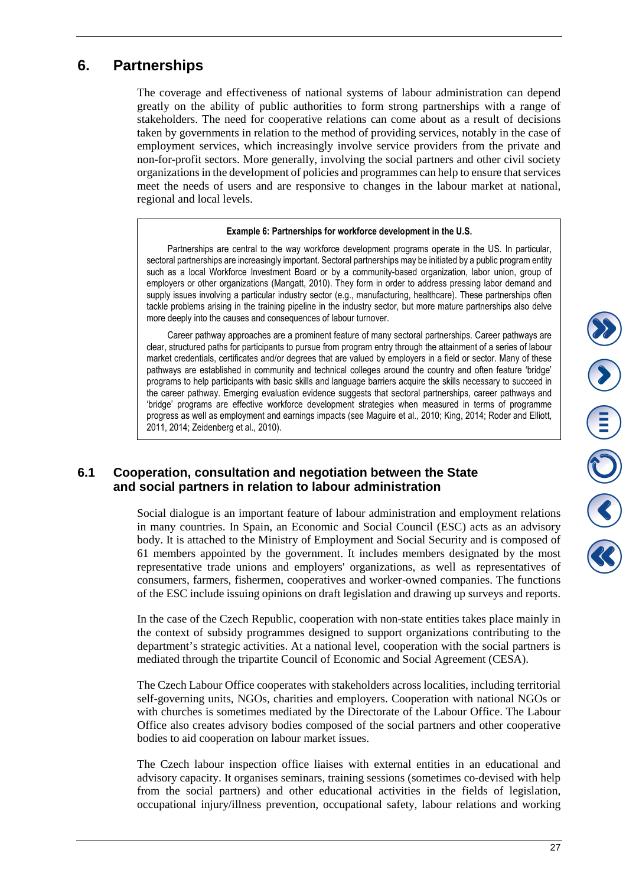# 6. Partnerships

The coverage and effectiveness of national systems of labour administration can depend greatly on the ability of public authorities to form strong partnerships with a range of stakeholders. The need for cooperative relations can come about as a result of decisions taken by governments in relation to the method of providing services, notably in the case of employment services, which increasingly involve service providers from the private and non-for-profit sectors. More generally, involving the social partners and other civil society organizations in the development of policies and programmes can help to ensure that services meet the needs of users and are responsive to changes in the labour market at national, regional and local levels.

> **Example 6: Partnerships for workforce development in the U.S.**
>
> Partnerships are central to the way workforce development programs operate in the US. In particular, sectoral partnerships are increasingly important. Sectoral partnerships may be initiated by a public program entity such as a local Workforce Investment Board or by a community-based organization, labor union, group of employers or other organizations (Mangatt, 2010). They form in order to address pressing labor demand and supply issues involving a particular industry sector (e.g., manufacturing, healthcare). These partnerships often tackle problems arising in the training pipeline in the industry sector, but more mature partnerships also delve more deeply into the causes and consequences of labour turnover.
>
> Career pathway approaches are a prominent feature of many sectoral partnerships. Career pathways are clear, structured paths for participants to pursue from program entry through the attainment of a series of labour market credentials, certificates and/or degrees that are valued by employers in a field or sector. Many of these pathways are established in community and technical colleges around the country and often feature 'bridge' programs to help participants with basic skills and language barriers acquire the skills necessary to succeed in the career pathway. Emerging evaluation evidence suggests that sectoral partnerships, career pathways and 'bridge' programs are effective workforce development strategies when measured in terms of programme progress as well as employment and earnings impacts (see Maguire et al., 2010; King, 2014; Roder and Elliott, 2011, 2014; Zeidenberg et al., 2010).

## 6.1 Cooperation, consultation and negotiation between the State and social partners in relation to labour administration

Social dialogue is an important feature of labour administration and employment relations in many countries. In Spain, an Economic and Social Council (ESC) acts as an advisory body. It is attached to the Ministry of Employment and Social Security and is composed of 61 members appointed by the government. It includes members designated by the most representative trade unions and employers' organizations, as well as representatives of consumers, farmers, fishermen, cooperatives and worker-owned companies. The functions of the ESC include issuing opinions on draft legislation and drawing up surveys and reports.

In the case of the Czech Republic, cooperation with non-state entities takes place mainly in the context of subsidy programmes designed to support organizations contributing to the department's strategic activities. At a national level, cooperation with the social partners is mediated through the tripartite Council of Economic and Social Agreement (CESA).

The Czech Labour Office cooperates with stakeholders across localities, including territorial self-governing units, NGOs, charities and employers. Cooperation with national NGOs or with churches is sometimes mediated by the Directorate of the Labour Office. The Labour Office also creates advisory bodies composed of the social partners and other cooperative bodies to aid cooperation on labour market issues.

The Czech labour inspection office liaises with external entities in an educational and advisory capacity. It organises seminars, training sessions (sometimes co-devised with help from the social partners) and other educational activities in the fields of legislation, occupational injury/illness prevention, occupational safety, labour relations and working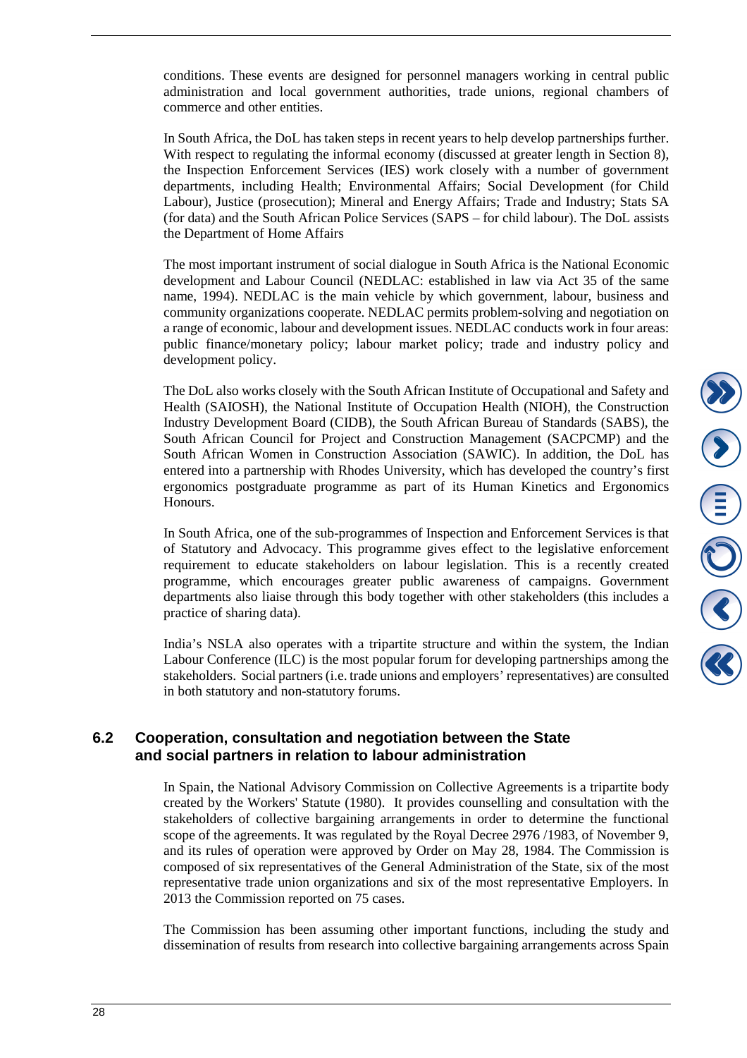conditions. These events are designed for personnel managers working in central public administration and local government authorities, trade unions, regional chambers of commerce and other entities.

In South Africa, the DoL has taken steps in recent years to help develop partnerships further. With respect to regulating the informal economy (discussed at greater length in Section 8), the Inspection Enforcement Services (IES) work closely with a number of government departments, including Health; Environmental Affairs; Social Development (for Child Labour), Justice (prosecution); Mineral and Energy Affairs; Trade and Industry; Stats SA (for data) and the South African Police Services (SAPS – for child labour). The DoL assists the Department of Home Affairs

The most important instrument of social dialogue in South Africa is the National Economic development and Labour Council (NEDLAC: established in law via Act 35 of the same name, 1994). NEDLAC is the main vehicle by which government, labour, business and community organizations cooperate. NEDLAC permits problem-solving and negotiation on a range of economic, labour and development issues. NEDLAC conducts work in four areas: public finance/monetary policy; labour market policy; trade and industry policy and development policy.

The DoL also works closely with the South African Institute of Occupational and Safety and Health (SAIOSH), the National Institute of Occupation Health (NIOH), the Construction Industry Development Board (CIDB), the South African Bureau of Standards (SABS), the South African Council for Project and Construction Management (SACPCMP) and the South African Women in Construction Association (SAWIC). In addition, the DoL has entered into a partnership with Rhodes University, which has developed the country's first ergonomics postgraduate programme as part of its Human Kinetics and Ergonomics Honours.

In South Africa, one of the sub-programmes of Inspection and Enforcement Services is that of Statutory and Advocacy. This programme gives effect to the legislative enforcement requirement to educate stakeholders on labour legislation. This is a recently created programme, which encourages greater public awareness of campaigns. Government departments also liaise through this body together with other stakeholders (this includes a practice of sharing data).

India's NSLA also operates with a tripartite structure and within the system, the Indian Labour Conference (ILC) is the most popular forum for developing partnerships among the stakeholders. Social partners (i.e. trade unions and employers' representatives) are consulted in both statutory and non-statutory forums.

## 6.2 Cooperation, consultation and negotiation between the State and social partners in relation to labour administration

In Spain, the National Advisory Commission on Collective Agreements is a tripartite body created by the Workers' Statute (1980). It provides counselling and consultation with the stakeholders of collective bargaining arrangements in order to determine the functional scope of the agreements. It was regulated by the Royal Decree 2976 /1983, of November 9, and its rules of operation were approved by Order on May 28, 1984. The Commission is composed of six representatives of the General Administration of the State, six of the most representative trade union organizations and six of the most representative Employers. In 2013 the Commission reported on 75 cases.

The Commission has been assuming other important functions, including the study and dissemination of results from research into collective bargaining arrangements across Spain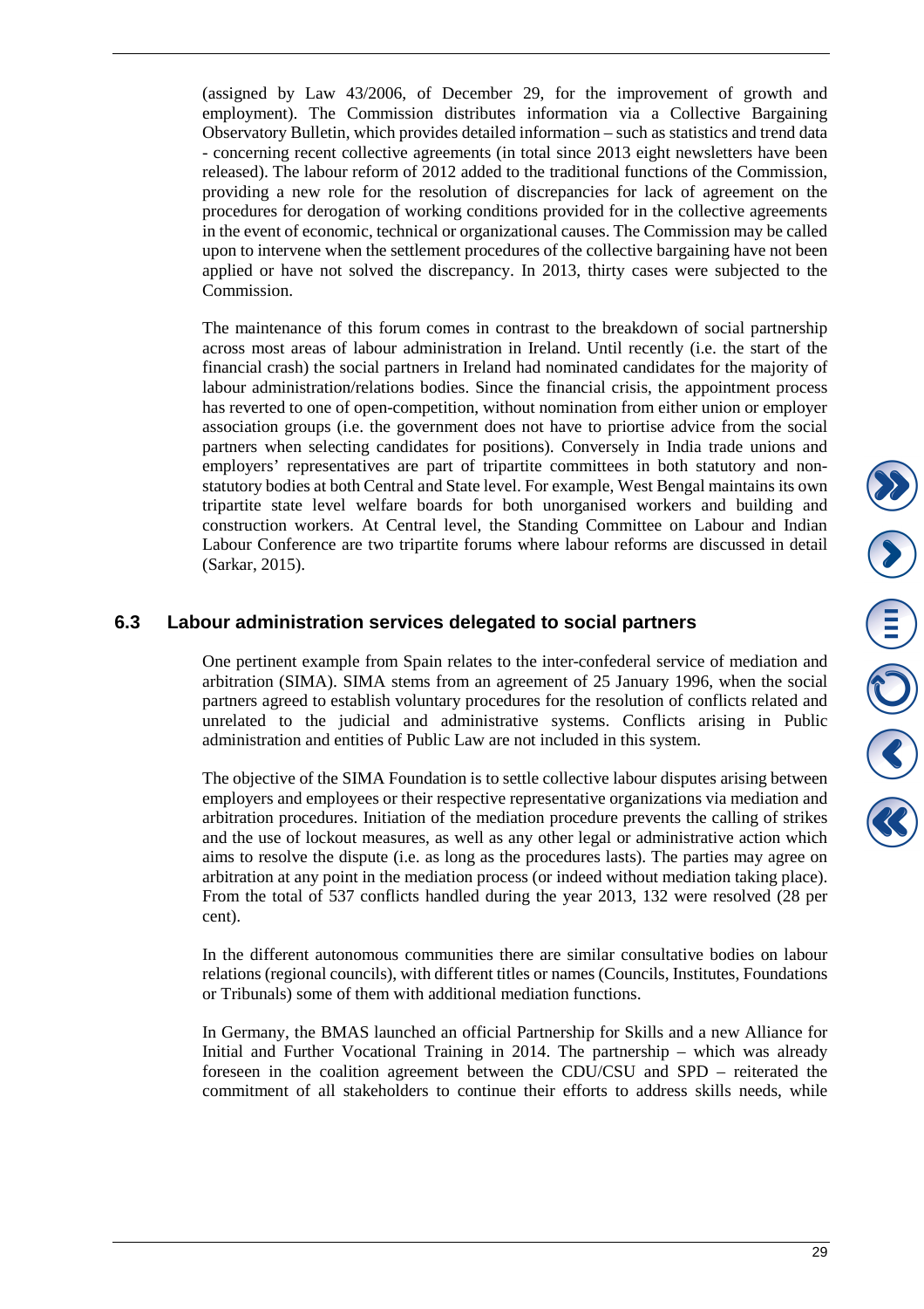(assigned by Law 43/2006, of December 29, for the improvement of growth and employment). The Commission distributes information via a Collective Bargaining Observatory Bulletin, which provides detailed information – such as statistics and trend data - concerning recent collective agreements (in total since 2013 eight newsletters have been released). The labour reform of 2012 added to the traditional functions of the Commission, providing a new role for the resolution of discrepancies for lack of agreement on the procedures for derogation of working conditions provided for in the collective agreements in the event of economic, technical or organizational causes. The Commission may be called upon to intervene when the settlement procedures of the collective bargaining have not been applied or have not solved the discrepancy. In 2013, thirty cases were subjected to the Commission.

The maintenance of this forum comes in contrast to the breakdown of social partnership across most areas of labour administration in Ireland. Until recently (i.e. the start of the financial crash) the social partners in Ireland had nominated candidates for the majority of labour administration/relations bodies. Since the financial crisis, the appointment process has reverted to one of open-competition, without nomination from either union or employer association groups (i.e. the government does not have to priortise advice from the social partners when selecting candidates for positions). Conversely in India trade unions and employers' representatives are part of tripartite committees in both statutory and non-statutory bodies at both Central and State level. For example, West Bengal maintains its own tripartite state level welfare boards for both unorganised workers and building and construction workers. At Central level, the Standing Committee on Labour and Indian Labour Conference are two tripartite forums where labour reforms are discussed in detail (Sarkar, 2015).

## 6.3 Labour administration services delegated to social partners

One pertinent example from Spain relates to the inter-confederal service of mediation and arbitration (SIMA). SIMA stems from an agreement of 25 January 1996, when the social partners agreed to establish voluntary procedures for the resolution of conflicts related and unrelated to the judicial and administrative systems. Conflicts arising in Public administration and entities of Public Law are not included in this system.

The objective of the SIMA Foundation is to settle collective labour disputes arising between employers and employees or their respective representative organizations via mediation and arbitration procedures. Initiation of the mediation procedure prevents the calling of strikes and the use of lockout measures, as well as any other legal or administrative action which aims to resolve the dispute (i.e. as long as the procedures lasts). The parties may agree on arbitration at any point in the mediation process (or indeed without mediation taking place). From the total of 537 conflicts handled during the year 2013, 132 were resolved (28 per cent).

In the different autonomous communities there are similar consultative bodies on labour relations (regional councils), with different titles or names (Councils, Institutes, Foundations or Tribunals) some of them with additional mediation functions.

In Germany, the BMAS launched an official Partnership for Skills and a new Alliance for Initial and Further Vocational Training in 2014. The partnership – which was already foreseen in the coalition agreement between the CDU/CSU and SPD – reiterated the commitment of all stakeholders to continue their efforts to address skills needs, while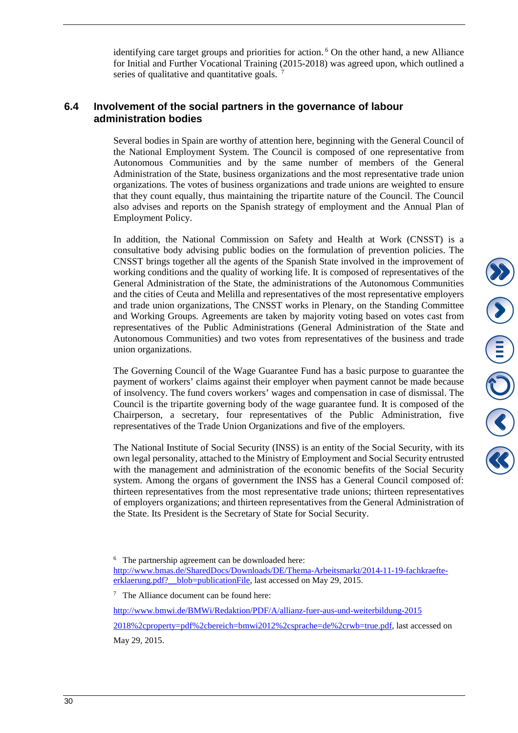identifying care target groups and priorities for action. [6] On the other hand, a new Alliance for Initial and Further Vocational Training (2015-2018) was agreed upon, which outlined a series of qualitative and quantitative goals. [7]

## 6.4 Involvement of the social partners in the governance of labour administration bodies

Several bodies in Spain are worthy of attention here, beginning with the General Council of the National Employment System. The Council is composed of one representative from Autonomous Communities and by the same number of members of the General Administration of the State, business organizations and the most representative trade union organizations. The votes of business organizations and trade unions are weighted to ensure that they count equally, thus maintaining the tripartite nature of the Council. The Council also advises and reports on the Spanish strategy of employment and the Annual Plan of Employment Policy.

In addition, the National Commission on Safety and Health at Work (CNSST) is a consultative body advising public bodies on the formulation of prevention policies. The CNSST brings together all the agents of the Spanish State involved in the improvement of working conditions and the quality of working life. It is composed of representatives of the General Administration of the State, the administrations of the Autonomous Communities and the cities of Ceuta and Melilla and representatives of the most representative employers and trade union organizations, The CNSST works in Plenary, on the Standing Committee and Working Groups. Agreements are taken by majority voting based on votes cast from representatives of the Public Administrations (General Administration of the State and Autonomous Communities) and two votes from representatives of the business and trade union organizations.

The Governing Council of the Wage Guarantee Fund has a basic purpose to guarantee the payment of workers' claims against their employer when payment cannot be made because of insolvency. The fund covers workers' wages and compensation in case of dismissal. The Council is the tripartite governing body of the wage guarantee fund. It is composed of the Chairperson, a secretary, four representatives of the Public Administration, five representatives of the Trade Union Organizations and five of the employers.

The National Institute of Social Security (INSS) is an entity of the Social Security, with its own legal personality, attached to the Ministry of Employment and Social Security entrusted with the management and administration of the economic benefits of the Social Security system. Among the organs of government the INSS has a General Council composed of: thirteen representatives from the most representative trade unions; thirteen representatives of employers organizations; and thirteen representatives from the General Administration of the State. Its President is the Secretary of State for Social Security.

---

[6] The partnership agreement can be downloaded here: http://www.bmas.de/SharedDocs/Downloads/DE/Thema-Arbeitsmarkt/2014-11-19-fachkraefte-erklaerung.pdf?__blob=publicationFile, last accessed on May 29, 2015.

[7] The Alliance document can be found here:

http://www.bmwi.de/BMWi/Redaktion/PDF/A/allianz-fuer-aus-und-weiterbildung-2015

2018%2cproperty=pdf%2cbereich=bmwi2012%2csprache=de%2crwb=true.pdf, last accessed on May 29, 2015.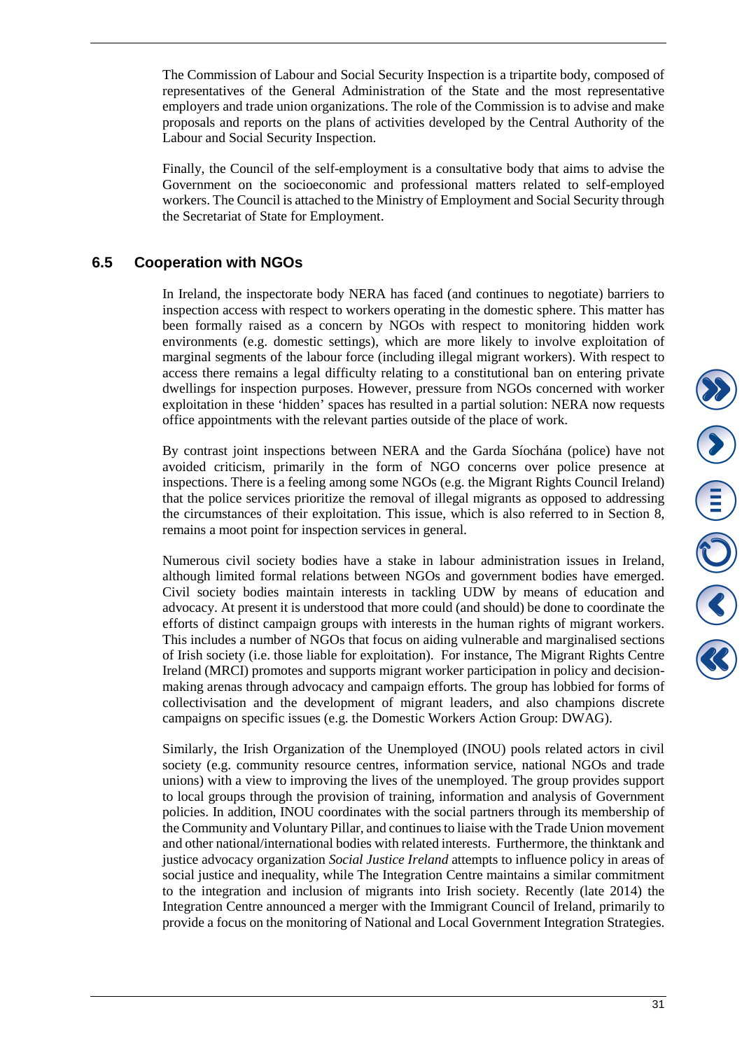The Commission of Labour and Social Security Inspection is a tripartite body, composed of representatives of the General Administration of the State and the most representative employers and trade union organizations. The role of the Commission is to advise and make proposals and reports on the plans of activities developed by the Central Authority of the Labour and Social Security Inspection.

Finally, the Council of the self-employment is a consultative body that aims to advise the Government on the socioeconomic and professional matters related to self-employed workers. The Council is attached to the Ministry of Employment and Social Security through the Secretariat of State for Employment.

## 6.5 Cooperation with NGOs

In Ireland, the inspectorate body NERA has faced (and continues to negotiate) barriers to inspection access with respect to workers operating in the domestic sphere. This matter has been formally raised as a concern by NGOs with respect to monitoring hidden work environments (e.g. domestic settings), which are more likely to involve exploitation of marginal segments of the labour force (including illegal migrant workers). With respect to access there remains a legal difficulty relating to a constitutional ban on entering private dwellings for inspection purposes. However, pressure from NGOs concerned with worker exploitation in these 'hidden' spaces has resulted in a partial solution: NERA now requests office appointments with the relevant parties outside of the place of work.

By contrast joint inspections between NERA and the Garda Síochána (police) have not avoided criticism, primarily in the form of NGO concerns over police presence at inspections. There is a feeling among some NGOs (e.g. the Migrant Rights Council Ireland) that the police services prioritize the removal of illegal migrants as opposed to addressing the circumstances of their exploitation. This issue, which is also referred to in Section 8, remains a moot point for inspection services in general.

Numerous civil society bodies have a stake in labour administration issues in Ireland, although limited formal relations between NGOs and government bodies have emerged. Civil society bodies maintain interests in tackling UDW by means of education and advocacy. At present it is understood that more could (and should) be done to coordinate the efforts of distinct campaign groups with interests in the human rights of migrant workers. This includes a number of NGOs that focus on aiding vulnerable and marginalised sections of Irish society (i.e. those liable for exploitation). For instance, The Migrant Rights Centre Ireland (MRCI) promotes and supports migrant worker participation in policy and decision-making arenas through advocacy and campaign efforts. The group has lobbied for forms of collectivisation and the development of migrant leaders, and also champions discrete campaigns on specific issues (e.g. the Domestic Workers Action Group: DWAG).

Similarly, the Irish Organization of the Unemployed (INOU) pools related actors in civil society (e.g. community resource centres, information service, national NGOs and trade unions) with a view to improving the lives of the unemployed. The group provides support to local groups through the provision of training, information and analysis of Government policies. In addition, INOU coordinates with the social partners through its membership of the Community and Voluntary Pillar, and continues to liaise with the Trade Union movement and other national/international bodies with related interests. Furthermore, the thinktank and justice advocacy organization *Social Justice Ireland* attempts to influence policy in areas of social justice and inequality, while The Integration Centre maintains a similar commitment to the integration and inclusion of migrants into Irish society. Recently (late 2014) the Integration Centre announced a merger with the Immigrant Council of Ireland, primarily to provide a focus on the monitoring of National and Local Government Integration Strategies.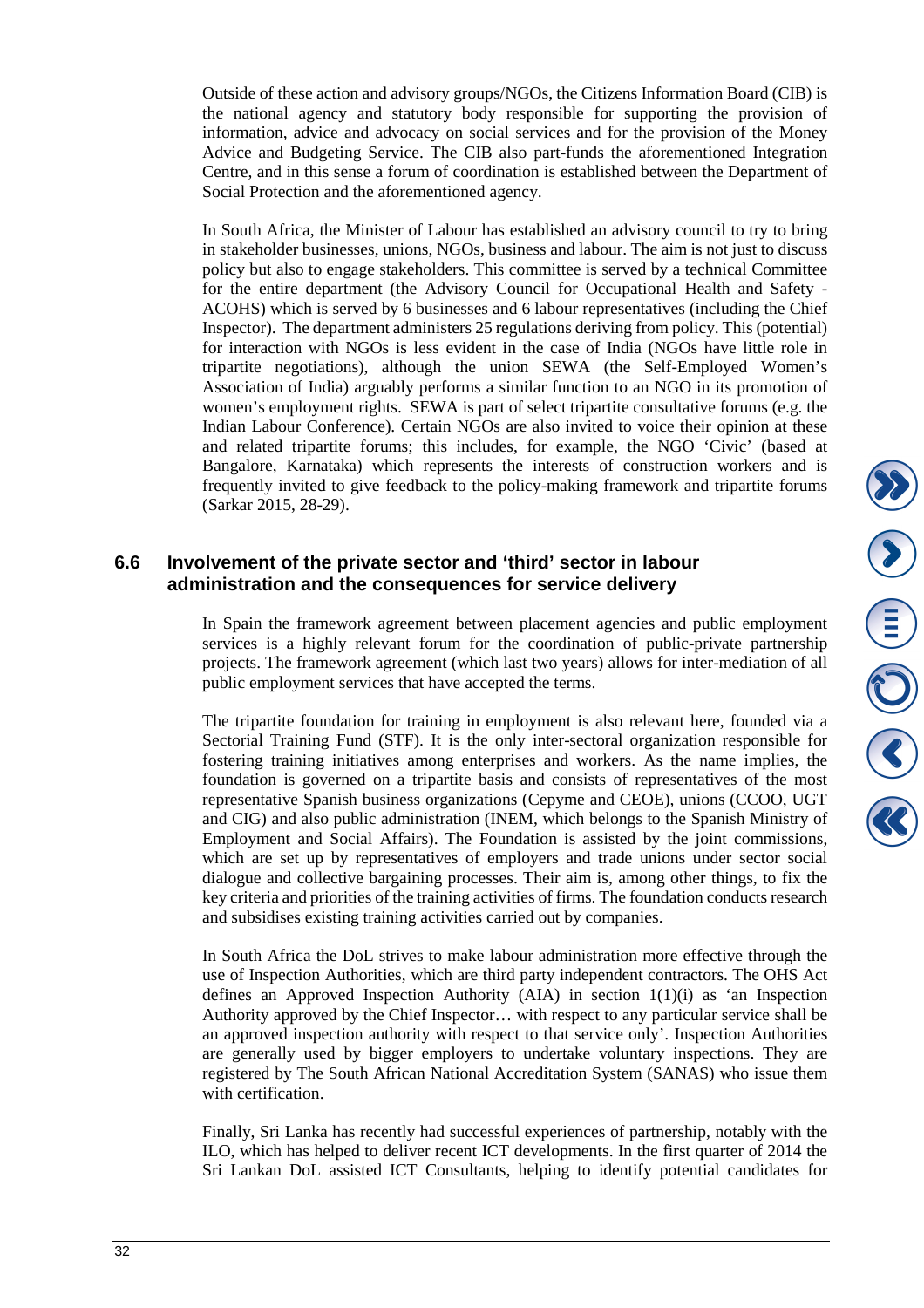Outside of these action and advisory groups/NGOs, the Citizens Information Board (CIB) is the national agency and statutory body responsible for supporting the provision of information, advice and advocacy on social services and for the provision of the Money Advice and Budgeting Service. The CIB also part-funds the aforementioned Integration Centre, and in this sense a forum of coordination is established between the Department of Social Protection and the aforementioned agency.

In South Africa, the Minister of Labour has established an advisory council to try to bring in stakeholder businesses, unions, NGOs, business and labour. The aim is not just to discuss policy but also to engage stakeholders. This committee is served by a technical Committee for the entire department (the Advisory Council for Occupational Health and Safety - ACOHS) which is served by 6 businesses and 6 labour representatives (including the Chief Inspector). The department administers 25 regulations deriving from policy. This (potential) for interaction with NGOs is less evident in the case of India (NGOs have little role in tripartite negotiations), although the union SEWA (the Self-Employed Women's Association of India) arguably performs a similar function to an NGO in its promotion of women's employment rights. SEWA is part of select tripartite consultative forums (e.g. the Indian Labour Conference). Certain NGOs are also invited to voice their opinion at these and related tripartite forums; this includes, for example, the NGO 'Civic' (based at Bangalore, Karnataka) which represents the interests of construction workers and is frequently invited to give feedback to the policy-making framework and tripartite forums (Sarkar 2015, 28-29).

## 6.6 Involvement of the private sector and 'third' sector in labour administration and the consequences for service delivery

In Spain the framework agreement between placement agencies and public employment services is a highly relevant forum for the coordination of public-private partnership projects. The framework agreement (which last two years) allows for inter-mediation of all public employment services that have accepted the terms.

The tripartite foundation for training in employment is also relevant here, founded via a Sectorial Training Fund (STF). It is the only inter-sectoral organization responsible for fostering training initiatives among enterprises and workers. As the name implies, the foundation is governed on a tripartite basis and consists of representatives of the most representative Spanish business organizations (Cepyme and CEOE), unions (CCOO, UGT and CIG) and also public administration (INEM, which belongs to the Spanish Ministry of Employment and Social Affairs). The Foundation is assisted by the joint commissions, which are set up by representatives of employers and trade unions under sector social dialogue and collective bargaining processes. Their aim is, among other things, to fix the key criteria and priorities of the training activities of firms. The foundation conducts research and subsidises existing training activities carried out by companies.

In South Africa the DoL strives to make labour administration more effective through the use of Inspection Authorities, which are third party independent contractors. The OHS Act defines an Approved Inspection Authority (AIA) in section 1(1)(i) as 'an Inspection Authority approved by the Chief Inspector… with respect to any particular service shall be an approved inspection authority with respect to that service only'. Inspection Authorities are generally used by bigger employers to undertake voluntary inspections. They are registered by The South African National Accreditation System (SANAS) who issue them with certification.

Finally, Sri Lanka has recently had successful experiences of partnership, notably with the ILO, which has helped to deliver recent ICT developments. In the first quarter of 2014 the Sri Lankan DoL assisted ICT Consultants, helping to identify potential candidates for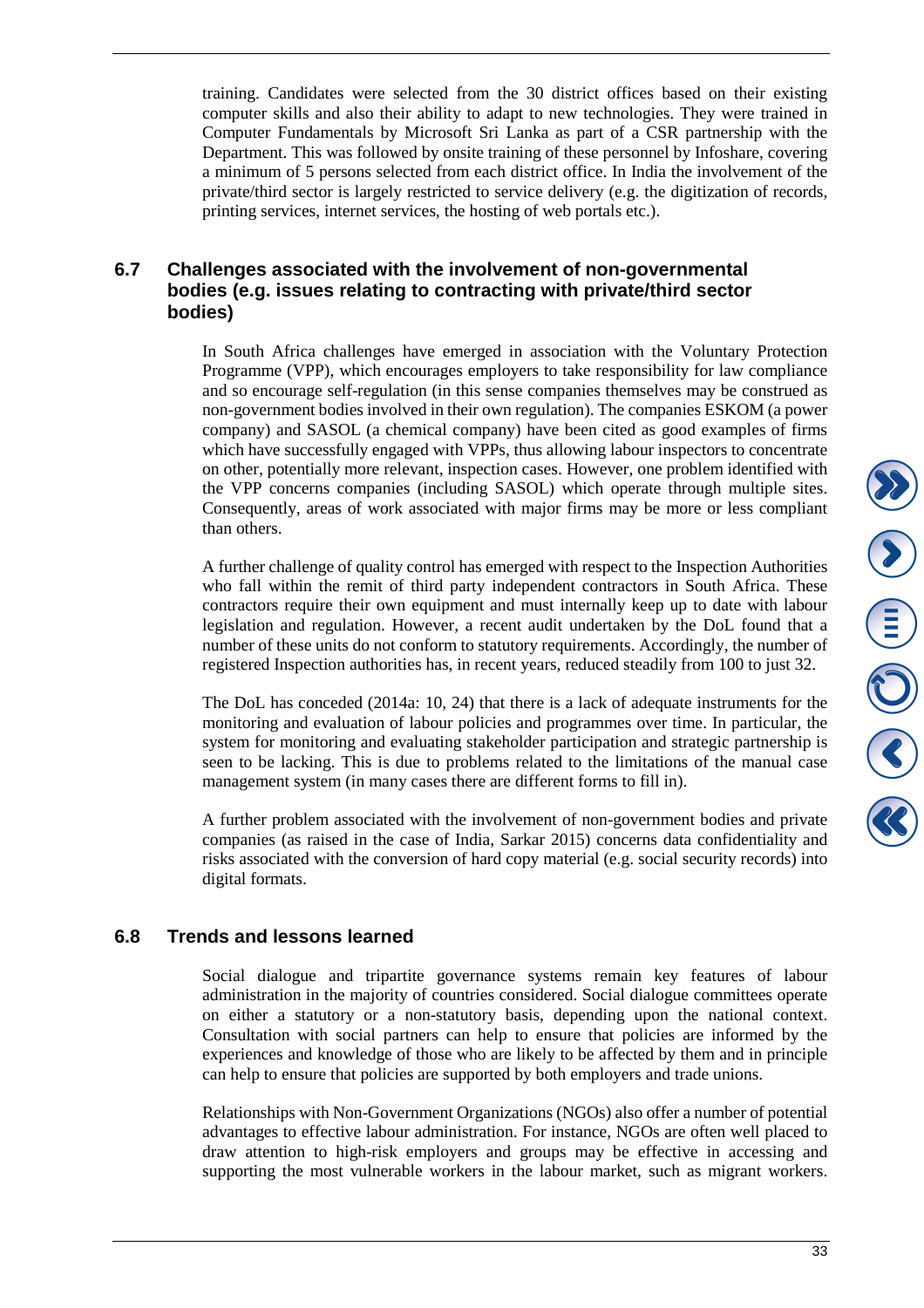training. Candidates were selected from the 30 district offices based on their existing computer skills and also their ability to adapt to new technologies. They were trained in Computer Fundamentals by Microsoft Sri Lanka as part of a CSR partnership with the Department. This was followed by onsite training of these personnel by Infoshare, covering a minimum of 5 persons selected from each district office. In India the involvement of the private/third sector is largely restricted to service delivery (e.g. the digitization of records, printing services, internet services, the hosting of web portals etc.).

## 6.7 Challenges associated with the involvement of non-governmental bodies (e.g. issues relating to contracting with private/third sector bodies)

In South Africa challenges have emerged in association with the Voluntary Protection Programme (VPP), which encourages employers to take responsibility for law compliance and so encourage self-regulation (in this sense companies themselves may be construed as non-government bodies involved in their own regulation). The companies ESKOM (a power company) and SASOL (a chemical company) have been cited as good examples of firms which have successfully engaged with VPPs, thus allowing labour inspectors to concentrate on other, potentially more relevant, inspection cases. However, one problem identified with the VPP concerns companies (including SASOL) which operate through multiple sites. Consequently, areas of work associated with major firms may be more or less compliant than others.

A further challenge of quality control has emerged with respect to the Inspection Authorities who fall within the remit of third party independent contractors in South Africa. These contractors require their own equipment and must internally keep up to date with labour legislation and regulation. However, a recent audit undertaken by the DoL found that a number of these units do not conform to statutory requirements. Accordingly, the number of registered Inspection authorities has, in recent years, reduced steadily from 100 to just 32.

The DoL has conceded (2014a: 10, 24) that there is a lack of adequate instruments for the monitoring and evaluation of labour policies and programmes over time. In particular, the system for monitoring and evaluating stakeholder participation and strategic partnership is seen to be lacking. This is due to problems related to the limitations of the manual case management system (in many cases there are different forms to fill in).

A further problem associated with the involvement of non-government bodies and private companies (as raised in the case of India, Sarkar 2015) concerns data confidentiality and risks associated with the conversion of hard copy material (e.g. social security records) into digital formats.

## 6.8 Trends and lessons learned

Social dialogue and tripartite governance systems remain key features of labour administration in the majority of countries considered. Social dialogue committees operate on either a statutory or a non-statutory basis, depending upon the national context. Consultation with social partners can help to ensure that policies are informed by the experiences and knowledge of those who are likely to be affected by them and in principle can help to ensure that policies are supported by both employers and trade unions.

Relationships with Non-Government Organizations (NGOs) also offer a number of potential advantages to effective labour administration. For instance, NGOs are often well placed to draw attention to high-risk employers and groups may be effective in accessing and supporting the most vulnerable workers in the labour market, such as migrant workers.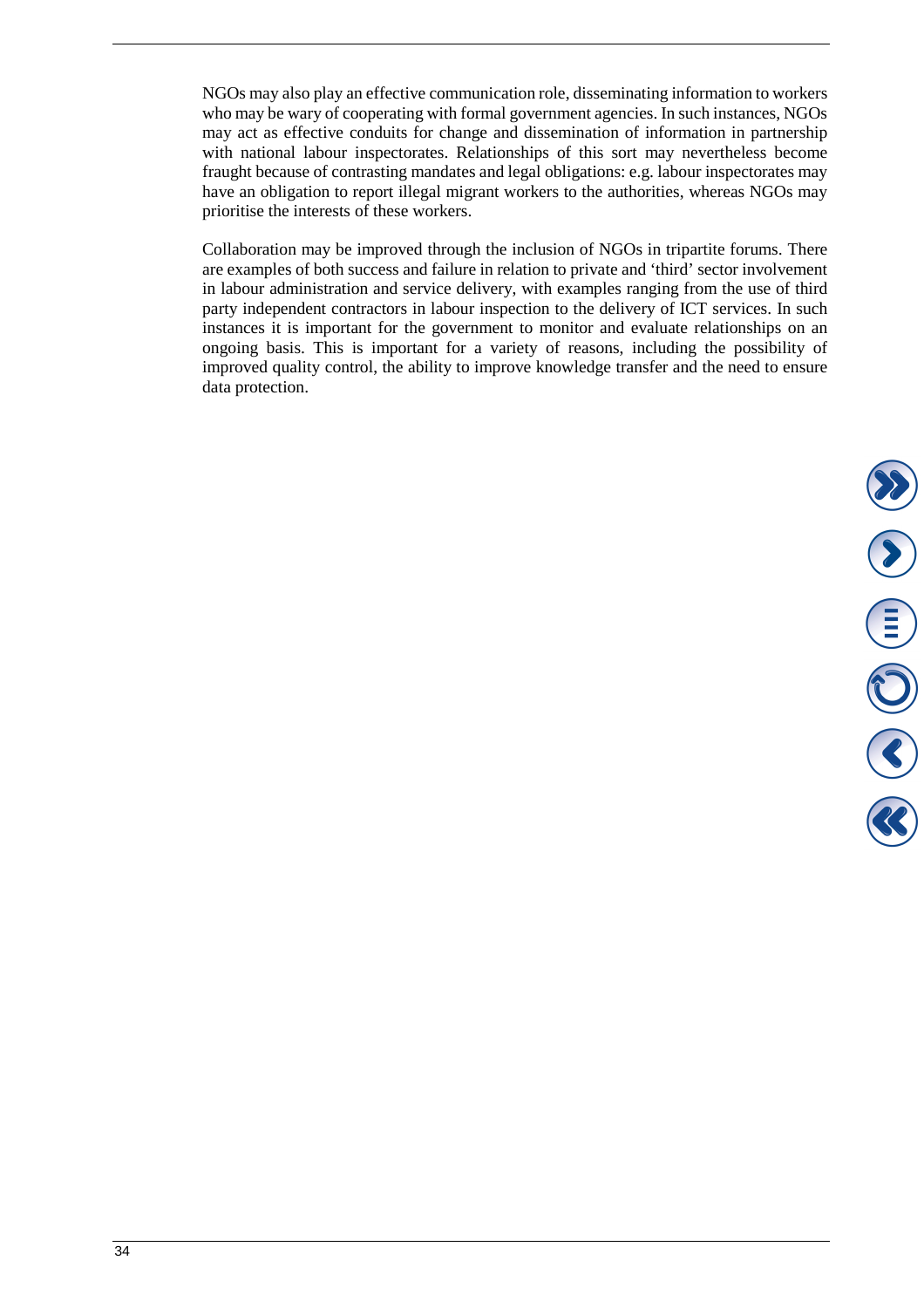NGOs may also play an effective communication role, disseminating information to workers who may be wary of cooperating with formal government agencies. In such instances, NGOs may act as effective conduits for change and dissemination of information in partnership with national labour inspectorates. Relationships of this sort may nevertheless become fraught because of contrasting mandates and legal obligations: e.g. labour inspectorates may have an obligation to report illegal migrant workers to the authorities, whereas NGOs may prioritise the interests of these workers.

Collaboration may be improved through the inclusion of NGOs in tripartite forums. There are examples of both success and failure in relation to private and 'third' sector involvement in labour administration and service delivery, with examples ranging from the use of third party independent contractors in labour inspection to the delivery of ICT services. In such instances it is important for the government to monitor and evaluate relationships on an ongoing basis. This is important for a variety of reasons, including the possibility of improved quality control, the ability to improve knowledge transfer and the need to ensure data protection.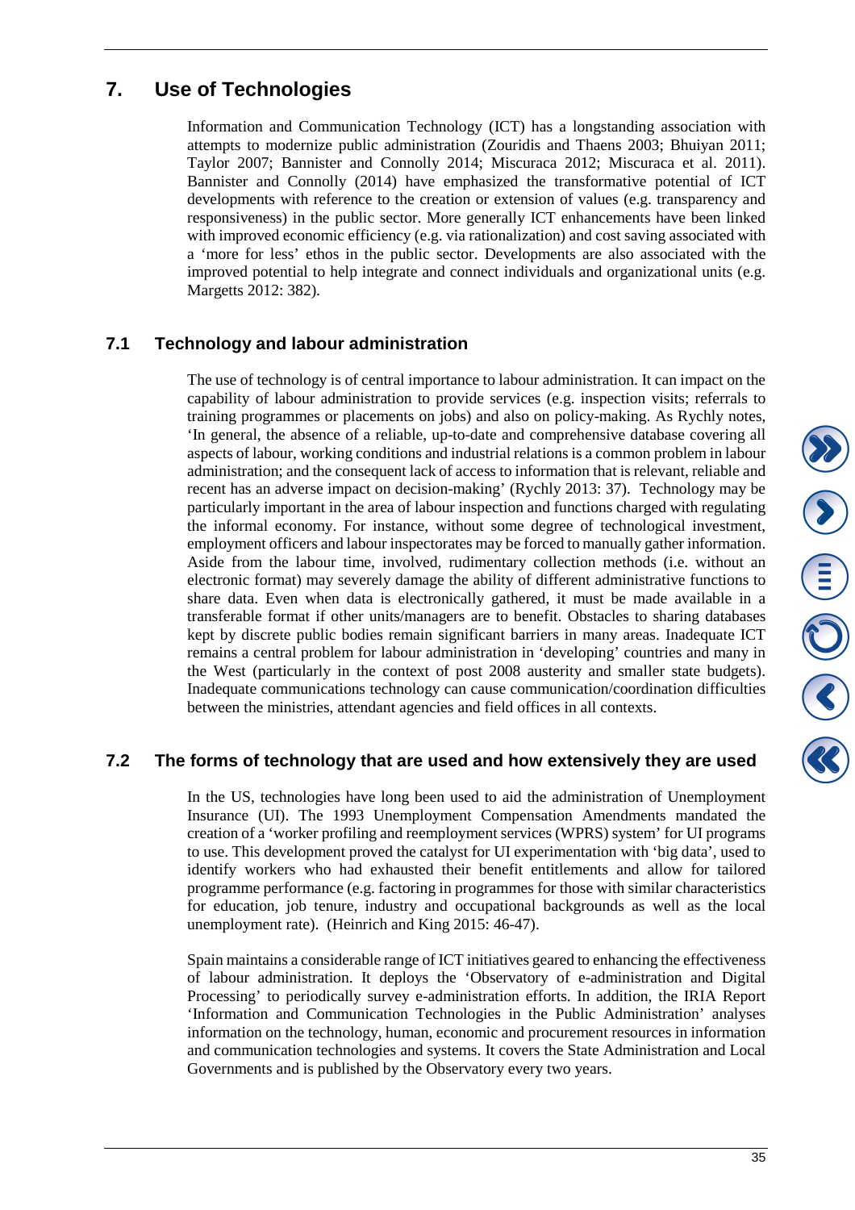# 7. Use of Technologies

Information and Communication Technology (ICT) has a longstanding association with attempts to modernize public administration (Zouridis and Thaens 2003; Bhuiyan 2011; Taylor 2007; Bannister and Connolly 2014; Miscuraca 2012; Miscuraca et al. 2011). Bannister and Connolly (2014) have emphasized the transformative potential of ICT developments with reference to the creation or extension of values (e.g. transparency and responsiveness) in the public sector. More generally ICT enhancements have been linked with improved economic efficiency (e.g. via rationalization) and cost saving associated with a 'more for less' ethos in the public sector. Developments are also associated with the improved potential to help integrate and connect individuals and organizational units (e.g. Margetts 2012: 382).

## 7.1 Technology and labour administration

The use of technology is of central importance to labour administration. It can impact on the capability of labour administration to provide services (e.g. inspection visits; referrals to training programmes or placements on jobs) and also on policy-making. As Rychly notes, 'In general, the absence of a reliable, up-to-date and comprehensive database covering all aspects of labour, working conditions and industrial relations is a common problem in labour administration; and the consequent lack of access to information that is relevant, reliable and recent has an adverse impact on decision-making' (Rychly 2013: 37). Technology may be particularly important in the area of labour inspection and functions charged with regulating the informal economy. For instance, without some degree of technological investment, employment officers and labour inspectorates may be forced to manually gather information. Aside from the labour time, involved, rudimentary collection methods (i.e. without an electronic format) may severely damage the ability of different administrative functions to share data. Even when data is electronically gathered, it must be made available in a transferable format if other units/managers are to benefit. Obstacles to sharing databases kept by discrete public bodies remain significant barriers in many areas. Inadequate ICT remains a central problem for labour administration in 'developing' countries and many in the West (particularly in the context of post 2008 austerity and smaller state budgets). Inadequate communications technology can cause communication/coordination difficulties between the ministries, attendant agencies and field offices in all contexts.

## 7.2 The forms of technology that are used and how extensively they are used

In the US, technologies have long been used to aid the administration of Unemployment Insurance (UI). The 1993 Unemployment Compensation Amendments mandated the creation of a 'worker profiling and reemployment services (WPRS) system' for UI programs to use. This development proved the catalyst for UI experimentation with 'big data', used to identify workers who had exhausted their benefit entitlements and allow for tailored programme performance (e.g. factoring in programmes for those with similar characteristics for education, job tenure, industry and occupational backgrounds as well as the local unemployment rate). (Heinrich and King 2015: 46-47).

Spain maintains a considerable range of ICT initiatives geared to enhancing the effectiveness of labour administration. It deploys the 'Observatory of e-administration and Digital Processing' to periodically survey e-administration efforts. In addition, the IRIA Report 'Information and Communication Technologies in the Public Administration' analyses information on the technology, human, economic and procurement resources in information and communication technologies and systems. It covers the State Administration and Local Governments and is published by the Observatory every two years.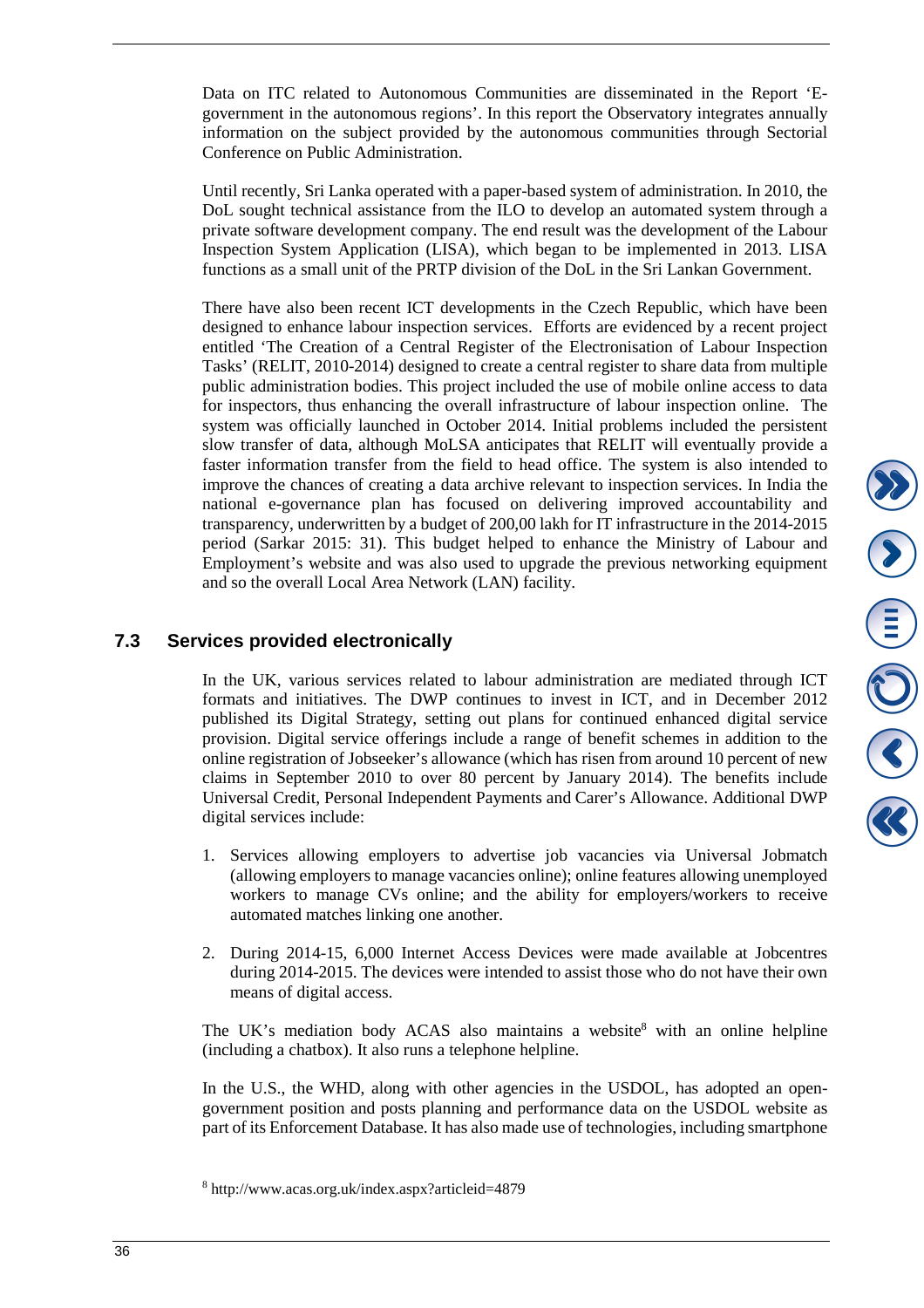Data on ITC related to Autonomous Communities are disseminated in the Report 'E-government in the autonomous regions'. In this report the Observatory integrates annually information on the subject provided by the autonomous communities through Sectorial Conference on Public Administration.

Until recently, Sri Lanka operated with a paper-based system of administration. In 2010, the DoL sought technical assistance from the ILO to develop an automated system through a private software development company. The end result was the development of the Labour Inspection System Application (LISA), which began to be implemented in 2013. LISA functions as a small unit of the PRTP division of the DoL in the Sri Lankan Government.

There have also been recent ICT developments in the Czech Republic, which have been designed to enhance labour inspection services. Efforts are evidenced by a recent project entitled 'The Creation of a Central Register of the Electronisation of Labour Inspection Tasks' (RELIT, 2010-2014) designed to create a central register to share data from multiple public administration bodies. This project included the use of mobile online access to data for inspectors, thus enhancing the overall infrastructure of labour inspection online. The system was officially launched in October 2014. Initial problems included the persistent slow transfer of data, although MoLSA anticipates that RELIT will eventually provide a faster information transfer from the field to head office. The system is also intended to improve the chances of creating a data archive relevant to inspection services. In India the national e-governance plan has focused on delivering improved accountability and transparency, underwritten by a budget of 200,00 lakh for IT infrastructure in the 2014-2015 period (Sarkar 2015: 31). This budget helped to enhance the Ministry of Labour and Employment's website and was also used to upgrade the previous networking equipment and so the overall Local Area Network (LAN) facility.

## 7.3 Services provided electronically

In the UK, various services related to labour administration are mediated through ICT formats and initiatives. The DWP continues to invest in ICT, and in December 2012 published its Digital Strategy, setting out plans for continued enhanced digital service provision. Digital service offerings include a range of benefit schemes in addition to the online registration of Jobseeker's allowance (which has risen from around 10 percent of new claims in September 2010 to over 80 percent by January 2014). The benefits include Universal Credit, Personal Independent Payments and Carer's Allowance. Additional DWP digital services include:

1. Services allowing employers to advertise job vacancies via Universal Jobmatch (allowing employers to manage vacancies online); online features allowing unemployed workers to manage CVs online; and the ability for employers/workers to receive automated matches linking one another.

2. During 2014-15, 6,000 Internet Access Devices were made available at Jobcentres during 2014-2015. The devices were intended to assist those who do not have their own means of digital access.

The UK's mediation body ACAS also maintains a website[8] with an online helpline (including a chatbox). It also runs a telephone helpline.

In the U.S., the WHD, along with other agencies in the USDOL, has adopted an open-government position and posts planning and performance data on the USDOL website as part of its Enforcement Database. It has also made use of technologies, including smartphone

[8] http://www.acas.org.uk/index.aspx?articleid=4879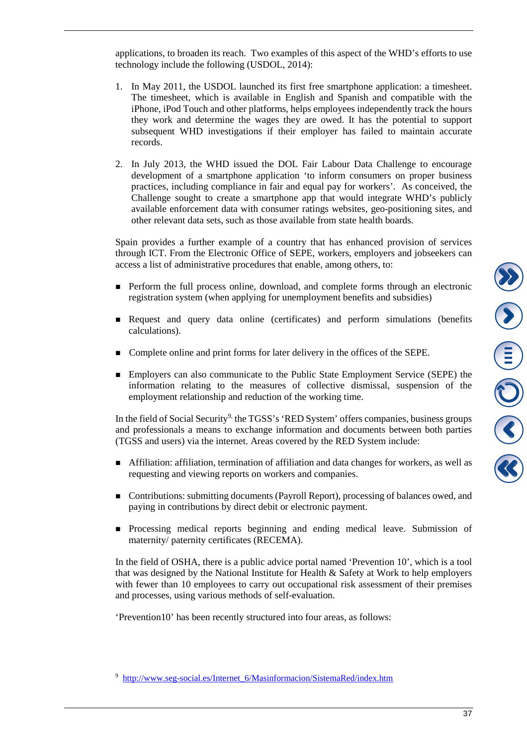applications, to broaden its reach. Two examples of this aspect of the WHD's efforts to use technology include the following (USDOL, 2014):

1. In May 2011, the USDOL launched its first free smartphone application: a timesheet. The timesheet, which is available in English and Spanish and compatible with the iPhone, iPod Touch and other platforms, helps employees independently track the hours they work and determine the wages they are owed. It has the potential to support subsequent WHD investigations if their employer has failed to maintain accurate records.

2. In July 2013, the WHD issued the DOL Fair Labour Data Challenge to encourage development of a smartphone application 'to inform consumers on proper business practices, including compliance in fair and equal pay for workers'. As conceived, the Challenge sought to create a smartphone app that would integrate WHD's publicly available enforcement data with consumer ratings websites, geo-positioning sites, and other relevant data sets, such as those available from state health boards.

Spain provides a further example of a country that has enhanced provision of services through ICT. From the Electronic Office of SEPE, workers, employers and jobseekers can access a list of administrative procedures that enable, among others, to:

- Perform the full process online, download, and complete forms through an electronic registration system (when applying for unemployment benefits and subsidies)
- Request and query data online (certificates) and perform simulations (benefits calculations).
- Complete online and print forms for later delivery in the offices of the SEPE.
- Employers can also communicate to the Public State Employment Service (SEPE) the information relating to the measures of collective dismissal, suspension of the employment relationship and reduction of the working time.

In the field of Social Security[9], the TGSS's 'RED System' offers companies, business groups and professionals a means to exchange information and documents between both parties (TGSS and users) via the internet. Areas covered by the RED System include:

- Affiliation: affiliation, termination of affiliation and data changes for workers, as well as requesting and viewing reports on workers and companies.
- Contributions: submitting documents (Payroll Report), processing of balances owed, and paying in contributions by direct debit or electronic payment.
- Processing medical reports beginning and ending medical leave. Submission of maternity/ paternity certificates (RECEMA).

In the field of OSHA, there is a public advice portal named 'Prevention 10', which is a tool that was designed by the National Institute for Health & Safety at Work to help employers with fewer than 10 employees to carry out occupational risk assessment of their premises and processes, using various methods of self-evaluation.

'Prevention10' has been recently structured into four areas, as follows:

[9] http://www.seg-social.es/Internet_6/Masinformacion/SistemaRed/index.htm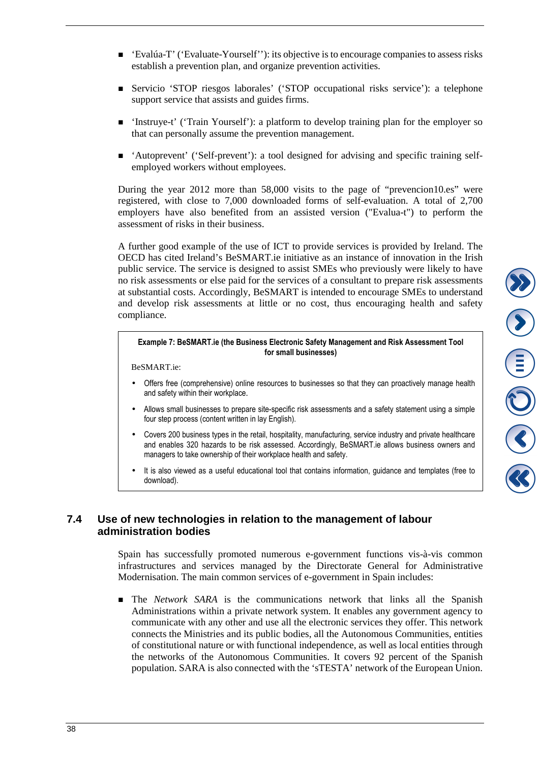- 'Evalúa-T' ('Evaluate-Yourself''): its objective is to encourage companies to assess risks establish a prevention plan, and organize prevention activities.

- Servicio 'STOP riesgos laborales' ('STOP occupational risks service'): a telephone support service that assists and guides firms.

- 'Instruye-t' ('Train Yourself'): a platform to develop training plan for the employer so that can personally assume the prevention management.

- 'Autoprevent' ('Self-prevent'): a tool designed for advising and specific training self-employed workers without employees.

During the year 2012 more than 58,000 visits to the page of "prevencion10.es" were registered, with close to 7,000 downloaded forms of self-evaluation. A total of 2,700 employers have also benefited from an assisted version ("Evalua-t") to perform the assessment of risks in their business.

A further good example of the use of ICT to provide services is provided by Ireland. The OECD has cited Ireland's BeSMART.ie initiative as an instance of innovation in the Irish public service. The service is designed to assist SMEs who previously were likely to have no risk assessments or else paid for the services of a consultant to prepare risk assessments at substantial costs. Accordingly, BeSMART is intended to encourage SMEs to understand and develop risk assessments at little or no cost, thus encouraging health and safety compliance.

**Example 7: BeSMART.ie (the Business Electronic Safety Management and Risk Assessment Tool for small businesses)**

BeSMART.ie:

- Offers free (comprehensive) online resources to businesses so that they can proactively manage health and safety within their workplace.
- Allows small businesses to prepare site-specific risk assessments and a safety statement using a simple four step process (content written in lay English).
- Covers 200 business types in the retail, hospitality, manufacturing, service industry and private healthcare and enables 320 hazards to be risk assessed. Accordingly, BeSMART.ie allows business owners and managers to take ownership of their workplace health and safety.
- It is also viewed as a useful educational tool that contains information, guidance and templates (free to download).

## 7.4 Use of new technologies in relation to the management of labour administration bodies

Spain has successfully promoted numerous e-government functions vis-à-vis common infrastructures and services managed by the Directorate General for Administrative Modernisation. The main common services of e-government in Spain includes:

- The *Network SARA* is the communications network that links all the Spanish Administrations within a private network system. It enables any government agency to communicate with any other and use all the electronic services they offer. This network connects the Ministries and its public bodies, all the Autonomous Communities, entities of constitutional nature or with functional independence, as well as local entities through the networks of the Autonomous Communities. It covers 92 percent of the Spanish population. SARA is also connected with the 'sTESTA' network of the European Union.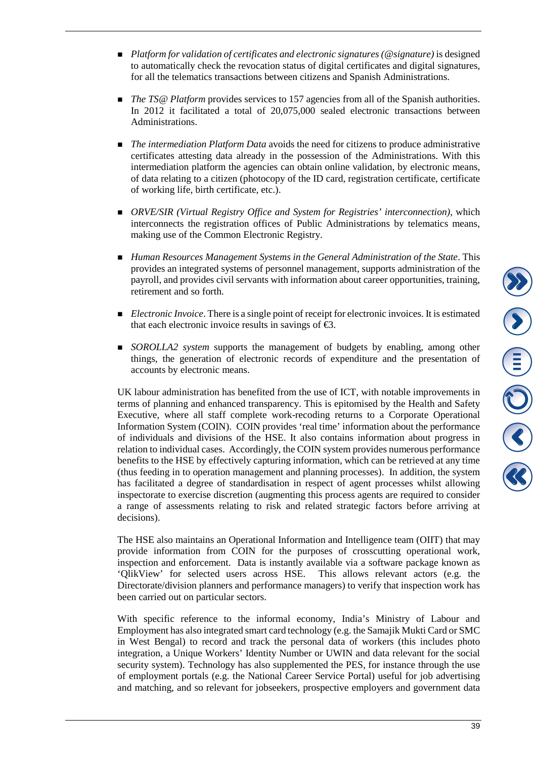- *Platform for validation of certificates and electronic signatures (@signature)* is designed to automatically check the revocation status of digital certificates and digital signatures, for all the telematics transactions between citizens and Spanish Administrations.

- *The TS@ Platform* provides services to 157 agencies from all of the Spanish authorities. In 2012 it facilitated a total of 20,075,000 sealed electronic transactions between Administrations.

- *The intermediation Platform Data* avoids the need for citizens to produce administrative certificates attesting data already in the possession of the Administrations. With this intermediation platform the agencies can obtain online validation, by electronic means, of data relating to a citizen (photocopy of the ID card, registration certificate, certificate of working life, birth certificate, etc.).

- *ORVE/SIR (Virtual Registry Office and System for Registries' interconnection),* which interconnects the registration offices of Public Administrations by telematics means, making use of the Common Electronic Registry.

- *Human Resources Management Systems in the General Administration of the State*. This provides an integrated systems of personnel management, supports administration of the payroll, and provides civil servants with information about career opportunities, training, retirement and so forth.

- *Electronic Invoice*. There is a single point of receipt for electronic invoices. It is estimated that each electronic invoice results in savings of €3.

- *SOROLLA2 system* supports the management of budgets by enabling, among other things, the generation of electronic records of expenditure and the presentation of accounts by electronic means.

UK labour administration has benefited from the use of ICT, with notable improvements in terms of planning and enhanced transparency. This is epitomised by the Health and Safety Executive, where all staff complete work-recoding returns to a Corporate Operational Information System (COIN). COIN provides 'real time' information about the performance of individuals and divisions of the HSE. It also contains information about progress in relation to individual cases. Accordingly, the COIN system provides numerous performance benefits to the HSE by effectively capturing information, which can be retrieved at any time (thus feeding in to operation management and planning processes). In addition, the system has facilitated a degree of standardisation in respect of agent processes whilst allowing inspectorate to exercise discretion (augmenting this process agents are required to consider a range of assessments relating to risk and related strategic factors before arriving at decisions).

The HSE also maintains an Operational Information and Intelligence team (OIIT) that may provide information from COIN for the purposes of crosscutting operational work, inspection and enforcement. Data is instantly available via a software package known as 'QlikView' for selected users across HSE. This allows relevant actors (e.g. the Directorate/division planners and performance managers) to verify that inspection work has been carried out on particular sectors.

With specific reference to the informal economy, India's Ministry of Labour and Employment has also integrated smart card technology (e.g. the Samajik Mukti Card or SMC in West Bengal) to record and track the personal data of workers (this includes photo integration, a Unique Workers' Identity Number or UWIN and data relevant for the social security system). Technology has also supplemented the PES, for instance through the use of employment portals (e.g. the National Career Service Portal) useful for job advertising and matching, and so relevant for jobseekers, prospective employers and government data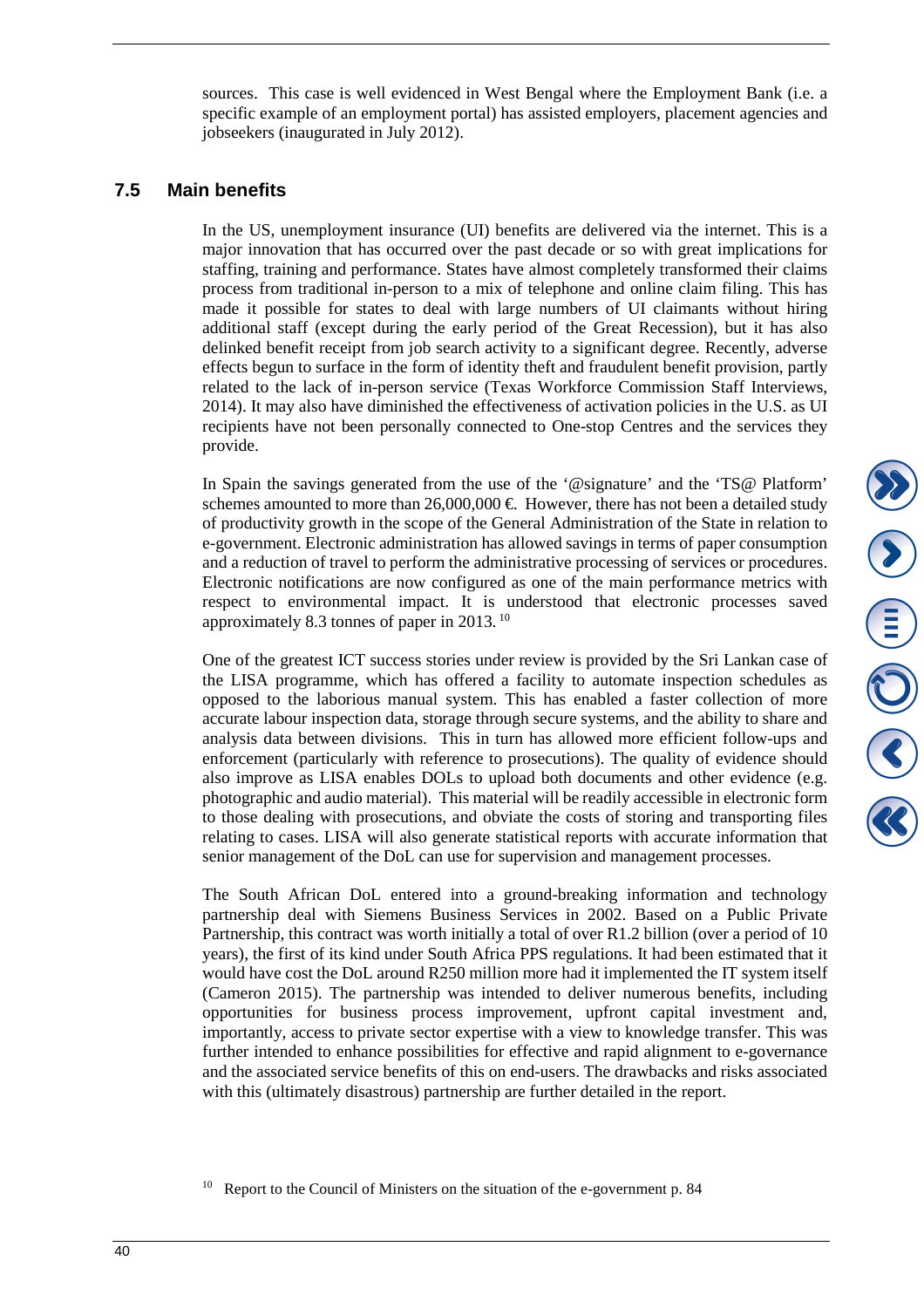sources. This case is well evidenced in West Bengal where the Employment Bank (i.e. a specific example of an employment portal) has assisted employers, placement agencies and jobseekers (inaugurated in July 2012).

## 7.5 Main benefits

In the US, unemployment insurance (UI) benefits are delivered via the internet. This is a major innovation that has occurred over the past decade or so with great implications for staffing, training and performance. States have almost completely transformed their claims process from traditional in-person to a mix of telephone and online claim filing. This has made it possible for states to deal with large numbers of UI claimants without hiring additional staff (except during the early period of the Great Recession), but it has also delinked benefit receipt from job search activity to a significant degree. Recently, adverse effects begun to surface in the form of identity theft and fraudulent benefit provision, partly related to the lack of in-person service (Texas Workforce Commission Staff Interviews, 2014). It may also have diminished the effectiveness of activation policies in the U.S. as UI recipients have not been personally connected to One-stop Centres and the services they provide.

In Spain the savings generated from the use of the '@signature' and the 'TS@ Platform' schemes amounted to more than 26,000,000 €. However, there has not been a detailed study of productivity growth in the scope of the General Administration of the State in relation to e-government. Electronic administration has allowed savings in terms of paper consumption and a reduction of travel to perform the administrative processing of services or procedures. Electronic notifications are now configured as one of the main performance metrics with respect to environmental impact. It is understood that electronic processes saved approximately 8.3 tonnes of paper in 2013. [10]

One of the greatest ICT success stories under review is provided by the Sri Lankan case of the LISA programme, which has offered a facility to automate inspection schedules as opposed to the laborious manual system. This has enabled a faster collection of more accurate labour inspection data, storage through secure systems, and the ability to share and analysis data between divisions. This in turn has allowed more efficient follow-ups and enforcement (particularly with reference to prosecutions). The quality of evidence should also improve as LISA enables DOLs to upload both documents and other evidence (e.g. photographic and audio material). This material will be readily accessible in electronic form to those dealing with prosecutions, and obviate the costs of storing and transporting files relating to cases. LISA will also generate statistical reports with accurate information that senior management of the DoL can use for supervision and management processes.

The South African DoL entered into a ground-breaking information and technology partnership deal with Siemens Business Services in 2002. Based on a Public Private Partnership, this contract was worth initially a total of over R1.2 billion (over a period of 10 years), the first of its kind under South Africa PPS regulations. It had been estimated that it would have cost the DoL around R250 million more had it implemented the IT system itself (Cameron 2015). The partnership was intended to deliver numerous benefits, including opportunities for business process improvement, upfront capital investment and, importantly, access to private sector expertise with a view to knowledge transfer. This was further intended to enhance possibilities for effective and rapid alignment to e-governance and the associated service benefits of this on end-users. The drawbacks and risks associated with this (ultimately disastrous) partnership are further detailed in the report.

[10] Report to the Council of Ministers on the situation of the e-government p. 84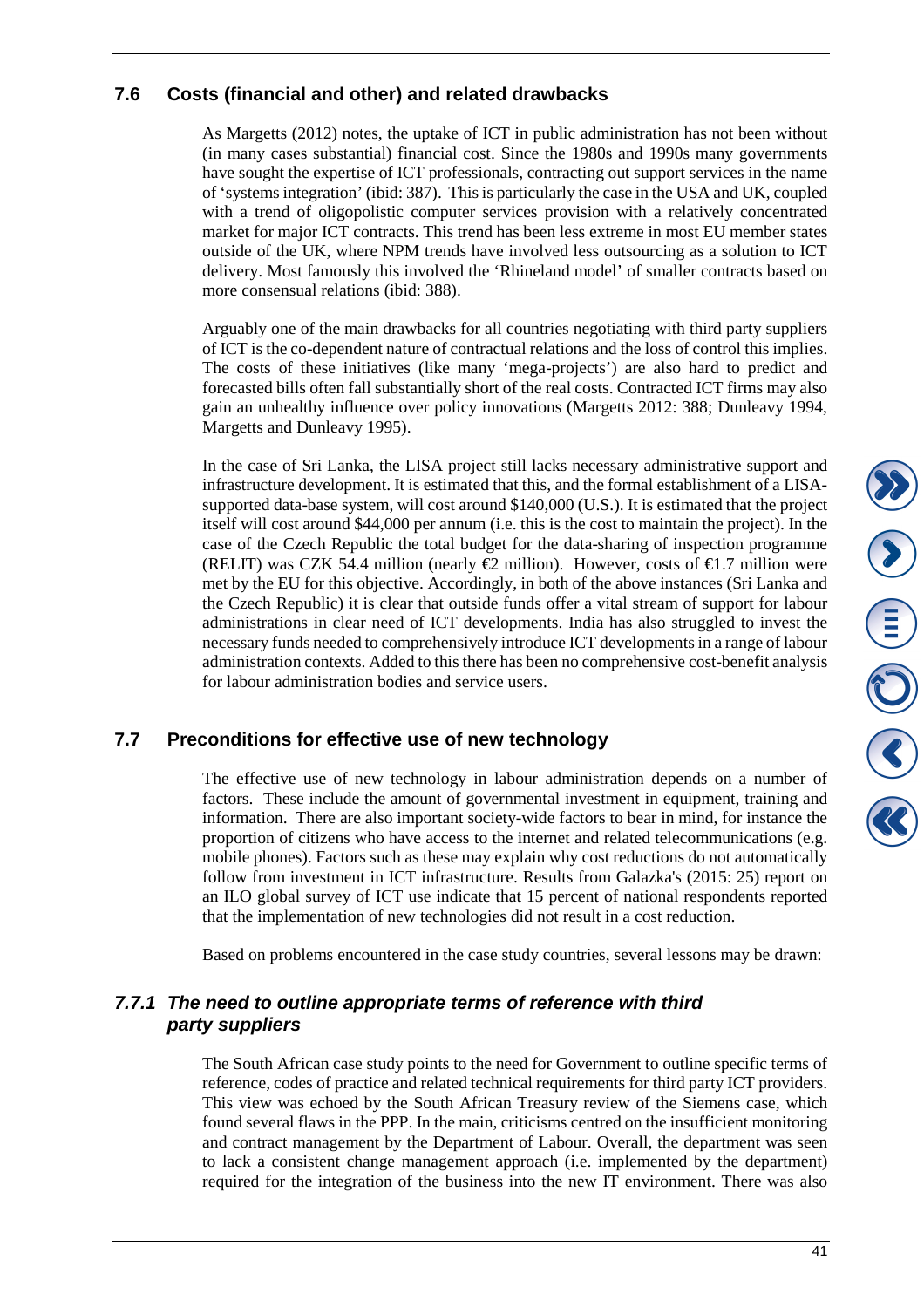## 7.6 Costs (financial and other) and related drawbacks

As Margetts (2012) notes, the uptake of ICT in public administration has not been without (in many cases substantial) financial cost. Since the 1980s and 1990s many governments have sought the expertise of ICT professionals, contracting out support services in the name of 'systems integration' (ibid: 387). This is particularly the case in the USA and UK, coupled with a trend of oligopolistic computer services provision with a relatively concentrated market for major ICT contracts. This trend has been less extreme in most EU member states outside of the UK, where NPM trends have involved less outsourcing as a solution to ICT delivery. Most famously this involved the 'Rhineland model' of smaller contracts based on more consensual relations (ibid: 388).

Arguably one of the main drawbacks for all countries negotiating with third party suppliers of ICT is the co-dependent nature of contractual relations and the loss of control this implies. The costs of these initiatives (like many 'mega-projects') are also hard to predict and forecasted bills often fall substantially short of the real costs. Contracted ICT firms may also gain an unhealthy influence over policy innovations (Margetts 2012: 388; Dunleavy 1994, Margetts and Dunleavy 1995).

In the case of Sri Lanka, the LISA project still lacks necessary administrative support and infrastructure development. It is estimated that this, and the formal establishment of a LISA-supported data-base system, will cost around $140,000 (U.S.). It is estimated that the project itself will cost around $44,000 per annum (i.e. this is the cost to maintain the project). In the case of the Czech Republic the total budget for the data-sharing of inspection programme (RELIT) was CZK 54.4 million (nearly €2 million). However, costs of €1.7 million were met by the EU for this objective. Accordingly, in both of the above instances (Sri Lanka and the Czech Republic) it is clear that outside funds offer a vital stream of support for labour administrations in clear need of ICT developments. India has also struggled to invest the necessary funds needed to comprehensively introduce ICT developments in a range of labour administration contexts. Added to this there has been no comprehensive cost-benefit analysis for labour administration bodies and service users.

## 7.7 Preconditions for effective use of new technology

The effective use of new technology in labour administration depends on a number of factors. These include the amount of governmental investment in equipment, training and information. There are also important society-wide factors to bear in mind, for instance the proportion of citizens who have access to the internet and related telecommunications (e.g. mobile phones). Factors such as these may explain why cost reductions do not automatically follow from investment in ICT infrastructure. Results from Galazka's (2015: 25) report on an ILO global survey of ICT use indicate that 15 percent of national respondents reported that the implementation of new technologies did not result in a cost reduction.

Based on problems encountered in the case study countries, several lessons may be drawn:

### *7.7.1 The need to outline appropriate terms of reference with third party suppliers*

The South African case study points to the need for Government to outline specific terms of reference, codes of practice and related technical requirements for third party ICT providers. This view was echoed by the South African Treasury review of the Siemens case, which found several flaws in the PPP. In the main, criticisms centred on the insufficient monitoring and contract management by the Department of Labour. Overall, the department was seen to lack a consistent change management approach (i.e. implemented by the department) required for the integration of the business into the new IT environment. There was also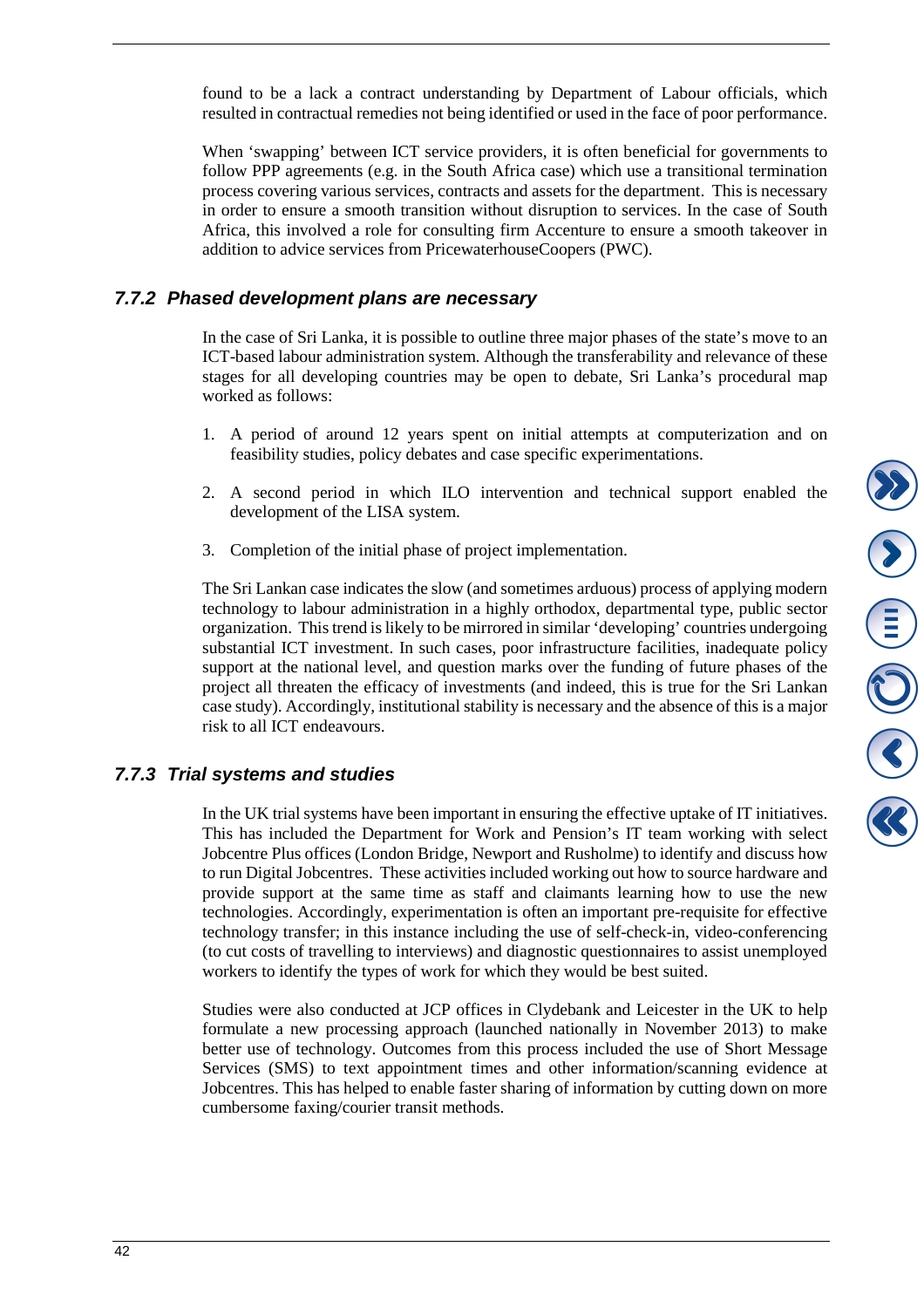found to be a lack a contract understanding by Department of Labour officials, which resulted in contractual remedies not being identified or used in the face of poor performance.

When 'swapping' between ICT service providers, it is often beneficial for governments to follow PPP agreements (e.g. in the South Africa case) which use a transitional termination process covering various services, contracts and assets for the department. This is necessary in order to ensure a smooth transition without disruption to services. In the case of South Africa, this involved a role for consulting firm Accenture to ensure a smooth takeover in addition to advice services from PricewaterhouseCoopers (PWC).

### *7.7.2 Phased development plans are necessary*

In the case of Sri Lanka, it is possible to outline three major phases of the state's move to an ICT-based labour administration system. Although the transferability and relevance of these stages for all developing countries may be open to debate, Sri Lanka's procedural map worked as follows:

1. A period of around 12 years spent on initial attempts at computerization and on feasibility studies, policy debates and case specific experimentations.

2. A second period in which ILO intervention and technical support enabled the development of the LISA system.

3. Completion of the initial phase of project implementation.

The Sri Lankan case indicates the slow (and sometimes arduous) process of applying modern technology to labour administration in a highly orthodox, departmental type, public sector organization. This trend is likely to be mirrored in similar 'developing' countries undergoing substantial ICT investment. In such cases, poor infrastructure facilities, inadequate policy support at the national level, and question marks over the funding of future phases of the project all threaten the efficacy of investments (and indeed, this is true for the Sri Lankan case study). Accordingly, institutional stability is necessary and the absence of this is a major risk to all ICT endeavours.

### *7.7.3 Trial systems and studies*

In the UK trial systems have been important in ensuring the effective uptake of IT initiatives. This has included the Department for Work and Pension's IT team working with select Jobcentre Plus offices (London Bridge, Newport and Rusholme) to identify and discuss how to run Digital Jobcentres. These activities included working out how to source hardware and provide support at the same time as staff and claimants learning how to use the new technologies. Accordingly, experimentation is often an important pre-requisite for effective technology transfer; in this instance including the use of self-check-in, video-conferencing (to cut costs of travelling to interviews) and diagnostic questionnaires to assist unemployed workers to identify the types of work for which they would be best suited.

Studies were also conducted at JCP offices in Clydebank and Leicester in the UK to help formulate a new processing approach (launched nationally in November 2013) to make better use of technology. Outcomes from this process included the use of Short Message Services (SMS) to text appointment times and other information/scanning evidence at Jobcentres. This has helped to enable faster sharing of information by cutting down on more cumbersome faxing/courier transit methods.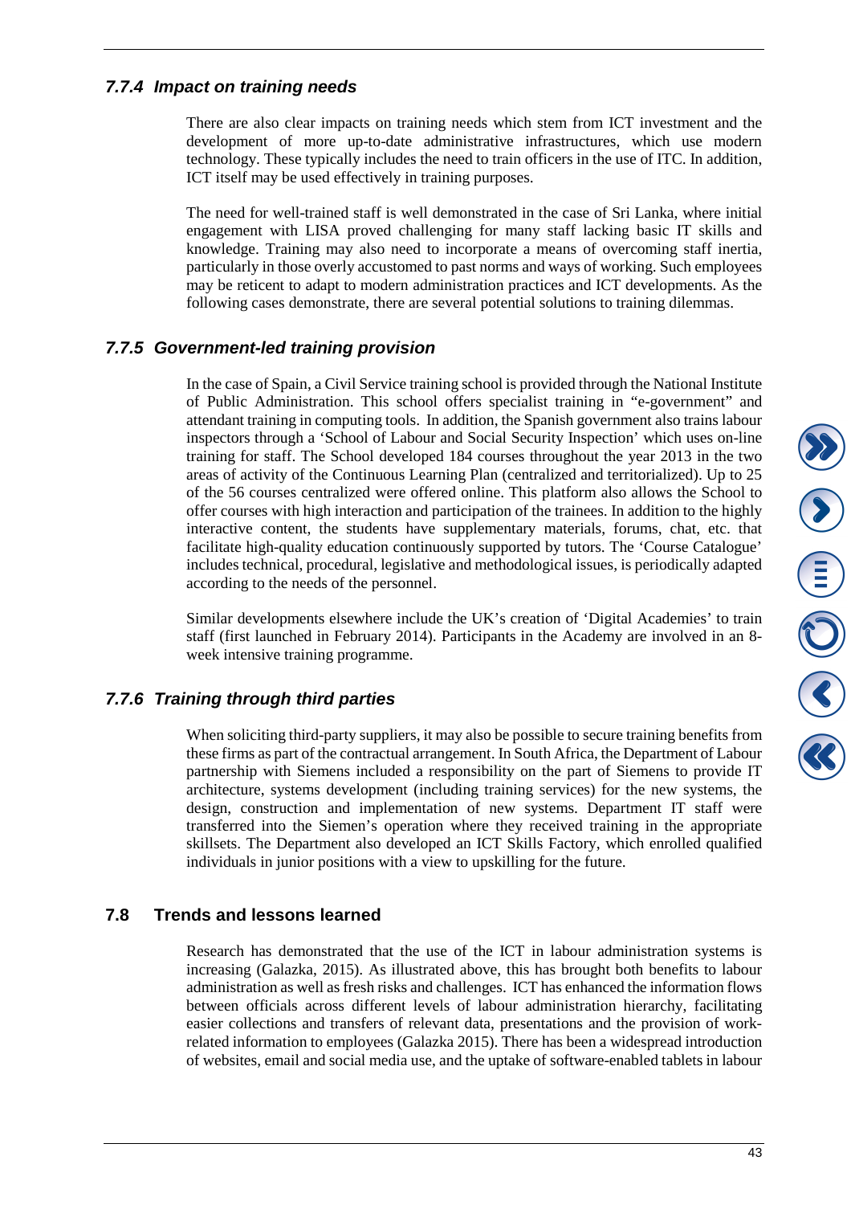### 7.7.4 Impact on training needs

There are also clear impacts on training needs which stem from ICT investment and the development of more up-to-date administrative infrastructures, which use modern technology. These typically includes the need to train officers in the use of ITC. In addition, ICT itself may be used effectively in training purposes.

The need for well-trained staff is well demonstrated in the case of Sri Lanka, where initial engagement with LISA proved challenging for many staff lacking basic IT skills and knowledge. Training may also need to incorporate a means of overcoming staff inertia, particularly in those overly accustomed to past norms and ways of working. Such employees may be reticent to adapt to modern administration practices and ICT developments. As the following cases demonstrate, there are several potential solutions to training dilemmas.

### 7.7.5 Government-led training provision

In the case of Spain, a Civil Service training school is provided through the National Institute of Public Administration. This school offers specialist training in "e-government" and attendant training in computing tools. In addition, the Spanish government also trains labour inspectors through a 'School of Labour and Social Security Inspection' which uses on-line training for staff. The School developed 184 courses throughout the year 2013 in the two areas of activity of the Continuous Learning Plan (centralized and territorialized). Up to 25 of the 56 courses centralized were offered online. This platform also allows the School to offer courses with high interaction and participation of the trainees. In addition to the highly interactive content, the students have supplementary materials, forums, chat, etc. that facilitate high-quality education continuously supported by tutors. The 'Course Catalogue' includes technical, procedural, legislative and methodological issues, is periodically adapted according to the needs of the personnel.

Similar developments elsewhere include the UK's creation of 'Digital Academies' to train staff (first launched in February 2014). Participants in the Academy are involved in an 8-week intensive training programme.

### 7.7.6 Training through third parties

When soliciting third-party suppliers, it may also be possible to secure training benefits from these firms as part of the contractual arrangement. In South Africa, the Department of Labour partnership with Siemens included a responsibility on the part of Siemens to provide IT architecture, systems development (including training services) for the new systems, the design, construction and implementation of new systems. Department IT staff were transferred into the Siemen's operation where they received training in the appropriate skillsets. The Department also developed an ICT Skills Factory, which enrolled qualified individuals in junior positions with a view to upskilling for the future.

## 7.8 Trends and lessons learned

Research has demonstrated that the use of the ICT in labour administration systems is increasing (Galazka, 2015). As illustrated above, this has brought both benefits to labour administration as well as fresh risks and challenges. ICT has enhanced the information flows between officials across different levels of labour administration hierarchy, facilitating easier collections and transfers of relevant data, presentations and the provision of work-related information to employees (Galazka 2015). There has been a widespread introduction of websites, email and social media use, and the uptake of software-enabled tablets in labour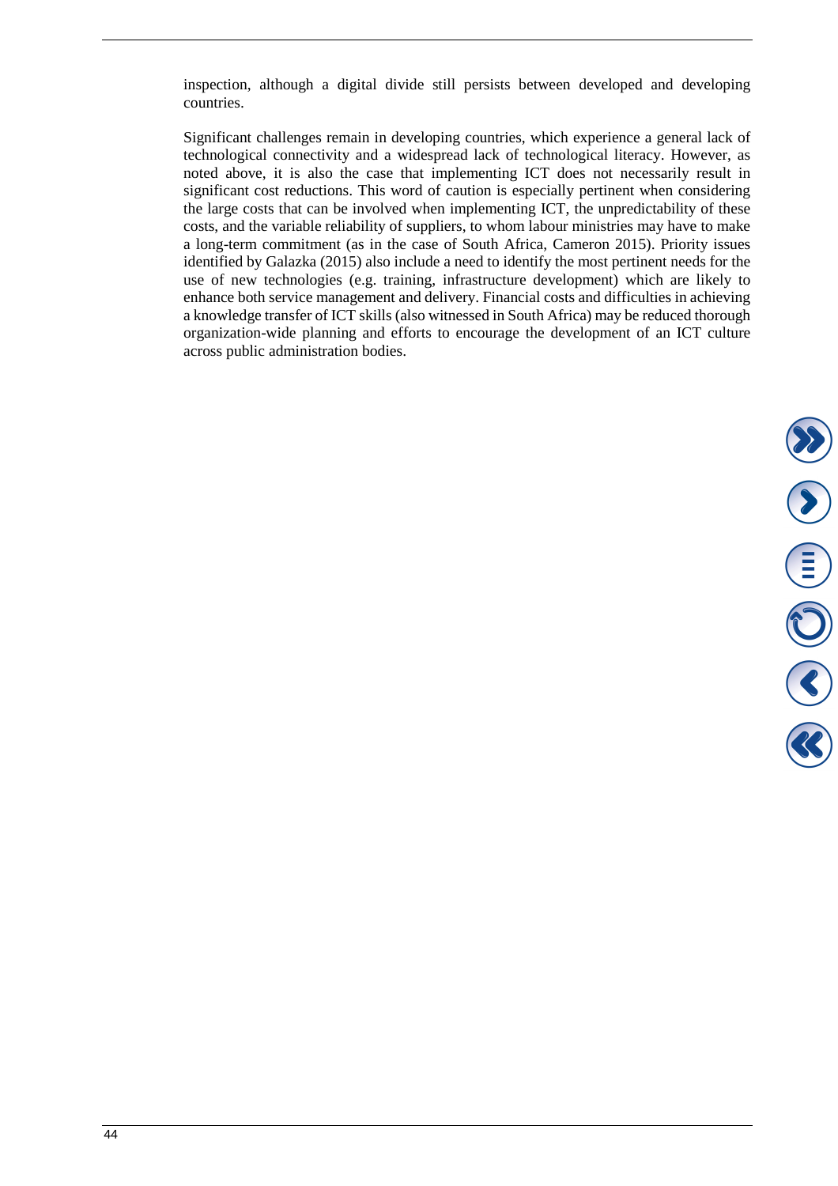inspection, although a digital divide still persists between developed and developing countries.

Significant challenges remain in developing countries, which experience a general lack of technological connectivity and a widespread lack of technological literacy. However, as noted above, it is also the case that implementing ICT does not necessarily result in significant cost reductions. This word of caution is especially pertinent when considering the large costs that can be involved when implementing ICT, the unpredictability of these costs, and the variable reliability of suppliers, to whom labour ministries may have to make a long-term commitment (as in the case of South Africa, Cameron 2015). Priority issues identified by Galazka (2015) also include a need to identify the most pertinent needs for the use of new technologies (e.g. training, infrastructure development) which are likely to enhance both service management and delivery. Financial costs and difficulties in achieving a knowledge transfer of ICT skills (also witnessed in South Africa) may be reduced thorough organization-wide planning and efforts to encourage the development of an ICT culture across public administration bodies.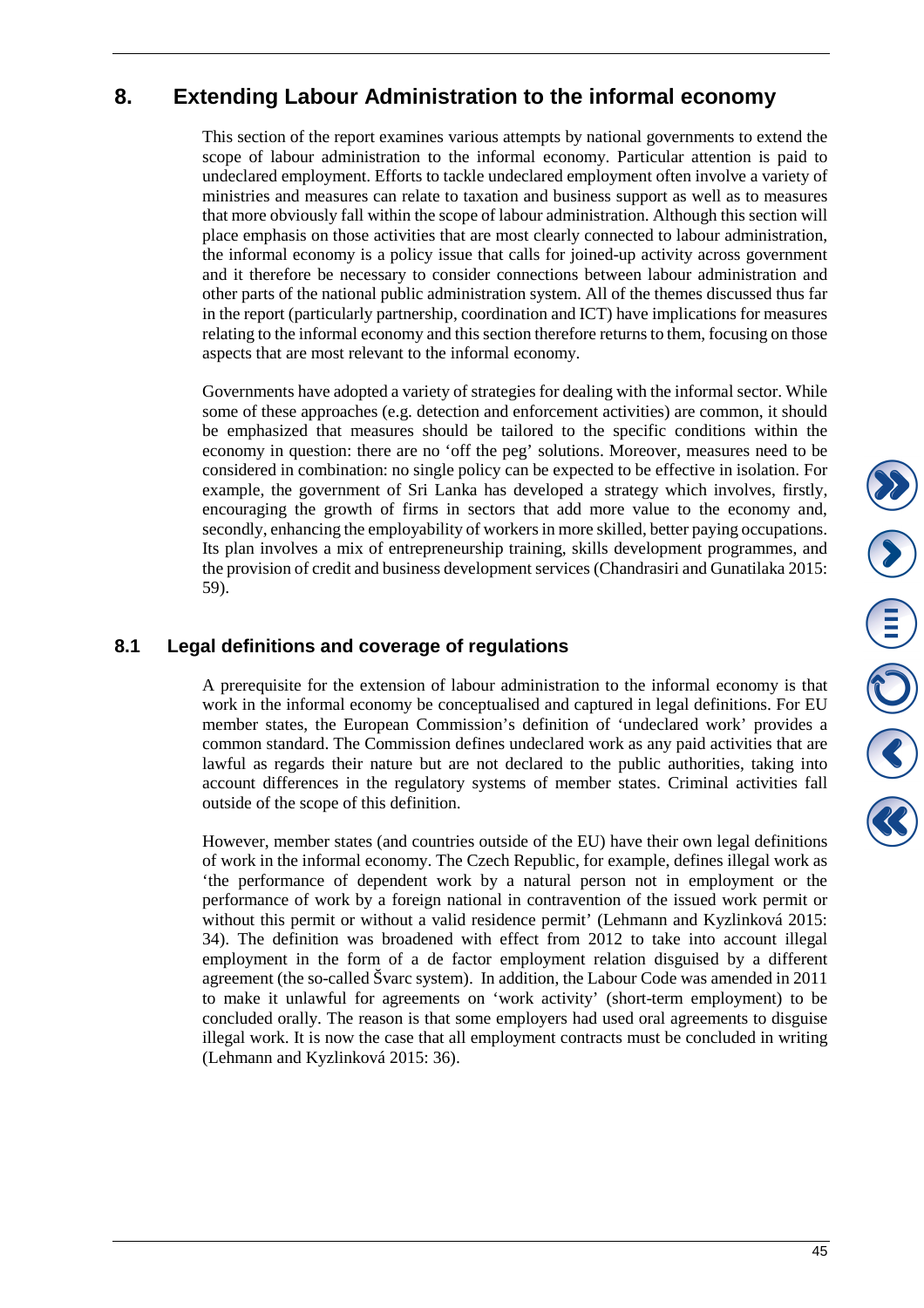# 8. Extending Labour Administration to the informal economy

This section of the report examines various attempts by national governments to extend the scope of labour administration to the informal economy. Particular attention is paid to undeclared employment. Efforts to tackle undeclared employment often involve a variety of ministries and measures can relate to taxation and business support as well as to measures that more obviously fall within the scope of labour administration. Although this section will place emphasis on those activities that are most clearly connected to labour administration, the informal economy is a policy issue that calls for joined-up activity across government and it therefore be necessary to consider connections between labour administration and other parts of the national public administration system. All of the themes discussed thus far in the report (particularly partnership, coordination and ICT) have implications for measures relating to the informal economy and this section therefore returns to them, focusing on those aspects that are most relevant to the informal economy.

Governments have adopted a variety of strategies for dealing with the informal sector. While some of these approaches (e.g. detection and enforcement activities) are common, it should be emphasized that measures should be tailored to the specific conditions within the economy in question: there are no 'off the peg' solutions. Moreover, measures need to be considered in combination: no single policy can be expected to be effective in isolation. For example, the government of Sri Lanka has developed a strategy which involves, firstly, encouraging the growth of firms in sectors that add more value to the economy and, secondly, enhancing the employability of workers in more skilled, better paying occupations. Its plan involves a mix of entrepreneurship training, skills development programmes, and the provision of credit and business development services (Chandrasiri and Gunatilaka 2015: 59).

## 8.1 Legal definitions and coverage of regulations

A prerequisite for the extension of labour administration to the informal economy is that work in the informal economy be conceptualised and captured in legal definitions. For EU member states, the European Commission's definition of 'undeclared work' provides a common standard. The Commission defines undeclared work as any paid activities that are lawful as regards their nature but are not declared to the public authorities, taking into account differences in the regulatory systems of member states. Criminal activities fall outside of the scope of this definition.

However, member states (and countries outside of the EU) have their own legal definitions of work in the informal economy. The Czech Republic, for example, defines illegal work as 'the performance of dependent work by a natural person not in employment or the performance of work by a foreign national in contravention of the issued work permit or without this permit or without a valid residence permit' (Lehmann and Kyzlinková 2015: 34). The definition was broadened with effect from 2012 to take into account illegal employment in the form of a de factor employment relation disguised by a different agreement (the so-called Švarc system). In addition, the Labour Code was amended in 2011 to make it unlawful for agreements on 'work activity' (short-term employment) to be concluded orally. The reason is that some employers had used oral agreements to disguise illegal work. It is now the case that all employment contracts must be concluded in writing (Lehmann and Kyzlinková 2015: 36).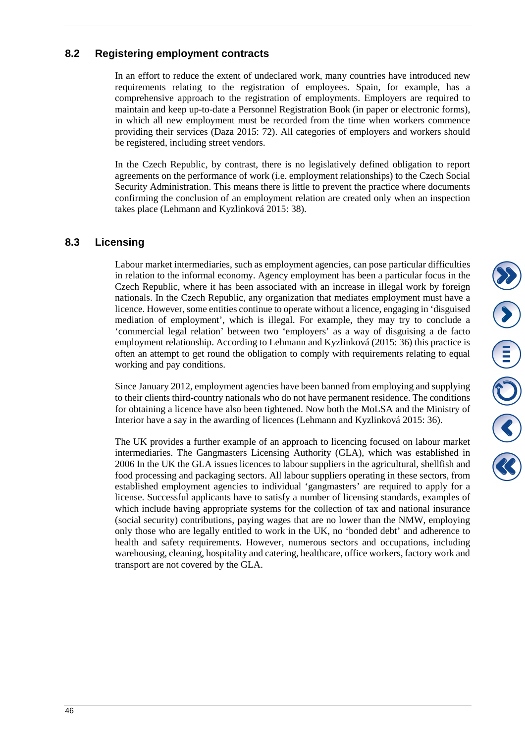## 8.2 Registering employment contracts

In an effort to reduce the extent of undeclared work, many countries have introduced new requirements relating to the registration of employees. Spain, for example, has a comprehensive approach to the registration of employments. Employers are required to maintain and keep up-to-date a Personnel Registration Book (in paper or electronic forms), in which all new employment must be recorded from the time when workers commence providing their services (Daza 2015: 72). All categories of employers and workers should be registered, including street vendors.

In the Czech Republic, by contrast, there is no legislatively defined obligation to report agreements on the performance of work (i.e. employment relationships) to the Czech Social Security Administration. This means there is little to prevent the practice where documents confirming the conclusion of an employment relation are created only when an inspection takes place (Lehmann and Kyzlinková 2015: 38).

## 8.3 Licensing

Labour market intermediaries, such as employment agencies, can pose particular difficulties in relation to the informal economy. Agency employment has been a particular focus in the Czech Republic, where it has been associated with an increase in illegal work by foreign nationals. In the Czech Republic, any organization that mediates employment must have a licence. However, some entities continue to operate without a licence, engaging in 'disguised mediation of employment', which is illegal. For example, they may try to conclude a 'commercial legal relation' between two 'employers' as a way of disguising a de facto employment relationship. According to Lehmann and Kyzlinková (2015: 36) this practice is often an attempt to get round the obligation to comply with requirements relating to equal working and pay conditions.

Since January 2012, employment agencies have been banned from employing and supplying to their clients third-country nationals who do not have permanent residence. The conditions for obtaining a licence have also been tightened. Now both the MoLSA and the Ministry of Interior have a say in the awarding of licences (Lehmann and Kyzlinková 2015: 36).

The UK provides a further example of an approach to licencing focused on labour market intermediaries. The Gangmasters Licensing Authority (GLA), which was established in 2006 In the UK the GLA issues licences to labour suppliers in the agricultural, shellfish and food processing and packaging sectors. All labour suppliers operating in these sectors, from established employment agencies to individual 'gangmasters' are required to apply for a license. Successful applicants have to satisfy a number of licensing standards, examples of which include having appropriate systems for the collection of tax and national insurance (social security) contributions, paying wages that are no lower than the NMW, employing only those who are legally entitled to work in the UK, no 'bonded debt' and adherence to health and safety requirements. However, numerous sectors and occupations, including warehousing, cleaning, hospitality and catering, healthcare, office workers, factory work and transport are not covered by the GLA.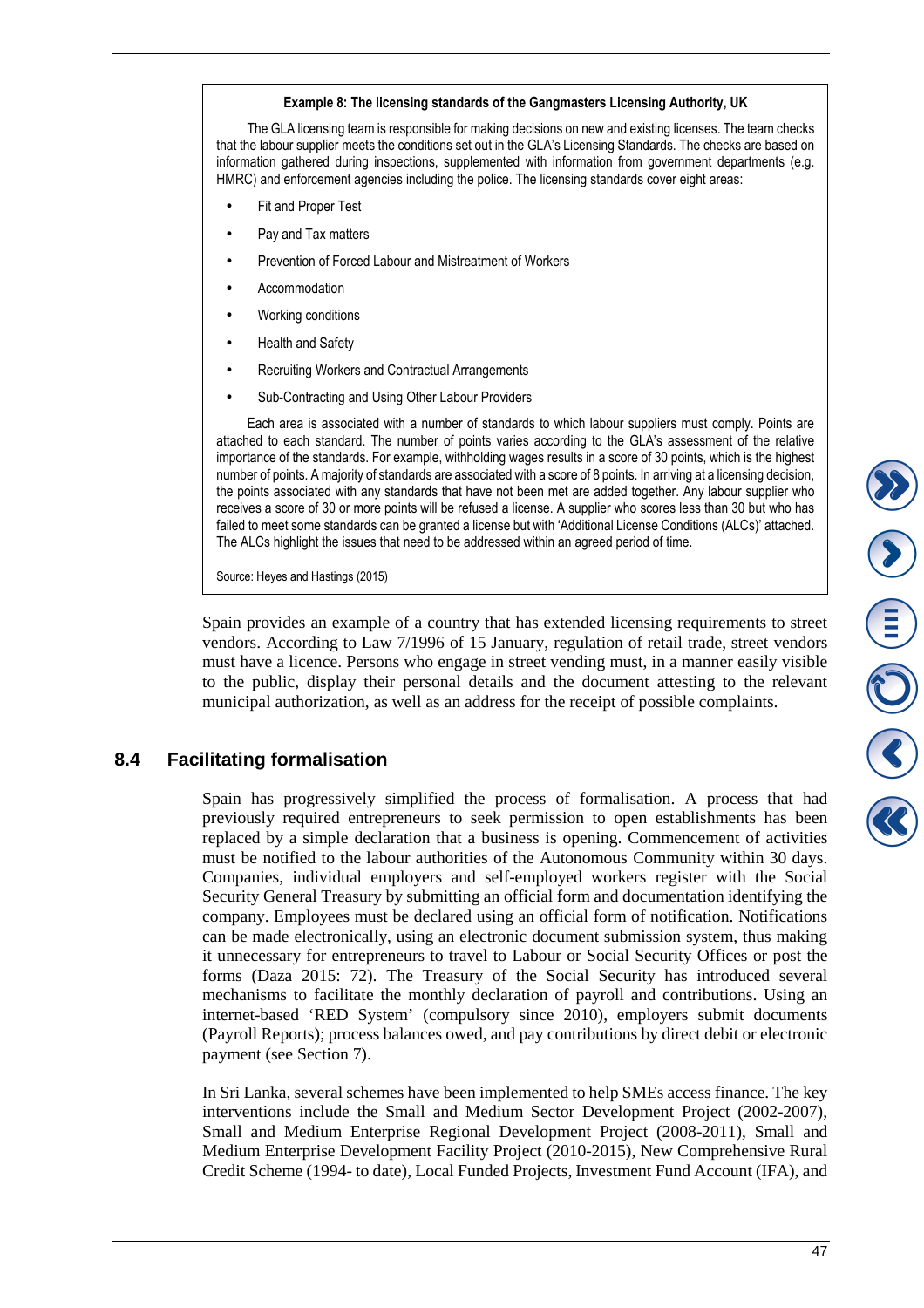**Example 8: The licensing standards of the Gangmasters Licensing Authority, UK**

The GLA licensing team is responsible for making decisions on new and existing licenses. The team checks that the labour supplier meets the conditions set out in the GLA's Licensing Standards. The checks are based on information gathered during inspections, supplemented with information from government departments (e.g. HMRC) and enforcement agencies including the police. The licensing standards cover eight areas:

- Fit and Proper Test
- Pay and Tax matters
- Prevention of Forced Labour and Mistreatment of Workers
- Accommodation
- Working conditions
- Health and Safety
- Recruiting Workers and Contractual Arrangements
- Sub-Contracting and Using Other Labour Providers

Each area is associated with a number of standards to which labour suppliers must comply. Points are attached to each standard. The number of points varies according to the GLA's assessment of the relative importance of the standards. For example, withholding wages results in a score of 30 points, which is the highest number of points. A majority of standards are associated with a score of 8 points. In arriving at a licensing decision, the points associated with any standards that have not been met are added together. Any labour supplier who receives a score of 30 or more points will be refused a license. A supplier who scores less than 30 but who has failed to meet some standards can be granted a license but with 'Additional License Conditions (ALCs)' attached. The ALCs highlight the issues that need to be addressed within an agreed period of time.

Source: Heyes and Hastings (2015)

Spain provides an example of a country that has extended licensing requirements to street vendors. According to Law 7/1996 of 15 January, regulation of retail trade, street vendors must have a licence. Persons who engage in street vending must, in a manner easily visible to the public, display their personal details and the document attesting to the relevant municipal authorization, as well as an address for the receipt of possible complaints.

## 8.4 Facilitating formalisation

Spain has progressively simplified the process of formalisation. A process that had previously required entrepreneurs to seek permission to open establishments has been replaced by a simple declaration that a business is opening. Commencement of activities must be notified to the labour authorities of the Autonomous Community within 30 days. Companies, individual employers and self-employed workers register with the Social Security General Treasury by submitting an official form and documentation identifying the company. Employees must be declared using an official form of notification. Notifications can be made electronically, using an electronic document submission system, thus making it unnecessary for entrepreneurs to travel to Labour or Social Security Offices or post the forms (Daza 2015: 72). The Treasury of the Social Security has introduced several mechanisms to facilitate the monthly declaration of payroll and contributions. Using an internet-based 'RED System' (compulsory since 2010), employers submit documents (Payroll Reports); process balances owed, and pay contributions by direct debit or electronic payment (see Section 7).

In Sri Lanka, several schemes have been implemented to help SMEs access finance. The key interventions include the Small and Medium Sector Development Project (2002-2007), Small and Medium Enterprise Regional Development Project (2008-2011), Small and Medium Enterprise Development Facility Project (2010-2015), New Comprehensive Rural Credit Scheme (1994- to date), Local Funded Projects, Investment Fund Account (IFA), and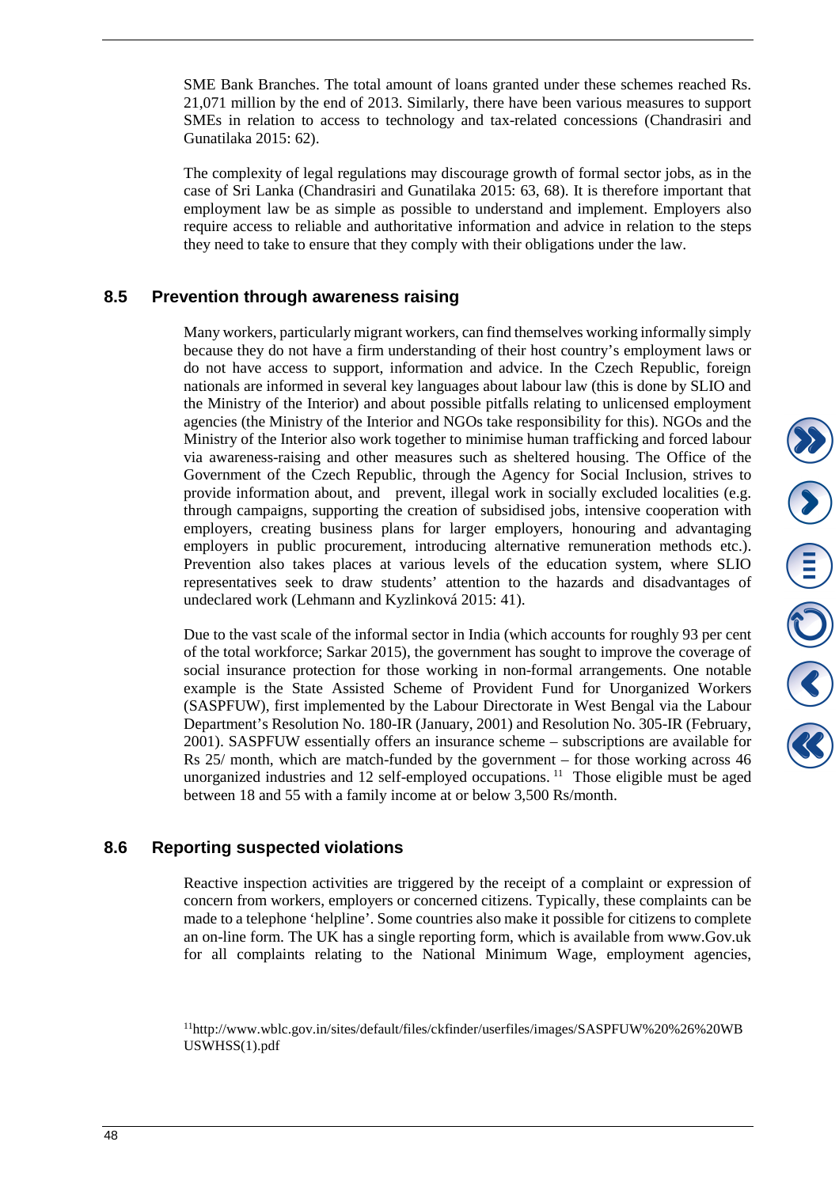SME Bank Branches. The total amount of loans granted under these schemes reached Rs. 21,071 million by the end of 2013. Similarly, there have been various measures to support SMEs in relation to access to technology and tax-related concessions (Chandrasiri and Gunatilaka 2015: 62).

The complexity of legal regulations may discourage growth of formal sector jobs, as in the case of Sri Lanka (Chandrasiri and Gunatilaka 2015: 63, 68). It is therefore important that employment law be as simple as possible to understand and implement. Employers also require access to reliable and authoritative information and advice in relation to the steps they need to take to ensure that they comply with their obligations under the law.

## 8.5 Prevention through awareness raising

Many workers, particularly migrant workers, can find themselves working informally simply because they do not have a firm understanding of their host country's employment laws or do not have access to support, information and advice. In the Czech Republic, foreign nationals are informed in several key languages about labour law (this is done by SLIO and the Ministry of the Interior) and about possible pitfalls relating to unlicensed employment agencies (the Ministry of the Interior and NGOs take responsibility for this). NGOs and the Ministry of the Interior also work together to minimise human trafficking and forced labour via awareness-raising and other measures such as sheltered housing. The Office of the Government of the Czech Republic, through the Agency for Social Inclusion, strives to provide information about, and prevent, illegal work in socially excluded localities (e.g. through campaigns, supporting the creation of subsidised jobs, intensive cooperation with employers, creating business plans for larger employers, honouring and advantaging employers in public procurement, introducing alternative remuneration methods etc.). Prevention also takes places at various levels of the education system, where SLIO representatives seek to draw students' attention to the hazards and disadvantages of undeclared work (Lehmann and Kyzlinková 2015: 41).

Due to the vast scale of the informal sector in India (which accounts for roughly 93 per cent of the total workforce; Sarkar 2015), the government has sought to improve the coverage of social insurance protection for those working in non-formal arrangements. One notable example is the State Assisted Scheme of Provident Fund for Unorganized Workers (SASPFUW), first implemented by the Labour Directorate in West Bengal via the Labour Department's Resolution No. 180-IR (January, 2001) and Resolution No. 305-IR (February, 2001). SASPFUW essentially offers an insurance scheme – subscriptions are available for Rs 25/ month, which are match-funded by the government – for those working across 46 unorganized industries and 12 self-employed occupations. [11] Those eligible must be aged between 18 and 55 with a family income at or below 3,500 Rs/month.

## 8.6 Reporting suspected violations

Reactive inspection activities are triggered by the receipt of a complaint or expression of concern from workers, employers or concerned citizens. Typically, these complaints can be made to a telephone 'helpline'. Some countries also make it possible for citizens to complete an on-line form. The UK has a single reporting form, which is available from www.Gov.uk for all complaints relating to the National Minimum Wage, employment agencies,

[11] http://www.wblc.gov.in/sites/default/files/ckfinder/userfiles/images/SASPFUW%20%26%20WBUSWHSS(1).pdf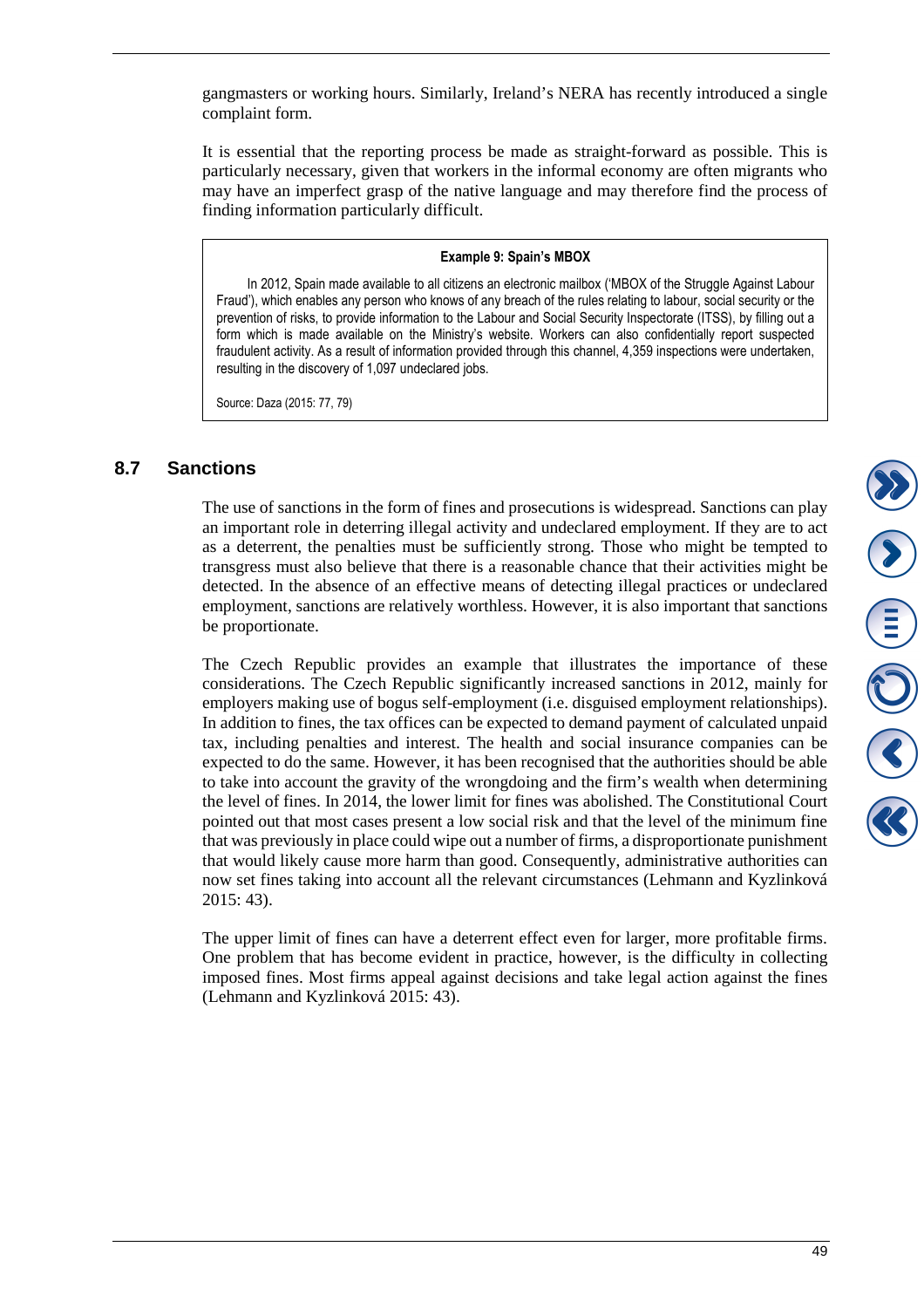gangmasters or working hours. Similarly, Ireland's NERA has recently introduced a single complaint form.

It is essential that the reporting process be made as straight-forward as possible. This is particularly necessary, given that workers in the informal economy are often migrants who may have an imperfect grasp of the native language and may therefore find the process of finding information particularly difficult.

> **Example 9: Spain's MBOX**
>
> In 2012, Spain made available to all citizens an electronic mailbox ('MBOX of the Struggle Against Labour Fraud'), which enables any person who knows of any breach of the rules relating to labour, social security or the prevention of risks, to provide information to the Labour and Social Security Inspectorate (ITSS), by filling out a form which is made available on the Ministry's website. Workers can also confidentially report suspected fraudulent activity. As a result of information provided through this channel, 4,359 inspections were undertaken, resulting in the discovery of 1,097 undeclared jobs.
>
> Source: Daza (2015: 77, 79)

## 8.7 Sanctions

The use of sanctions in the form of fines and prosecutions is widespread. Sanctions can play an important role in deterring illegal activity and undeclared employment. If they are to act as a deterrent, the penalties must be sufficiently strong. Those who might be tempted to transgress must also believe that there is a reasonable chance that their activities might be detected. In the absence of an effective means of detecting illegal practices or undeclared employment, sanctions are relatively worthless. However, it is also important that sanctions be proportionate.

The Czech Republic provides an example that illustrates the importance of these considerations. The Czech Republic significantly increased sanctions in 2012, mainly for employers making use of bogus self-employment (i.e. disguised employment relationships). In addition to fines, the tax offices can be expected to demand payment of calculated unpaid tax, including penalties and interest. The health and social insurance companies can be expected to do the same. However, it has been recognised that the authorities should be able to take into account the gravity of the wrongdoing and the firm's wealth when determining the level of fines. In 2014, the lower limit for fines was abolished. The Constitutional Court pointed out that most cases present a low social risk and that the level of the minimum fine that was previously in place could wipe out a number of firms, a disproportionate punishment that would likely cause more harm than good. Consequently, administrative authorities can now set fines taking into account all the relevant circumstances (Lehmann and Kyzlinková 2015: 43).

The upper limit of fines can have a deterrent effect even for larger, more profitable firms. One problem that has become evident in practice, however, is the difficulty in collecting imposed fines. Most firms appeal against decisions and take legal action against the fines (Lehmann and Kyzlinková 2015: 43).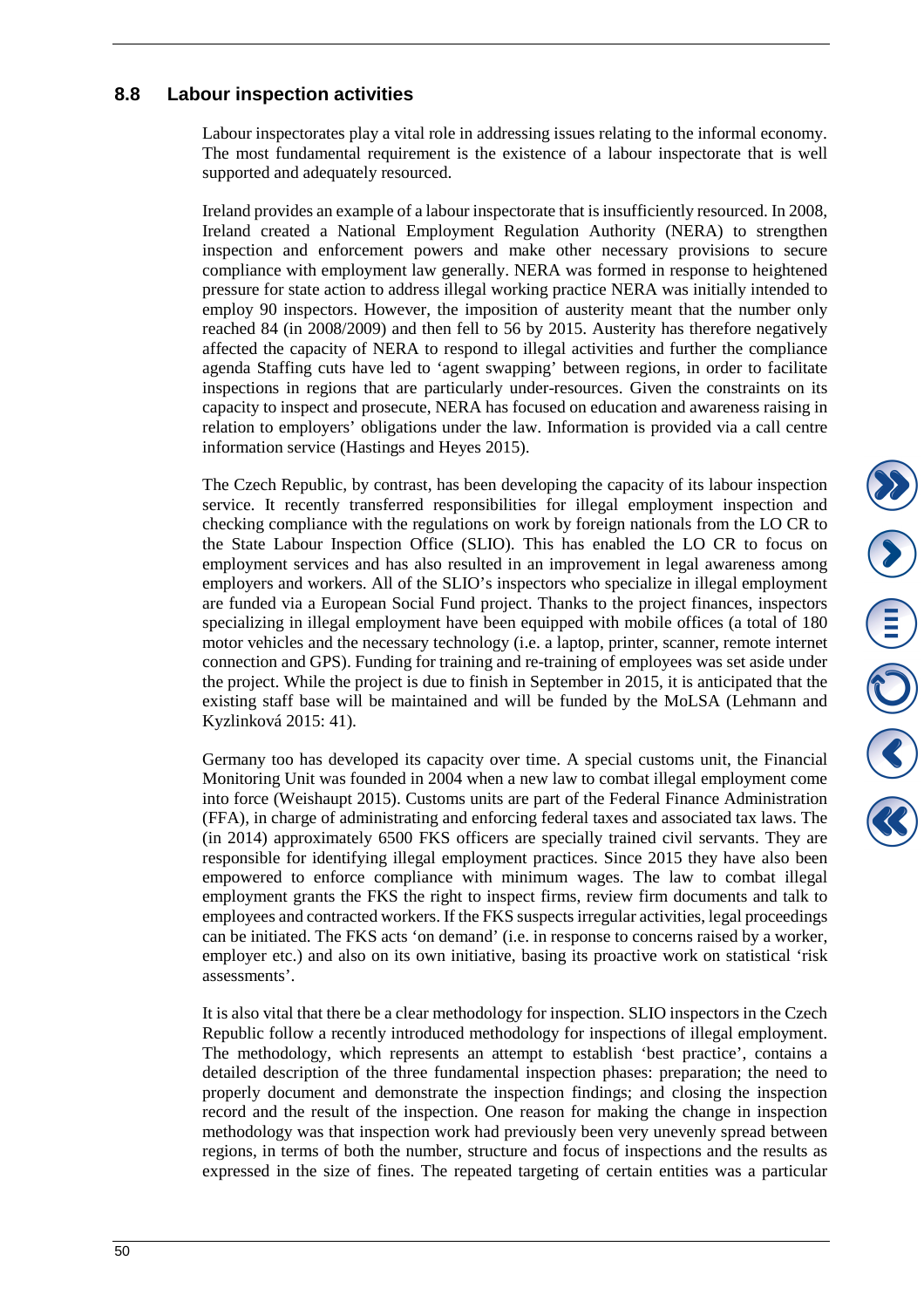## 8.8 Labour inspection activities

Labour inspectorates play a vital role in addressing issues relating to the informal economy. The most fundamental requirement is the existence of a labour inspectorate that is well supported and adequately resourced.

Ireland provides an example of a labour inspectorate that is insufficiently resourced. In 2008, Ireland created a National Employment Regulation Authority (NERA) to strengthen inspection and enforcement powers and make other necessary provisions to secure compliance with employment law generally. NERA was formed in response to heightened pressure for state action to address illegal working practice NERA was initially intended to employ 90 inspectors. However, the imposition of austerity meant that the number only reached 84 (in 2008/2009) and then fell to 56 by 2015. Austerity has therefore negatively affected the capacity of NERA to respond to illegal activities and further the compliance agenda Staffing cuts have led to 'agent swapping' between regions, in order to facilitate inspections in regions that are particularly under-resources. Given the constraints on its capacity to inspect and prosecute, NERA has focused on education and awareness raising in relation to employers' obligations under the law. Information is provided via a call centre information service (Hastings and Heyes 2015).

The Czech Republic, by contrast, has been developing the capacity of its labour inspection service. It recently transferred responsibilities for illegal employment inspection and checking compliance with the regulations on work by foreign nationals from the LO CR to the State Labour Inspection Office (SLIO). This has enabled the LO CR to focus on employment services and has also resulted in an improvement in legal awareness among employers and workers. All of the SLIO's inspectors who specialize in illegal employment are funded via a European Social Fund project. Thanks to the project finances, inspectors specializing in illegal employment have been equipped with mobile offices (a total of 180 motor vehicles and the necessary technology (i.e. a laptop, printer, scanner, remote internet connection and GPS). Funding for training and re-training of employees was set aside under the project. While the project is due to finish in September in 2015, it is anticipated that the existing staff base will be maintained and will be funded by the MoLSA (Lehmann and Kyzlinková 2015: 41).

Germany too has developed its capacity over time. A special customs unit, the Financial Monitoring Unit was founded in 2004 when a new law to combat illegal employment come into force (Weishaupt 2015). Customs units are part of the Federal Finance Administration (FFA), in charge of administrating and enforcing federal taxes and associated tax laws. The (in 2014) approximately 6500 FKS officers are specially trained civil servants. They are responsible for identifying illegal employment practices. Since 2015 they have also been empowered to enforce compliance with minimum wages. The law to combat illegal employment grants the FKS the right to inspect firms, review firm documents and talk to employees and contracted workers. If the FKS suspects irregular activities, legal proceedings can be initiated. The FKS acts 'on demand' (i.e. in response to concerns raised by a worker, employer etc.) and also on its own initiative, basing its proactive work on statistical 'risk assessments'.

It is also vital that there be a clear methodology for inspection. SLIO inspectors in the Czech Republic follow a recently introduced methodology for inspections of illegal employment. The methodology, which represents an attempt to establish 'best practice', contains a detailed description of the three fundamental inspection phases: preparation; the need to properly document and demonstrate the inspection findings; and closing the inspection record and the result of the inspection. One reason for making the change in inspection methodology was that inspection work had previously been very unevenly spread between regions, in terms of both the number, structure and focus of inspections and the results as expressed in the size of fines. The repeated targeting of certain entities was a particular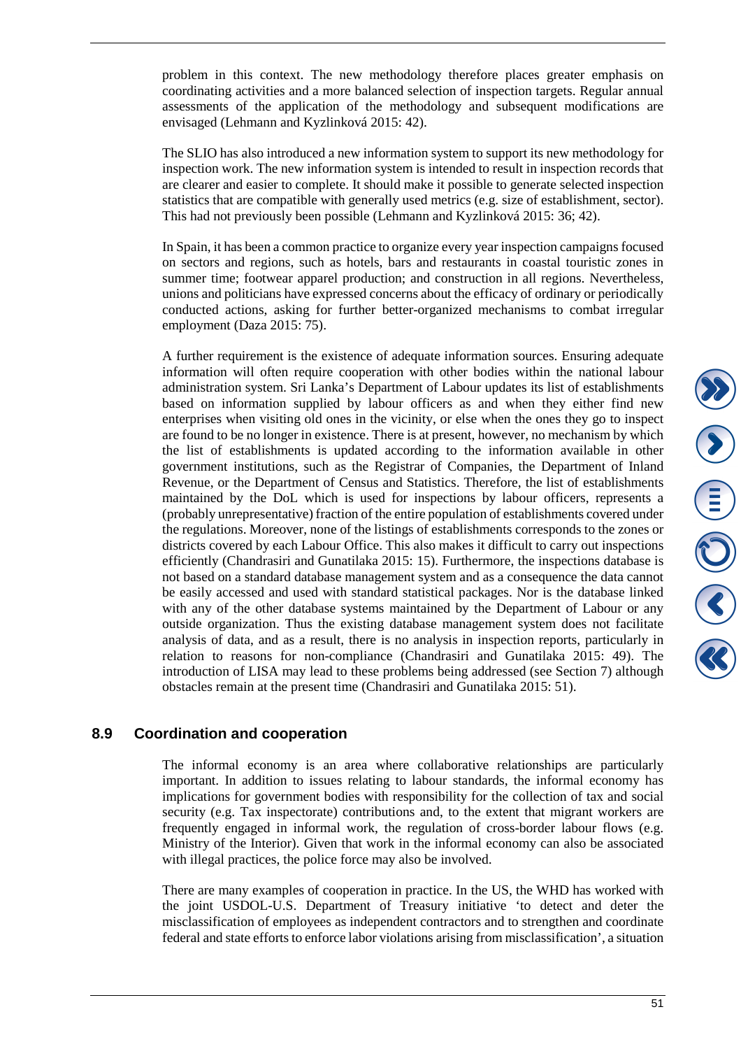problem in this context. The new methodology therefore places greater emphasis on coordinating activities and a more balanced selection of inspection targets. Regular annual assessments of the application of the methodology and subsequent modifications are envisaged (Lehmann and Kyzlinková 2015: 42).

The SLIO has also introduced a new information system to support its new methodology for inspection work. The new information system is intended to result in inspection records that are clearer and easier to complete. It should make it possible to generate selected inspection statistics that are compatible with generally used metrics (e.g. size of establishment, sector). This had not previously been possible (Lehmann and Kyzlinková 2015: 36; 42).

In Spain, it has been a common practice to organize every year inspection campaigns focused on sectors and regions, such as hotels, bars and restaurants in coastal touristic zones in summer time; footwear apparel production; and construction in all regions. Nevertheless, unions and politicians have expressed concerns about the efficacy of ordinary or periodically conducted actions, asking for further better-organized mechanisms to combat irregular employment (Daza 2015: 75).

A further requirement is the existence of adequate information sources. Ensuring adequate information will often require cooperation with other bodies within the national labour administration system. Sri Lanka's Department of Labour updates its list of establishments based on information supplied by labour officers as and when they either find new enterprises when visiting old ones in the vicinity, or else when the ones they go to inspect are found to be no longer in existence. There is at present, however, no mechanism by which the list of establishments is updated according to the information available in other government institutions, such as the Registrar of Companies, the Department of Inland Revenue, or the Department of Census and Statistics. Therefore, the list of establishments maintained by the DoL which is used for inspections by labour officers, represents a (probably unrepresentative) fraction of the entire population of establishments covered under the regulations. Moreover, none of the listings of establishments corresponds to the zones or districts covered by each Labour Office. This also makes it difficult to carry out inspections efficiently (Chandrasiri and Gunatilaka 2015: 15). Furthermore, the inspections database is not based on a standard database management system and as a consequence the data cannot be easily accessed and used with standard statistical packages. Nor is the database linked with any of the other database systems maintained by the Department of Labour or any outside organization. Thus the existing database management system does not facilitate analysis of data, and as a result, there is no analysis in inspection reports, particularly in relation to reasons for non-compliance (Chandrasiri and Gunatilaka 2015: 49). The introduction of LISA may lead to these problems being addressed (see Section 7) although obstacles remain at the present time (Chandrasiri and Gunatilaka 2015: 51).

## 8.9 Coordination and cooperation

The informal economy is an area where collaborative relationships are particularly important. In addition to issues relating to labour standards, the informal economy has implications for government bodies with responsibility for the collection of tax and social security (e.g. Tax inspectorate) contributions and, to the extent that migrant workers are frequently engaged in informal work, the regulation of cross-border labour flows (e.g. Ministry of the Interior). Given that work in the informal economy can also be associated with illegal practices, the police force may also be involved.

There are many examples of cooperation in practice. In the US, the WHD has worked with the joint USDOL-U.S. Department of Treasury initiative 'to detect and deter the misclassification of employees as independent contractors and to strengthen and coordinate federal and state efforts to enforce labor violations arising from misclassification', a situation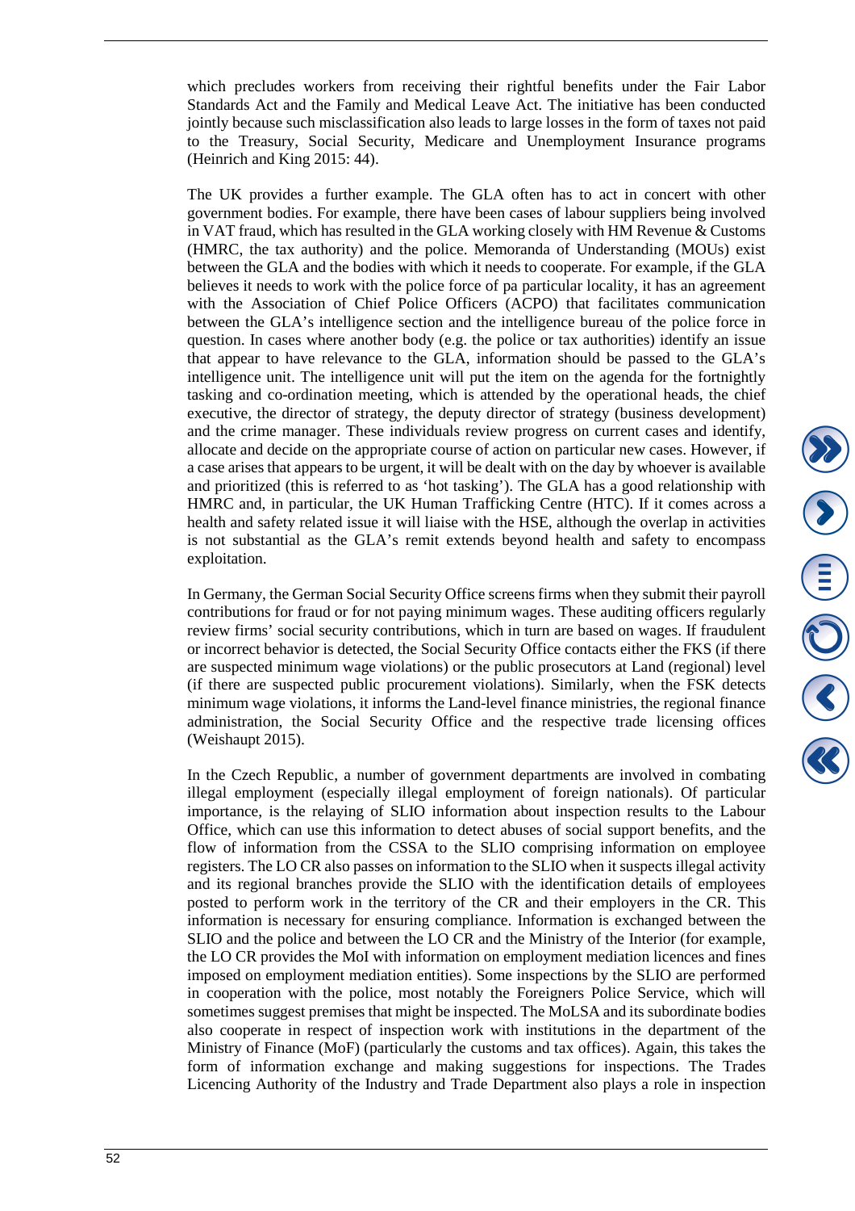which precludes workers from receiving their rightful benefits under the Fair Labor Standards Act and the Family and Medical Leave Act. The initiative has been conducted jointly because such misclassification also leads to large losses in the form of taxes not paid to the Treasury, Social Security, Medicare and Unemployment Insurance programs (Heinrich and King 2015: 44).

The UK provides a further example. The GLA often has to act in concert with other government bodies. For example, there have been cases of labour suppliers being involved in VAT fraud, which has resulted in the GLA working closely with HM Revenue & Customs (HMRC, the tax authority) and the police. Memoranda of Understanding (MOUs) exist between the GLA and the bodies with which it needs to cooperate. For example, if the GLA believes it needs to work with the police force of pa particular locality, it has an agreement with the Association of Chief Police Officers (ACPO) that facilitates communication between the GLA's intelligence section and the intelligence bureau of the police force in question. In cases where another body (e.g. the police or tax authorities) identify an issue that appear to have relevance to the GLA, information should be passed to the GLA's intelligence unit. The intelligence unit will put the item on the agenda for the fortnightly tasking and co-ordination meeting, which is attended by the operational heads, the chief executive, the director of strategy, the deputy director of strategy (business development) and the crime manager. These individuals review progress on current cases and identify, allocate and decide on the appropriate course of action on particular new cases. However, if a case arises that appears to be urgent, it will be dealt with on the day by whoever is available and prioritized (this is referred to as 'hot tasking'). The GLA has a good relationship with HMRC and, in particular, the UK Human Trafficking Centre (HTC). If it comes across a health and safety related issue it will liaise with the HSE, although the overlap in activities is not substantial as the GLA's remit extends beyond health and safety to encompass exploitation.

In Germany, the German Social Security Office screens firms when they submit their payroll contributions for fraud or for not paying minimum wages. These auditing officers regularly review firms' social security contributions, which in turn are based on wages. If fraudulent or incorrect behavior is detected, the Social Security Office contacts either the FKS (if there are suspected minimum wage violations) or the public prosecutors at Land (regional) level (if there are suspected public procurement violations). Similarly, when the FSK detects minimum wage violations, it informs the Land-level finance ministries, the regional finance administration, the Social Security Office and the respective trade licensing offices (Weishaupt 2015).

In the Czech Republic, a number of government departments are involved in combating illegal employment (especially illegal employment of foreign nationals). Of particular importance, is the relaying of SLIO information about inspection results to the Labour Office, which can use this information to detect abuses of social support benefits, and the flow of information from the CSSA to the SLIO comprising information on employee registers. The LO CR also passes on information to the SLIO when it suspects illegal activity and its regional branches provide the SLIO with the identification details of employees posted to perform work in the territory of the CR and their employers in the CR. This information is necessary for ensuring compliance. Information is exchanged between the SLIO and the police and between the LO CR and the Ministry of the Interior (for example, the LO CR provides the MoI with information on employment mediation licences and fines imposed on employment mediation entities). Some inspections by the SLIO are performed in cooperation with the police, most notably the Foreigners Police Service, which will sometimes suggest premises that might be inspected. The MoLSA and its subordinate bodies also cooperate in respect of inspection work with institutions in the department of the Ministry of Finance (MoF) (particularly the customs and tax offices). Again, this takes the form of information exchange and making suggestions for inspections. The Trades Licencing Authority of the Industry and Trade Department also plays a role in inspection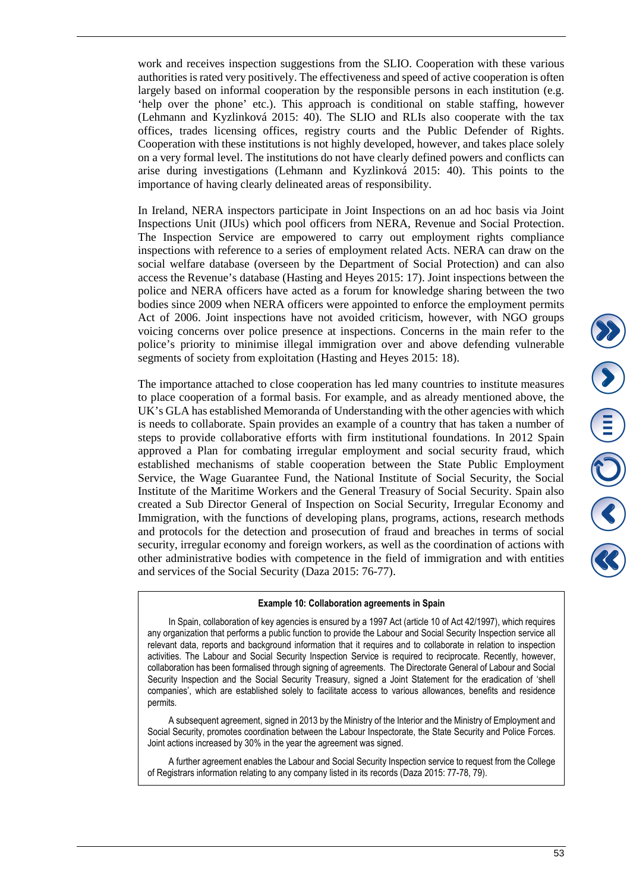work and receives inspection suggestions from the SLIO. Cooperation with these various authorities is rated very positively. The effectiveness and speed of active cooperation is often largely based on informal cooperation by the responsible persons in each institution (e.g. 'help over the phone' etc.). This approach is conditional on stable staffing, however (Lehmann and Kyzlinková 2015: 40). The SLIO and RLIs also cooperate with the tax offices, trades licensing offices, registry courts and the Public Defender of Rights. Cooperation with these institutions is not highly developed, however, and takes place solely on a very formal level. The institutions do not have clearly defined powers and conflicts can arise during investigations (Lehmann and Kyzlinková 2015: 40). This points to the importance of having clearly delineated areas of responsibility.

In Ireland, NERA inspectors participate in Joint Inspections on an ad hoc basis via Joint Inspections Unit (JIUs) which pool officers from NERA, Revenue and Social Protection. The Inspection Service are empowered to carry out employment rights compliance inspections with reference to a series of employment related Acts. NERA can draw on the social welfare database (overseen by the Department of Social Protection) and can also access the Revenue's database (Hasting and Heyes 2015: 17). Joint inspections between the police and NERA officers have acted as a forum for knowledge sharing between the two bodies since 2009 when NERA officers were appointed to enforce the employment permits Act of 2006. Joint inspections have not avoided criticism, however, with NGO groups voicing concerns over police presence at inspections. Concerns in the main refer to the police's priority to minimise illegal immigration over and above defending vulnerable segments of society from exploitation (Hasting and Heyes 2015: 18).

The importance attached to close cooperation has led many countries to institute measures to place cooperation of a formal basis. For example, and as already mentioned above, the UK's GLA has established Memoranda of Understanding with the other agencies with which is needs to collaborate. Spain provides an example of a country that has taken a number of steps to provide collaborative efforts with firm institutional foundations. In 2012 Spain approved a Plan for combating irregular employment and social security fraud, which established mechanisms of stable cooperation between the State Public Employment Service, the Wage Guarantee Fund, the National Institute of Social Security, the Social Institute of the Maritime Workers and the General Treasury of Social Security. Spain also created a Sub Director General of Inspection on Social Security, Irregular Economy and Immigration, with the functions of developing plans, programs, actions, research methods and protocols for the detection and prosecution of fraud and breaches in terms of social security, irregular economy and foreign workers, as well as the coordination of actions with other administrative bodies with competence in the field of immigration and with entities and services of the Social Security (Daza 2015: 76-77).

**Example 10: Collaboration agreements in Spain**

In Spain, collaboration of key agencies is ensured by a 1997 Act (article 10 of Act 42/1997), which requires any organization that performs a public function to provide the Labour and Social Security Inspection service all relevant data, reports and background information that it requires and to collaborate in relation to inspection activities. The Labour and Social Security Inspection Service is required to reciprocate. Recently, however, collaboration has been formalised through signing of agreements. The Directorate General of Labour and Social Security Inspection and the Social Security Treasury, signed a Joint Statement for the eradication of 'shell companies', which are established solely to facilitate access to various allowances, benefits and residence permits.

A subsequent agreement, signed in 2013 by the Ministry of the Interior and the Ministry of Employment and Social Security, promotes coordination between the Labour Inspectorate, the State Security and Police Forces. Joint actions increased by 30% in the year the agreement was signed.

A further agreement enables the Labour and Social Security Inspection service to request from the College of Registrars information relating to any company listed in its records (Daza 2015: 77-78, 79).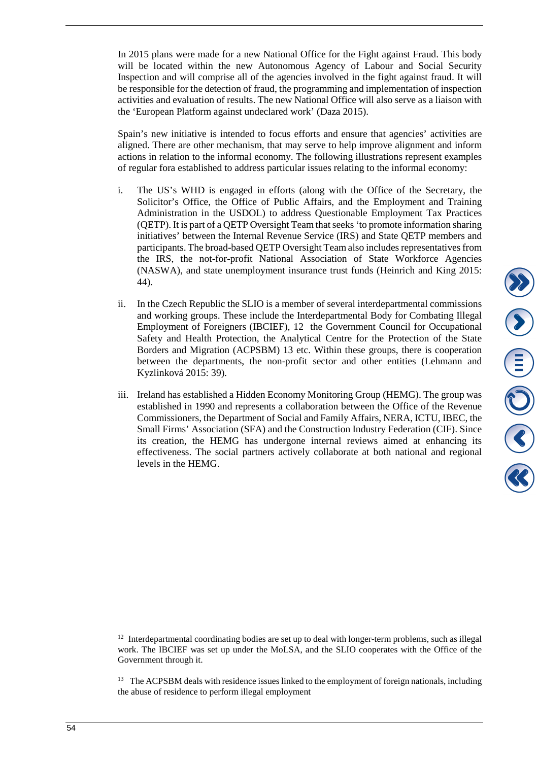In 2015 plans were made for a new National Office for the Fight against Fraud. This body will be located within the new Autonomous Agency of Labour and Social Security Inspection and will comprise all of the agencies involved in the fight against fraud. It will be responsible for the detection of fraud, the programming and implementation of inspection activities and evaluation of results. The new National Office will also serve as a liaison with the 'European Platform against undeclared work' (Daza 2015).

Spain's new initiative is intended to focus efforts and ensure that agencies' activities are aligned. There are other mechanism, that may serve to help improve alignment and inform actions in relation to the informal economy. The following illustrations represent examples of regular fora established to address particular issues relating to the informal economy:

i. The US's WHD is engaged in efforts (along with the Office of the Secretary, the Solicitor's Office, the Office of Public Affairs, and the Employment and Training Administration in the USDOL) to address Questionable Employment Tax Practices (QETP). It is part of a QETP Oversight Team that seeks 'to promote information sharing initiatives' between the Internal Revenue Service (IRS) and State QETP members and participants. The broad-based QETP Oversight Team also includes representatives from the IRS, the not-for-profit National Association of State Workforce Agencies (NASWA), and state unemployment insurance trust funds (Heinrich and King 2015: 44).

ii. In the Czech Republic the SLIO is a member of several interdepartmental commissions and working groups. These include the Interdepartmental Body for Combating Illegal Employment of Foreigners (IBCIEF), [12] the Government Council for Occupational Safety and Health Protection, the Analytical Centre for the Protection of the State Borders and Migration (ACPSBM) [13] etc. Within these groups, there is cooperation between the departments, the non-profit sector and other entities (Lehmann and Kyzlinková 2015: 39).

iii. Ireland has established a Hidden Economy Monitoring Group (HEMG). The group was established in 1990 and represents a collaboration between the Office of the Revenue Commissioners, the Department of Social and Family Affairs, NERA, ICTU, IBEC, the Small Firms' Association (SFA) and the Construction Industry Federation (CIF). Since its creation, the HEMG has undergone internal reviews aimed at enhancing its effectiveness. The social partners actively collaborate at both national and regional levels in the HEMG.

[12] Interdepartmental coordinating bodies are set up to deal with longer-term problems, such as illegal work. The IBCIEF was set up under the MoLSA, and the SLIO cooperates with the Office of the Government through it.

[13] The ACPSBM deals with residence issues linked to the employment of foreign nationals, including the abuse of residence to perform illegal employment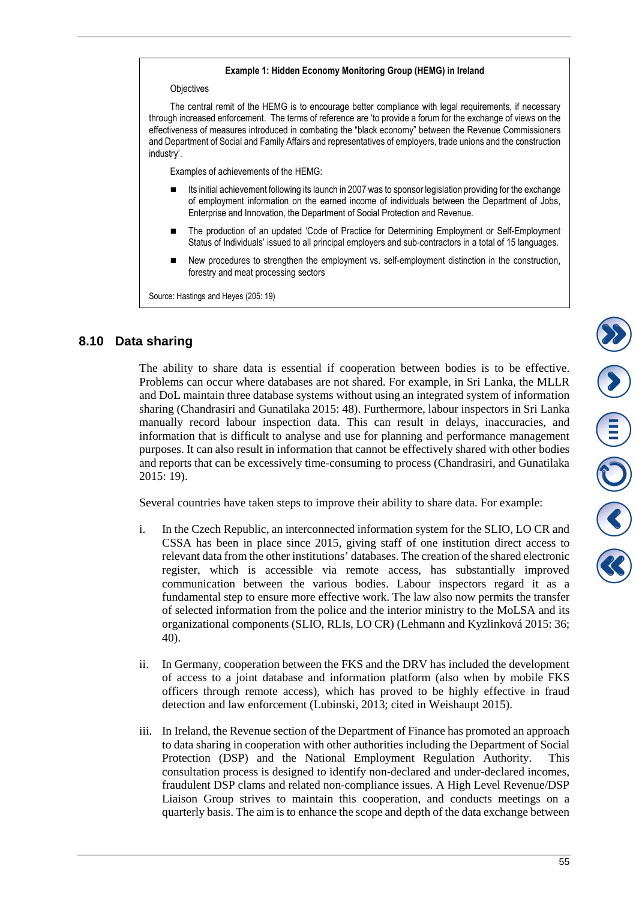**Example 1: Hidden Economy Monitoring Group (HEMG) in Ireland**

Objectives

The central remit of the HEMG is to encourage better compliance with legal requirements, if necessary through increased enforcement. The terms of reference are 'to provide a forum for the exchange of views on the effectiveness of measures introduced in combating the "black economy" between the Revenue Commissioners and Department of Social and Family Affairs and representatives of employers, trade unions and the construction industry'.

Examples of achievements of the HEMG:

- Its initial achievement following its launch in 2007 was to sponsor legislation providing for the exchange of employment information on the earned income of individuals between the Department of Jobs, Enterprise and Innovation, the Department of Social Protection and Revenue.
- The production of an updated 'Code of Practice for Determining Employment or Self-Employment Status of Individuals' issued to all principal employers and sub-contractors in a total of 15 languages.
- New procedures to strengthen the employment vs. self-employment distinction in the construction, forestry and meat processing sectors

Source: Hastings and Heyes (205: 19)

## 8.10 Data sharing

The ability to share data is essential if cooperation between bodies is to be effective. Problems can occur where databases are not shared. For example, in Sri Lanka, the MLLR and DoL maintain three database systems without using an integrated system of information sharing (Chandrasiri and Gunatilaka 2015: 48). Furthermore, labour inspectors in Sri Lanka manually record labour inspection data. This can result in delays, inaccuracies, and information that is difficult to analyse and use for planning and performance management purposes. It can also result in information that cannot be effectively shared with other bodies and reports that can be excessively time-consuming to process (Chandrasiri, and Gunatilaka 2015: 19).

Several countries have taken steps to improve their ability to share data. For example:

i. In the Czech Republic, an interconnected information system for the SLIO, LO CR and CSSA has been in place since 2015, giving staff of one institution direct access to relevant data from the other institutions' databases. The creation of the shared electronic register, which is accessible via remote access, has substantially improved communication between the various bodies. Labour inspectors regard it as a fundamental step to ensure more effective work. The law also now permits the transfer of selected information from the police and the interior ministry to the MoLSA and its organizational components (SLIO, RLIs, LO CR) (Lehmann and Kyzlinková 2015: 36; 40).

ii. In Germany, cooperation between the FKS and the DRV has included the development of access to a joint database and information platform (also when by mobile FKS officers through remote access), which has proved to be highly effective in fraud detection and law enforcement (Lubinski, 2013; cited in Weishaupt 2015).

iii. In Ireland, the Revenue section of the Department of Finance has promoted an approach to data sharing in cooperation with other authorities including the Department of Social Protection (DSP) and the National Employment Regulation Authority. This consultation process is designed to identify non-declared and under-declared incomes, fraudulent DSP clams and related non-compliance issues. A High Level Revenue/DSP Liaison Group strives to maintain this cooperation, and conducts meetings on a quarterly basis. The aim is to enhance the scope and depth of the data exchange between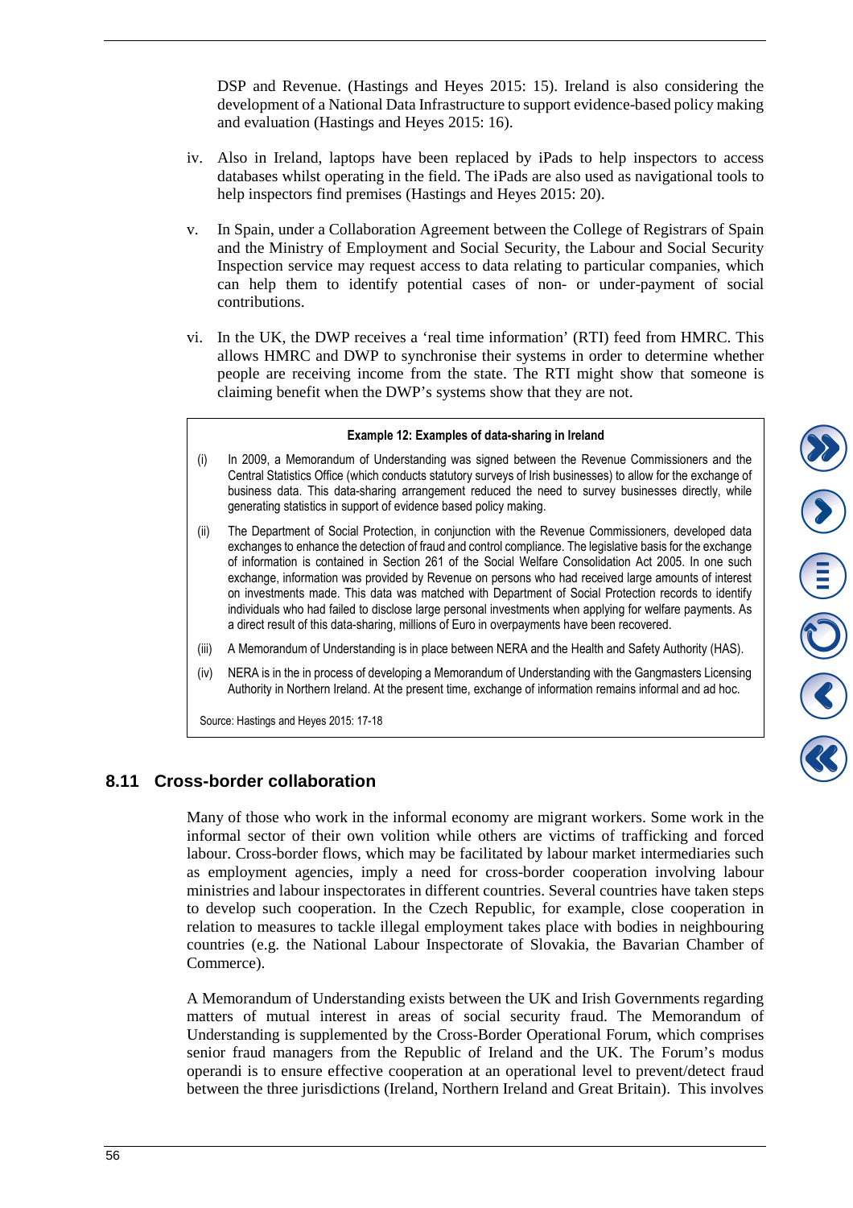DSP and Revenue. (Hastings and Heyes 2015: 15). Ireland is also considering the development of a National Data Infrastructure to support evidence-based policy making and evaluation (Hastings and Heyes 2015: 16).

iv. Also in Ireland, laptops have been replaced by iPads to help inspectors to access databases whilst operating in the field. The iPads are also used as navigational tools to help inspectors find premises (Hastings and Heyes 2015: 20).

v. In Spain, under a Collaboration Agreement between the College of Registrars of Spain and the Ministry of Employment and Social Security, the Labour and Social Security Inspection service may request access to data relating to particular companies, which can help them to identify potential cases of non- or under-payment of social contributions.

vi. In the UK, the DWP receives a 'real time information' (RTI) feed from HMRC. This allows HMRC and DWP to synchronise their systems in order to determine whether people are receiving income from the state. The RTI might show that someone is claiming benefit when the DWP's systems show that they are not.

**Example 12: Examples of data-sharing in Ireland**

(i) In 2009, a Memorandum of Understanding was signed between the Revenue Commissioners and the Central Statistics Office (which conducts statutory surveys of Irish businesses) to allow for the exchange of business data. This data-sharing arrangement reduced the need to survey businesses directly, while generating statistics in support of evidence based policy making.

(ii) The Department of Social Protection, in conjunction with the Revenue Commissioners, developed data exchanges to enhance the detection of fraud and control compliance. The legislative basis for the exchange of information is contained in Section 261 of the Social Welfare Consolidation Act 2005. In one such exchange, information was provided by Revenue on persons who had received large amounts of interest on investments made. This data was matched with Department of Social Protection records to identify individuals who had failed to disclose large personal investments when applying for welfare payments. As a direct result of this data-sharing, millions of Euro in overpayments have been recovered.

(iii) A Memorandum of Understanding is in place between NERA and the Health and Safety Authority (HAS).

(iv) NERA is in the process of developing a Memorandum of Understanding with the Gangmasters Licensing Authority in Northern Ireland. At the present time, exchange of information remains informal and ad hoc.

Source: Hastings and Heyes 2015: 17-18

## 8.11 Cross-border collaboration

Many of those who work in the informal economy are migrant workers. Some work in the informal sector of their own volition while others are victims of trafficking and forced labour. Cross-border flows, which may be facilitated by labour market intermediaries such as employment agencies, imply a need for cross-border cooperation involving labour ministries and labour inspectorates in different countries. Several countries have taken steps to develop such cooperation. In the Czech Republic, for example, close cooperation in relation to measures to tackle illegal employment takes place with bodies in neighbouring countries (e.g. the National Labour Inspectorate of Slovakia, the Bavarian Chamber of Commerce).

A Memorandum of Understanding exists between the UK and Irish Governments regarding matters of mutual interest in areas of social security fraud. The Memorandum of Understanding is supplemented by the Cross-Border Operational Forum, which comprises senior fraud managers from the Republic of Ireland and the UK. The Forum's modus operandi is to ensure effective cooperation at an operational level to prevent/detect fraud between the three jurisdictions (Ireland, Northern Ireland and Great Britain). This involves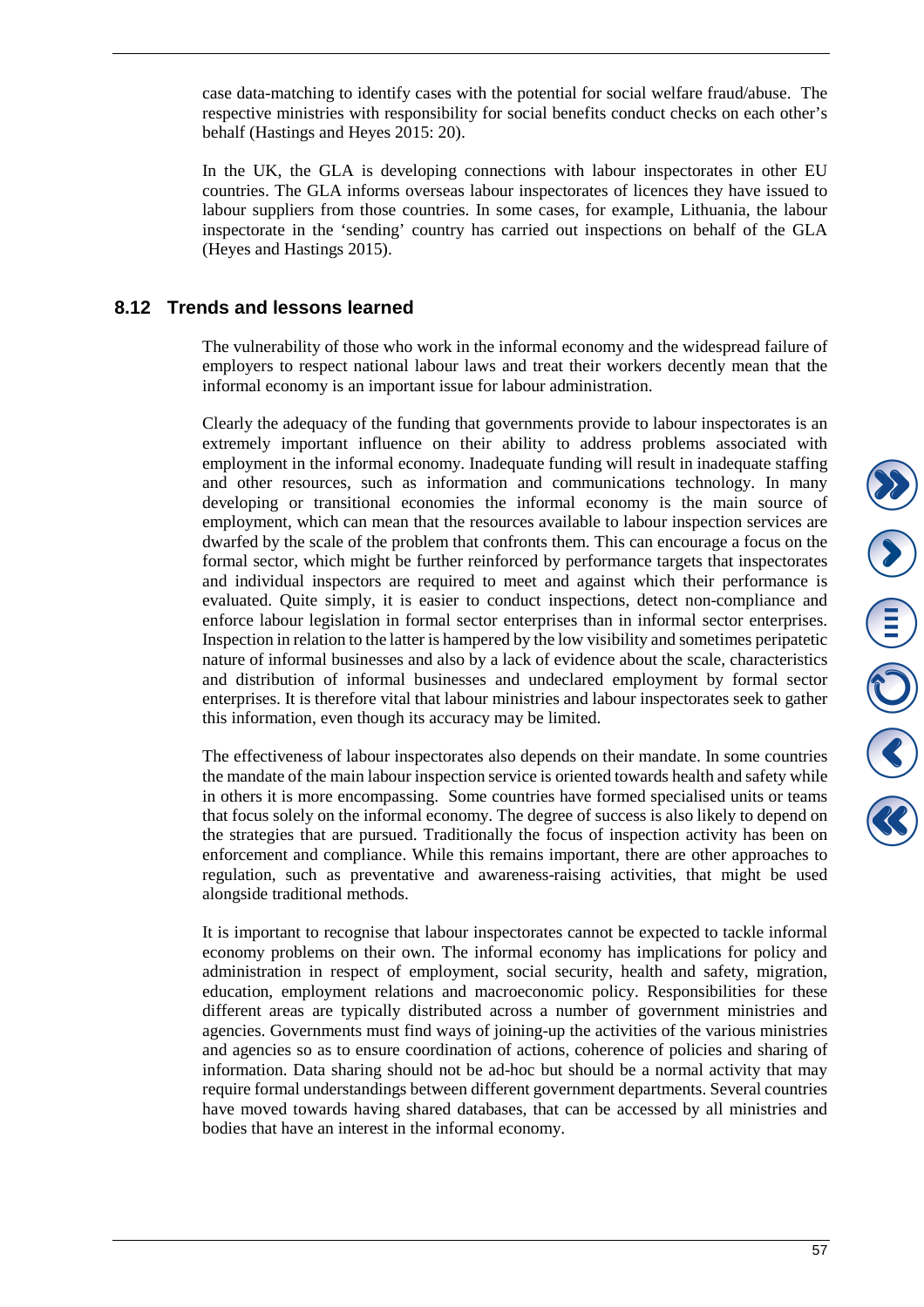case data-matching to identify cases with the potential for social welfare fraud/abuse. The respective ministries with responsibility for social benefits conduct checks on each other's behalf (Hastings and Heyes 2015: 20).

In the UK, the GLA is developing connections with labour inspectorates in other EU countries. The GLA informs overseas labour inspectorates of licences they have issued to labour suppliers from those countries. In some cases, for example, Lithuania, the labour inspectorate in the 'sending' country has carried out inspections on behalf of the GLA (Heyes and Hastings 2015).

## 8.12 Trends and lessons learned

The vulnerability of those who work in the informal economy and the widespread failure of employers to respect national labour laws and treat their workers decently mean that the informal economy is an important issue for labour administration.

Clearly the adequacy of the funding that governments provide to labour inspectorates is an extremely important influence on their ability to address problems associated with employment in the informal economy. Inadequate funding will result in inadequate staffing and other resources, such as information and communications technology. In many developing or transitional economies the informal economy is the main source of employment, which can mean that the resources available to labour inspection services are dwarfed by the scale of the problem that confronts them. This can encourage a focus on the formal sector, which might be further reinforced by performance targets that inspectorates and individual inspectors are required to meet and against which their performance is evaluated. Quite simply, it is easier to conduct inspections, detect non-compliance and enforce labour legislation in formal sector enterprises than in informal sector enterprises. Inspection in relation to the latter is hampered by the low visibility and sometimes peripatetic nature of informal businesses and also by a lack of evidence about the scale, characteristics and distribution of informal businesses and undeclared employment by formal sector enterprises. It is therefore vital that labour ministries and labour inspectorates seek to gather this information, even though its accuracy may be limited.

The effectiveness of labour inspectorates also depends on their mandate. In some countries the mandate of the main labour inspection service is oriented towards health and safety while in others it is more encompassing. Some countries have formed specialised units or teams that focus solely on the informal economy. The degree of success is also likely to depend on the strategies that are pursued. Traditionally the focus of inspection activity has been on enforcement and compliance. While this remains important, there are other approaches to regulation, such as preventative and awareness-raising activities, that might be used alongside traditional methods.

It is important to recognise that labour inspectorates cannot be expected to tackle informal economy problems on their own. The informal economy has implications for policy and administration in respect of employment, social security, health and safety, migration, education, employment relations and macroeconomic policy. Responsibilities for these different areas are typically distributed across a number of government ministries and agencies. Governments must find ways of joining-up the activities of the various ministries and agencies so as to ensure coordination of actions, coherence of policies and sharing of information. Data sharing should not be ad-hoc but should be a normal activity that may require formal understandings between different government departments. Several countries have moved towards having shared databases, that can be accessed by all ministries and bodies that have an interest in the informal economy.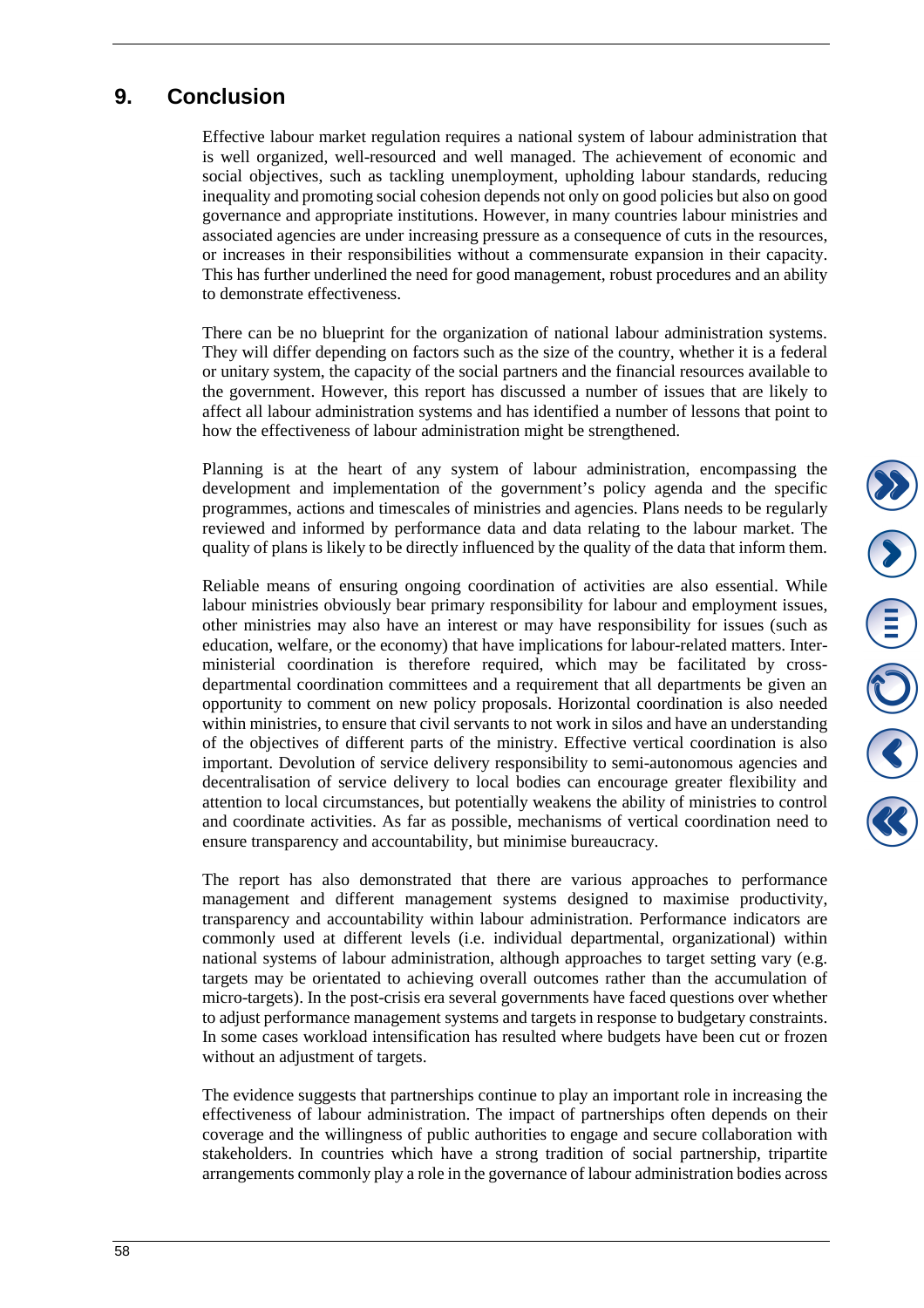# 9. Conclusion

Effective labour market regulation requires a national system of labour administration that is well organized, well-resourced and well managed. The achievement of economic and social objectives, such as tackling unemployment, upholding labour standards, reducing inequality and promoting social cohesion depends not only on good policies but also on good governance and appropriate institutions. However, in many countries labour ministries and associated agencies are under increasing pressure as a consequence of cuts in the resources, or increases in their responsibilities without a commensurate expansion in their capacity. This has further underlined the need for good management, robust procedures and an ability to demonstrate effectiveness.

There can be no blueprint for the organization of national labour administration systems. They will differ depending on factors such as the size of the country, whether it is a federal or unitary system, the capacity of the social partners and the financial resources available to the government. However, this report has discussed a number of issues that are likely to affect all labour administration systems and has identified a number of lessons that point to how the effectiveness of labour administration might be strengthened.

Planning is at the heart of any system of labour administration, encompassing the development and implementation of the government's policy agenda and the specific programmes, actions and timescales of ministries and agencies. Plans needs to be regularly reviewed and informed by performance data and data relating to the labour market. The quality of plans is likely to be directly influenced by the quality of the data that inform them.

Reliable means of ensuring ongoing coordination of activities are also essential. While labour ministries obviously bear primary responsibility for labour and employment issues, other ministries may also have an interest or may have responsibility for issues (such as education, welfare, or the economy) that have implications for labour-related matters. Inter-ministerial coordination is therefore required, which may be facilitated by cross-departmental coordination committees and a requirement that all departments be given an opportunity to comment on new policy proposals. Horizontal coordination is also needed within ministries, to ensure that civil servants to not work in silos and have an understanding of the objectives of different parts of the ministry. Effective vertical coordination is also important. Devolution of service delivery responsibility to semi-autonomous agencies and decentralisation of service delivery to local bodies can encourage greater flexibility and attention to local circumstances, but potentially weakens the ability of ministries to control and coordinate activities. As far as possible, mechanisms of vertical coordination need to ensure transparency and accountability, but minimise bureaucracy.

The report has also demonstrated that there are various approaches to performance management and different management systems designed to maximise productivity, transparency and accountability within labour administration. Performance indicators are commonly used at different levels (i.e. individual departmental, organizational) within national systems of labour administration, although approaches to target setting vary (e.g. targets may be orientated to achieving overall outcomes rather than the accumulation of micro-targets). In the post-crisis era several governments have faced questions over whether to adjust performance management systems and targets in response to budgetary constraints. In some cases workload intensification has resulted where budgets have been cut or frozen without an adjustment of targets.

The evidence suggests that partnerships continue to play an important role in increasing the effectiveness of labour administration. The impact of partnerships often depends on their coverage and the willingness of public authorities to engage and secure collaboration with stakeholders. In countries which have a strong tradition of social partnership, tripartite arrangements commonly play a role in the governance of labour administration bodies across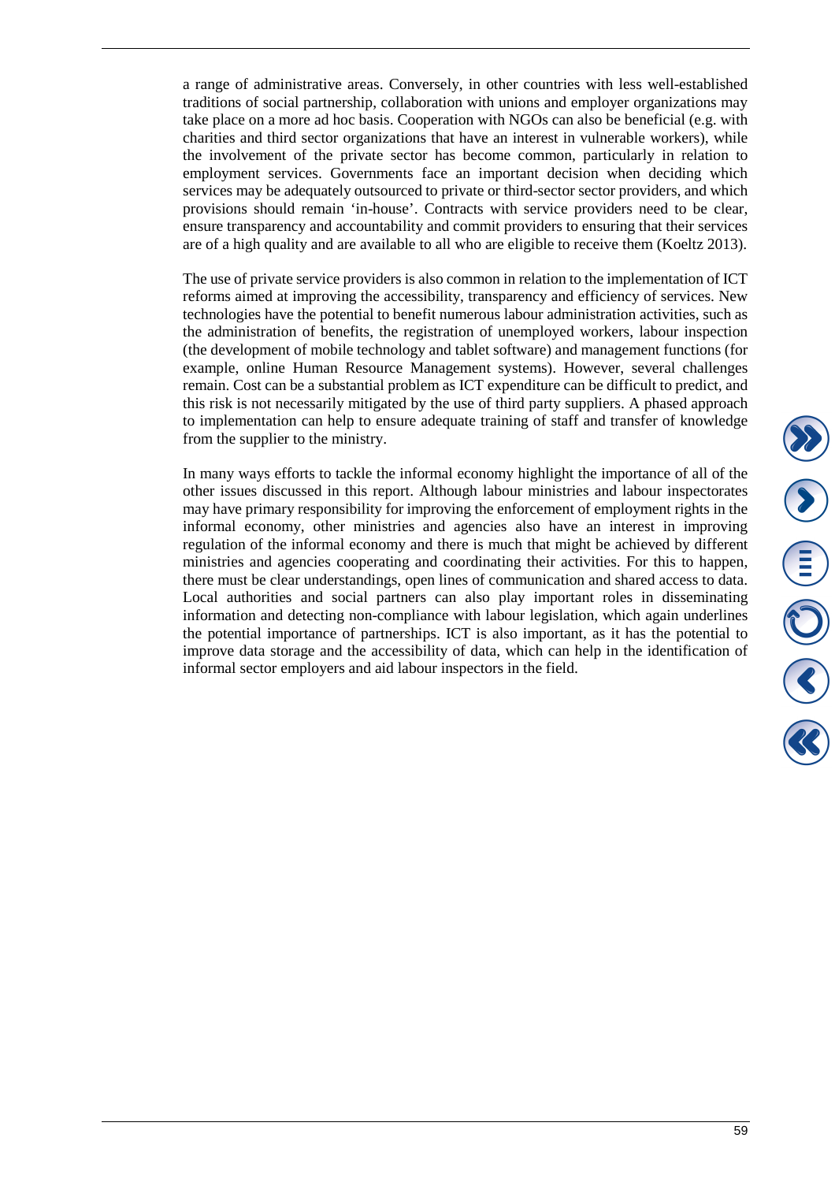a range of administrative areas. Conversely, in other countries with less well-established traditions of social partnership, collaboration with unions and employer organizations may take place on a more ad hoc basis. Cooperation with NGOs can also be beneficial (e.g. with charities and third sector organizations that have an interest in vulnerable workers), while the involvement of the private sector has become common, particularly in relation to employment services. Governments face an important decision when deciding which services may be adequately outsourced to private or third-sector sector providers, and which provisions should remain 'in-house'. Contracts with service providers need to be clear, ensure transparency and accountability and commit providers to ensuring that their services are of a high quality and are available to all who are eligible to receive them (Koeltz 2013).

The use of private service providers is also common in relation to the implementation of ICT reforms aimed at improving the accessibility, transparency and efficiency of services. New technologies have the potential to benefit numerous labour administration activities, such as the administration of benefits, the registration of unemployed workers, labour inspection (the development of mobile technology and tablet software) and management functions (for example, online Human Resource Management systems). However, several challenges remain. Cost can be a substantial problem as ICT expenditure can be difficult to predict, and this risk is not necessarily mitigated by the use of third party suppliers. A phased approach to implementation can help to ensure adequate training of staff and transfer of knowledge from the supplier to the ministry.

In many ways efforts to tackle the informal economy highlight the importance of all of the other issues discussed in this report. Although labour ministries and labour inspectorates may have primary responsibility for improving the enforcement of employment rights in the informal economy, other ministries and agencies also have an interest in improving regulation of the informal economy and there is much that might be achieved by different ministries and agencies cooperating and coordinating their activities. For this to happen, there must be clear understandings, open lines of communication and shared access to data. Local authorities and social partners can also play important roles in disseminating information and detecting non-compliance with labour legislation, which again underlines the potential importance of partnerships. ICT is also important, as it has the potential to improve data storage and the accessibility of data, which can help in the identification of informal sector employers and aid labour inspectors in the field.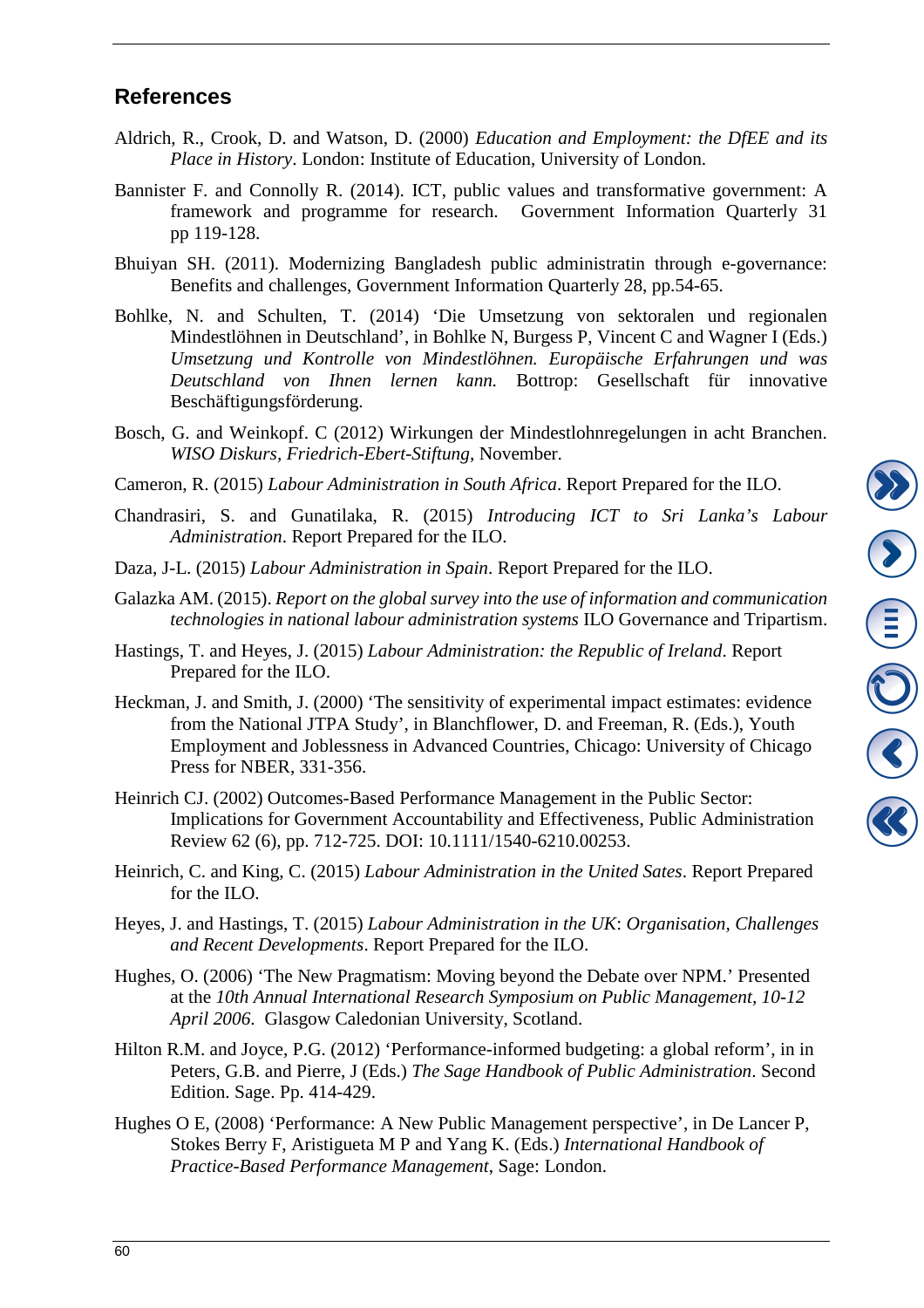## References

Aldrich, R., Crook, D. and Watson, D. (2000) *Education and Employment: the DfEE and its Place in History*. London: Institute of Education, University of London.

Bannister F. and Connolly R. (2014). ICT, public values and transformative government: A framework and programme for research. Government Information Quarterly 31 pp 119-128.

Bhuiyan SH. (2011). Modernizing Bangladesh public administratin through e-governance: Benefits and challenges, Government Information Quarterly 28, pp.54-65.

Bohlke, N. and Schulten, T. (2014) 'Die Umsetzung von sektoralen und regionalen Mindestlöhnen in Deutschland', in Bohlke N, Burgess P, Vincent C and Wagner I (Eds.) *Umsetzung und Kontrolle von Mindestlöhnen. Europäische Erfahrungen und was Deutschland von Ihnen lernen kann.* Bottrop: Gesellschaft für innovative Beschäftigungsförderung.

Bosch, G. and Weinkopf. C (2012) Wirkungen der Mindestlohnregelungen in acht Branchen. *WISO Diskurs, Friedrich-Ebert-Stiftung*, November.

Cameron, R. (2015) *Labour Administration in South Africa*. Report Prepared for the ILO.

Chandrasiri, S. and Gunatilaka, R. (2015) *Introducing ICT to Sri Lanka's Labour Administration*. Report Prepared for the ILO.

Daza, J-L. (2015) *Labour Administration in Spain*. Report Prepared for the ILO.

Galazka AM. (2015). *Report on the global survey into the use of information and communication technologies in national labour administration systems* ILO Governance and Tripartism.

Hastings, T. and Heyes, J. (2015) *Labour Administration: the Republic of Ireland*. Report Prepared for the ILO.

Heckman, J. and Smith, J. (2000) 'The sensitivity of experimental impact estimates: evidence from the National JTPA Study', in Blanchflower, D. and Freeman, R. (Eds.), Youth Employment and Joblessness in Advanced Countries, Chicago: University of Chicago Press for NBER, 331-356.

Heinrich CJ. (2002) Outcomes-Based Performance Management in the Public Sector: Implications for Government Accountability and Effectiveness, Public Administration Review 62 (6), pp. 712-725. DOI: 10.1111/1540-6210.00253.

Heinrich, C. and King, C. (2015) *Labour Administration in the United Sates*. Report Prepared for the ILO.

Heyes, J. and Hastings, T. (2015) *Labour Administration in the UK*: *Organisation, Challenges and Recent Developments*. Report Prepared for the ILO.

Hughes, O. (2006) 'The New Pragmatism: Moving beyond the Debate over NPM.' Presented at the *10th Annual International Research Symposium on Public Management, 10-12 April 2006*. Glasgow Caledonian University, Scotland.

Hilton R.M. and Joyce, P.G. (2012) 'Performance-informed budgeting: a global reform', in in Peters, G.B. and Pierre, J (Eds.) *The Sage Handbook of Public Administration*. Second Edition. Sage. Pp. 414-429.

Hughes O E, (2008) 'Performance: A New Public Management perspective', in De Lancer P, Stokes Berry F, Aristigueta M P and Yang K. (Eds.) *International Handbook of Practice-Based Performance Management*, Sage: London.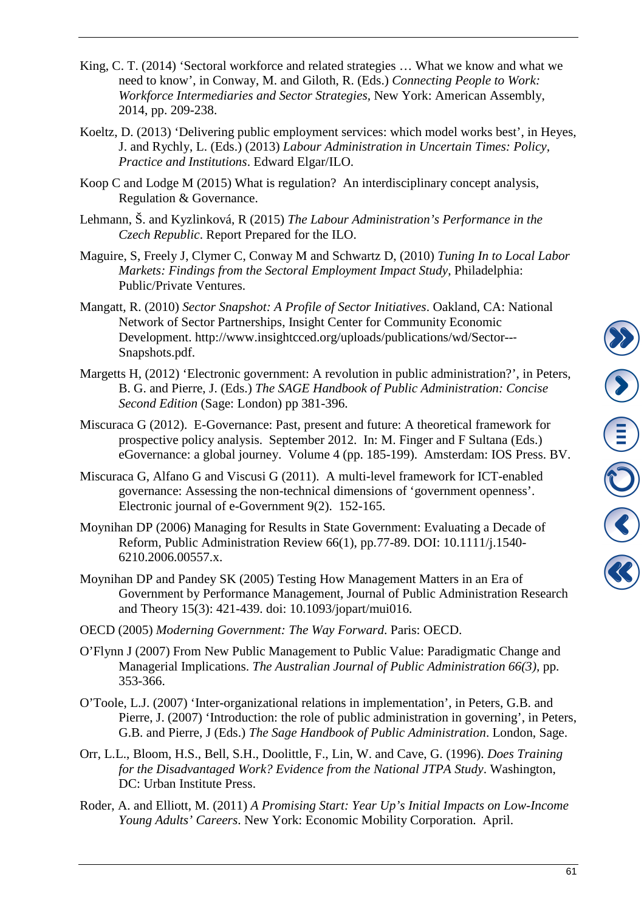King, C. T. (2014) ‘Sectoral workforce and related strategies … What we know and what we need to know’, in Conway, M. and Giloth, R. (Eds.) *Connecting People to Work: Workforce Intermediaries and Sector Strategies*, New York: American Assembly, 2014, pp. 209-238.

Koeltz, D. (2013) ‘Delivering public employment services: which model works best’, in Heyes, J. and Rychly, L. (Eds.) (2013) *Labour Administration in Uncertain Times: Policy, Practice and Institutions*. Edward Elgar/ILO.

Koop C and Lodge M (2015) What is regulation? An interdisciplinary concept analysis, Regulation & Governance.

Lehmann, Š. and Kyzlinková, R (2015) *The Labour Administration’s Performance in the Czech Republic*. Report Prepared for the ILO.

Maguire, S, Freely J, Clymer C, Conway M and Schwartz D, (2010) *Tuning In to Local Labor Markets: Findings from the Sectoral Employment Impact Study*, Philadelphia: Public/Private Ventures.

Mangatt, R. (2010) *Sector Snapshot: A Profile of Sector Initiatives*. Oakland, CA: National Network of Sector Partnerships, Insight Center for Community Economic Development. http://www.insightcced.org/uploads/publications/wd/Sector---Snapshots.pdf.

Margetts H, (2012) ‘Electronic government: A revolution in public administration?’, in Peters, B. G. and Pierre, J. (Eds.) *The SAGE Handbook of Public Administration: Concise Second Edition* (Sage: London) pp 381-396.

Miscuraca G (2012). E-Governance: Past, present and future: A theoretical framework for prospective policy analysis. September 2012. In: M. Finger and F Sultana (Eds.) eGovernance: a global journey. Volume 4 (pp. 185-199). Amsterdam: IOS Press. BV.

Miscuraca G, Alfano G and Viscusi G (2011). A multi-level framework for ICT-enabled governance: Assessing the non-technical dimensions of ‘government openness’. Electronic journal of e-Government 9(2). 152-165.

Moynihan DP (2006) Managing for Results in State Government: Evaluating a Decade of Reform, Public Administration Review 66(1), pp.77-89. DOI: 10.1111/j.1540-6210.2006.00557.x.

Moynihan DP and Pandey SK (2005) Testing How Management Matters in an Era of Government by Performance Management, Journal of Public Administration Research and Theory 15(3): 421-439. doi: 10.1093/jopart/mui016.

OECD (2005) *Moderning Government: The Way Forward*. Paris: OECD.

O’Flynn J (2007) From New Public Management to Public Value: Paradigmatic Change and Managerial Implications. *The Australian Journal of Public Administration 66(3)*, pp. 353-366.

O’Toole, L.J. (2007) ‘Inter-organizational relations in implementation’, in Peters, G.B. and Pierre, J. (2007) ‘Introduction: the role of public administration in governing’, in Peters, G.B. and Pierre, J (Eds.) *The Sage Handbook of Public Administration*. London, Sage.

Orr, L.L., Bloom, H.S., Bell, S.H., Doolittle, F., Lin, W. and Cave, G. (1996). *Does Training for the Disadvantaged Work? Evidence from the National JTPA Study*. Washington, DC: Urban Institute Press.

Roder, A. and Elliott, M. (2011) *A Promising Start: Year Up’s Initial Impacts on Low-Income Young Adults’ Careers*. New York: Economic Mobility Corporation. April.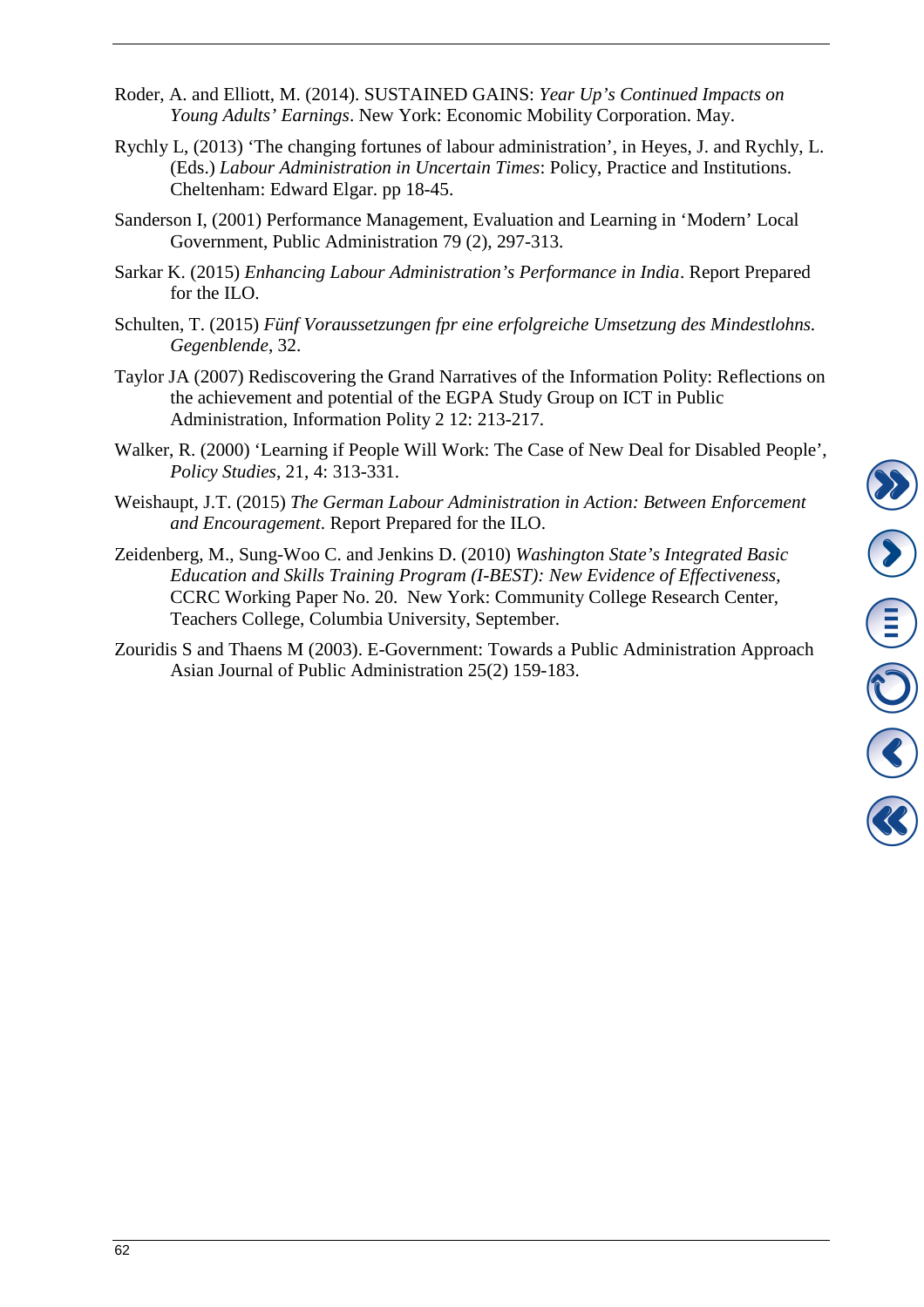Roder, A. and Elliott, M. (2014). SUSTAINED GAINS: *Year Up's Continued Impacts on Young Adults' Earnings*. New York: Economic Mobility Corporation. May.

Rychly L, (2013) 'The changing fortunes of labour administration', in Heyes, J. and Rychly, L. (Eds.) *Labour Administration in Uncertain Times*: Policy, Practice and Institutions. Cheltenham: Edward Elgar. pp 18-45.

Sanderson I, (2001) Performance Management, Evaluation and Learning in 'Modern' Local Government, Public Administration 79 (2), 297-313.

Sarkar K. (2015) *Enhancing Labour Administration's Performance in India*. Report Prepared for the ILO.

Schulten, T. (2015) *Fünf Voraussetzungen fpr eine erfolgreiche Umsetzung des Mindestlohns. Gegenblende*, 32.

Taylor JA (2007) Rediscovering the Grand Narratives of the Information Polity: Reflections on the achievement and potential of the EGPA Study Group on ICT in Public Administration, Information Polity 2 12: 213-217.

Walker, R. (2000) 'Learning if People Will Work: The Case of New Deal for Disabled People', *Policy Studies*, 21, 4: 313-331.

Weishaupt, J.T. (2015) *The German Labour Administration in Action: Between Enforcement and Encouragement*. Report Prepared for the ILO.

Zeidenberg, M., Sung-Woo C. and Jenkins D. (2010) *Washington State's Integrated Basic Education and Skills Training Program (I-BEST): New Evidence of Effectiveness*, CCRC Working Paper No. 20. New York: Community College Research Center, Teachers College, Columbia University, September.

Zouridis S and Thaens M (2003). E-Government: Towards a Public Administration Approach Asian Journal of Public Administration 25(2) 159-183.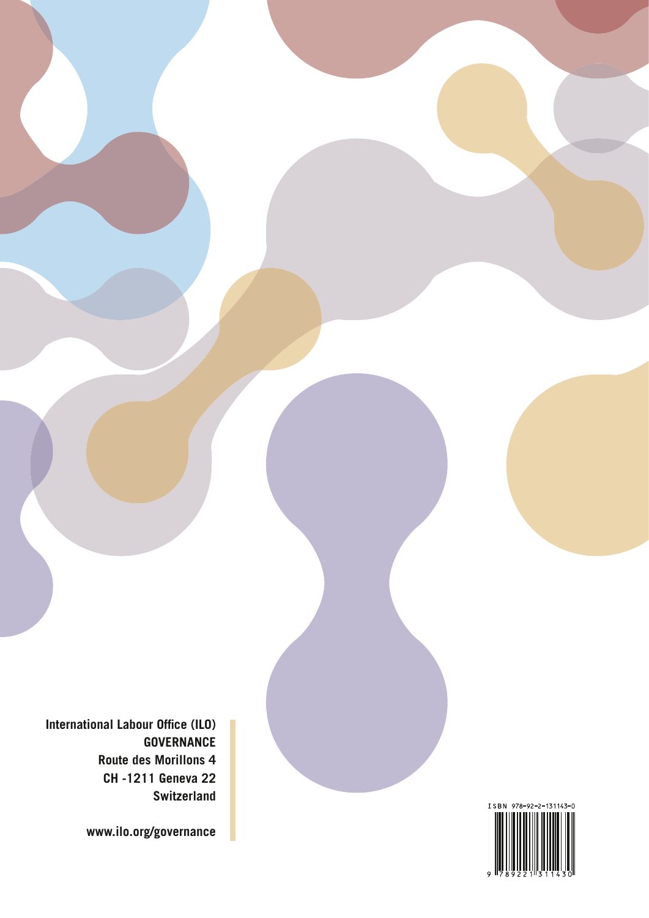**International Labour Office (ILO)**
**GOVERNANCE**
**Route des Morillons 4**
**CH -1211 Geneva 22**
**Switzerland**

**www.ilo.org/governance**

ISBN 978-92-2-131143-0

9 789221 311430